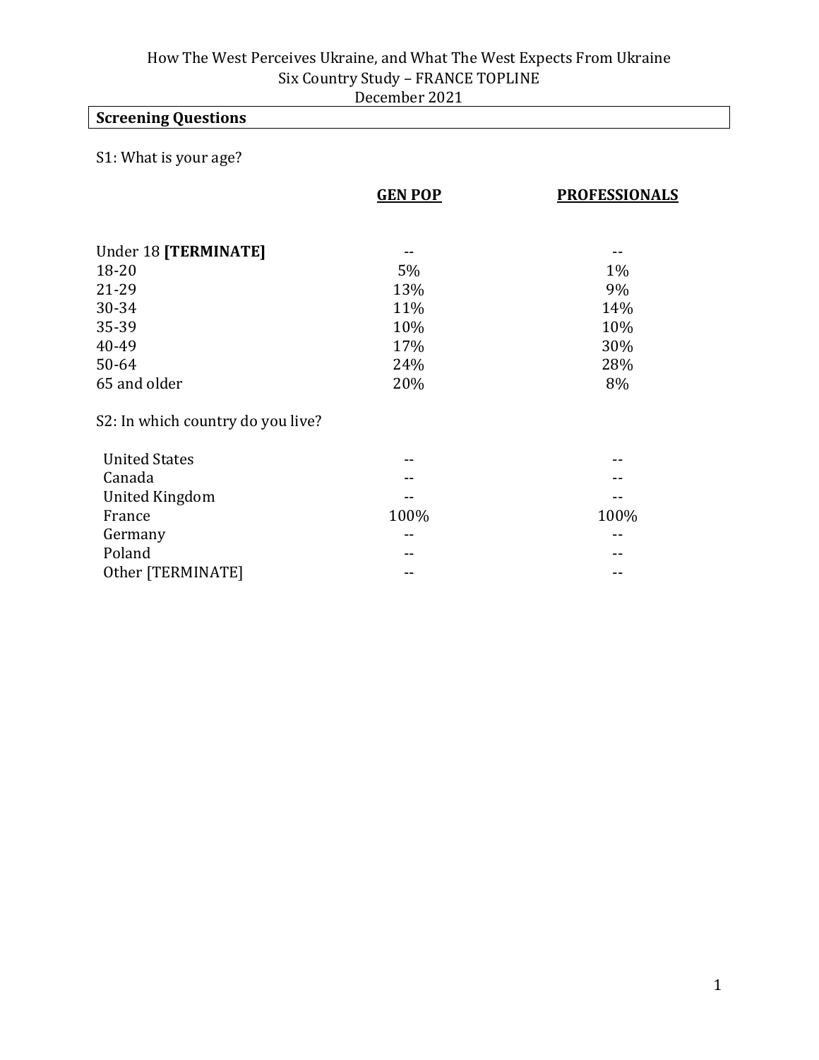How The West Perceives Ukraine, and What The West Expects From Ukraine
Six Country Study – FRANCE TOPLINE
December 2021

## Screening Questions

S1: What is your age?

| | GEN POP | PROFESSIONALS |
|---|---|---|
| Under 18 **[TERMINATE]** | -- | -- |
| 18-20 | 5% | 1% |
| 21-29 | 13% | 9% |
| 30-34 | 11% | 14% |
| 35-39 | 10% | 10% |
| 40-49 | 17% | 30% |
| 50-64 | 24% | 28% |
| 65 and older | 20% | 8% |

S2: In which country do you live?

| | GEN POP | PROFESSIONALS |
|---|---|---|
| United States | -- | -- |
| Canada | -- | -- |
| United Kingdom | -- | -- |
| France | 100% | 100% |
| Germany | -- | -- |
| Poland | -- | -- |
| Other [TERMINATE] | -- | -- |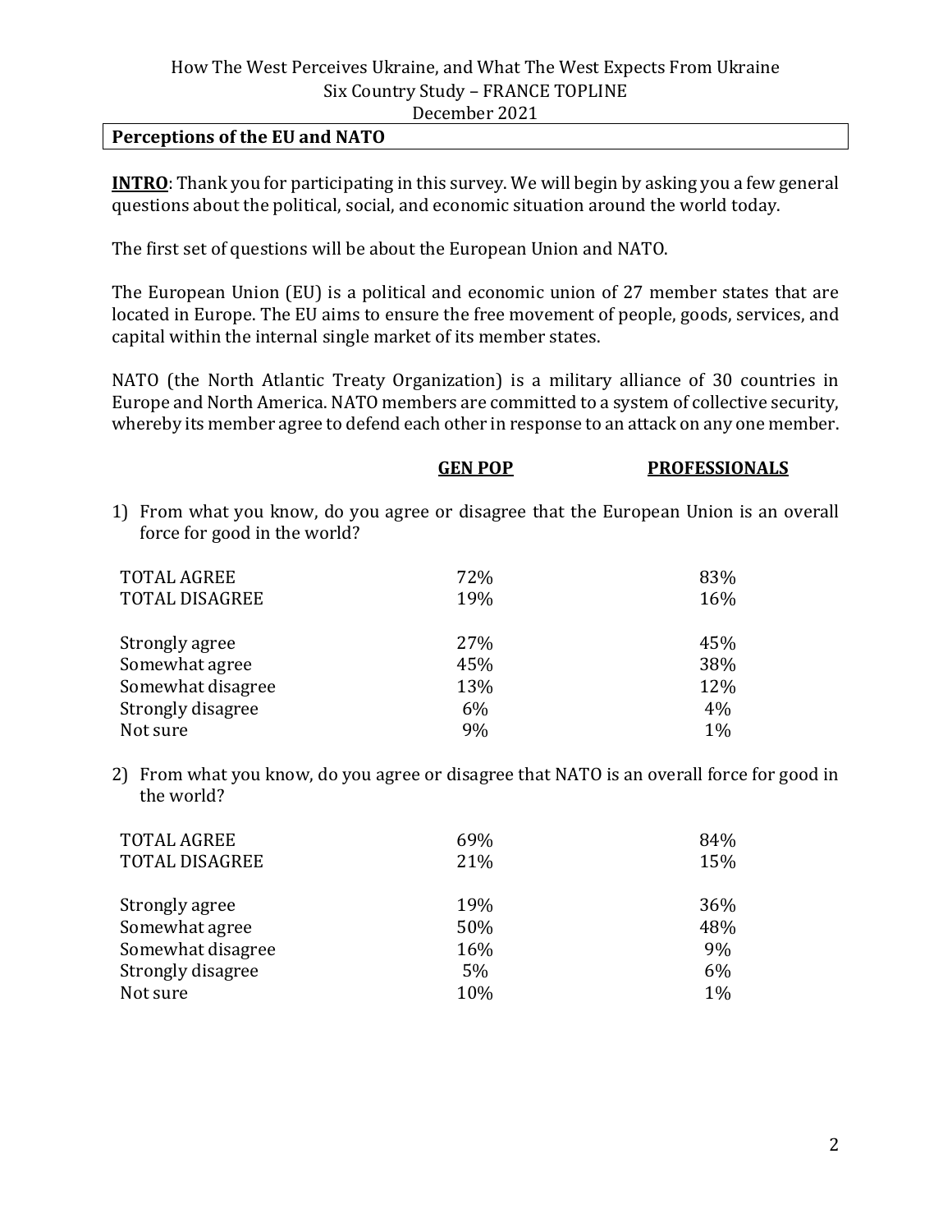How The West Perceives Ukraine, and What The West Expects From Ukraine
Six Country Study – FRANCE TOPLINE
December 2021

## Perceptions of the EU and NATO

**INTRO**: Thank you for participating in this survey. We will begin by asking you a few general questions about the political, social, and economic situation around the world today.

The first set of questions will be about the European Union and NATO.

The European Union (EU) is a political and economic union of 27 member states that are located in Europe. The EU aims to ensure the free movement of people, goods, services, and capital within the internal single market of its member states.

NATO (the North Atlantic Treaty Organization) is a military alliance of 30 countries in Europe and North America. NATO members are committed to a system of collective security, whereby its member agree to defend each other in response to an attack on any one member.

1) From what you know, do you agree or disagree that the European Union is an overall force for good in the world?

| | GEN POP | PROFESSIONALS |
|---|---|---|
| TOTAL AGREE | 72% | 83% |
| TOTAL DISAGREE | 19% | 16% |
| | | |
| Strongly agree | 27% | 45% |
| Somewhat agree | 45% | 38% |
| Somewhat disagree | 13% | 12% |
| Strongly disagree | 6% | 4% |
| Not sure | 9% | 1% |

2) From what you know, do you agree or disagree that NATO is an overall force for good in the world?

| | GEN POP | PROFESSIONALS |
|---|---|---|
| TOTAL AGREE | 69% | 84% |
| TOTAL DISAGREE | 21% | 15% |
| | | |
| Strongly agree | 19% | 36% |
| Somewhat agree | 50% | 48% |
| Somewhat disagree | 16% | 9% |
| Strongly disagree | 5% | 6% |
| Not sure | 10% | 1% |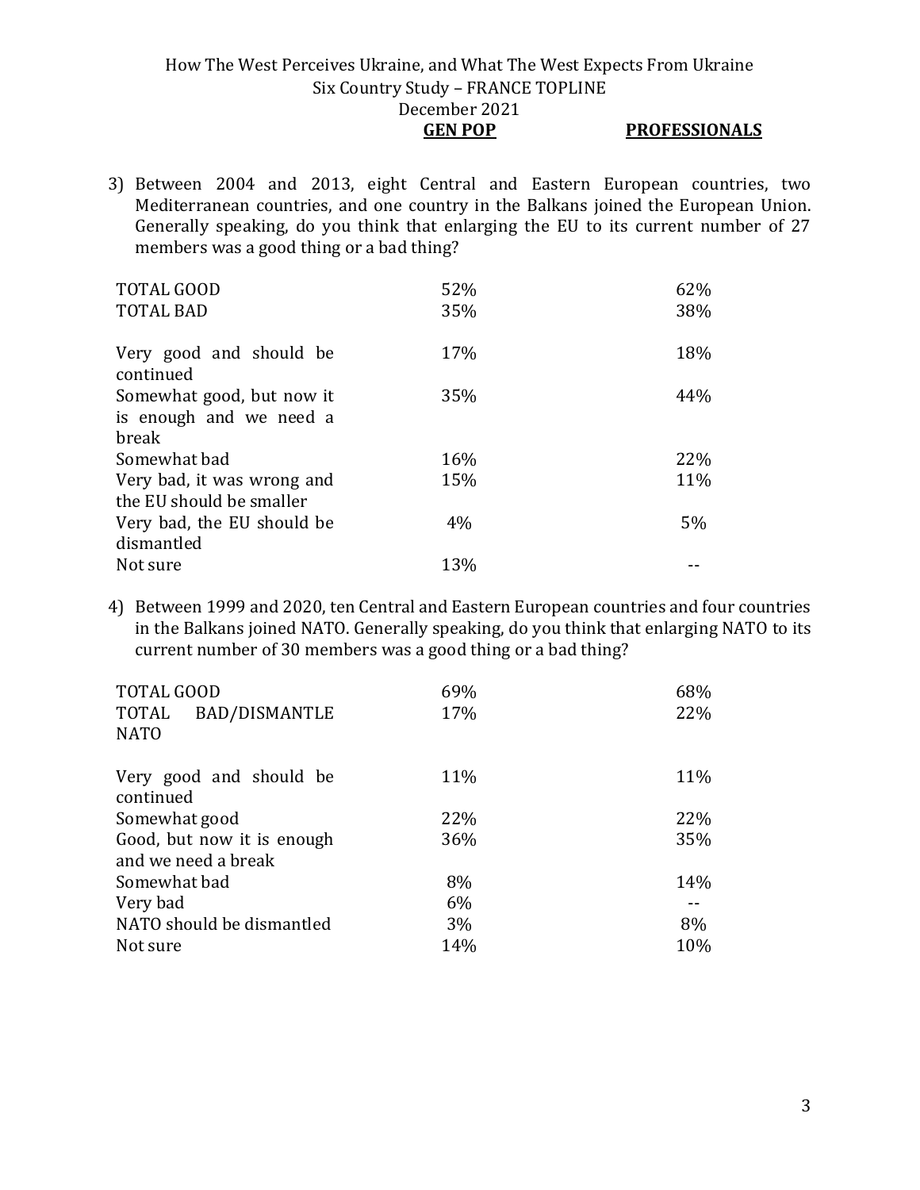3) Between 2004 and 2013, eight Central and Eastern European countries, two Mediterranean countries, and one country in the Balkans joined the European Union. Generally speaking, do you think that enlarging the EU to its current number of 27 members was a good thing or a bad thing?

| | GEN POP | PROFESSIONALS |
|---|---|---|
| TOTAL GOOD | 52% | 62% |
| TOTAL BAD | 35% | 38% |
| Very good and should be continued | 17% | 18% |
| Somewhat good, but now it is enough and we need a break | 35% | 44% |
| Somewhat bad | 16% | 22% |
| Very bad, it was wrong and the EU should be smaller | 15% | 11% |
| Very bad, the EU should be dismantled | 4% | 5% |
| Not sure | 13% | -- |

4) Between 1999 and 2020, ten Central and Eastern European countries and four countries in the Balkans joined NATO. Generally speaking, do you think that enlarging NATO to its current number of 30 members was a good thing or a bad thing?

| | GEN POP | PROFESSIONALS |
|---|---|---|
| TOTAL GOOD | 69% | 68% |
| TOTAL BAD/DISMANTLE NATO | 17% | 22% |
| Very good and should be continued | 11% | 11% |
| Somewhat good | 22% | 22% |
| Good, but now it is enough and we need a break | 36% | 35% |
| Somewhat bad | 8% | 14% |
| Very bad | 6% | -- |
| NATO should be dismantled | 3% | 8% |
| Not sure | 14% | 10% |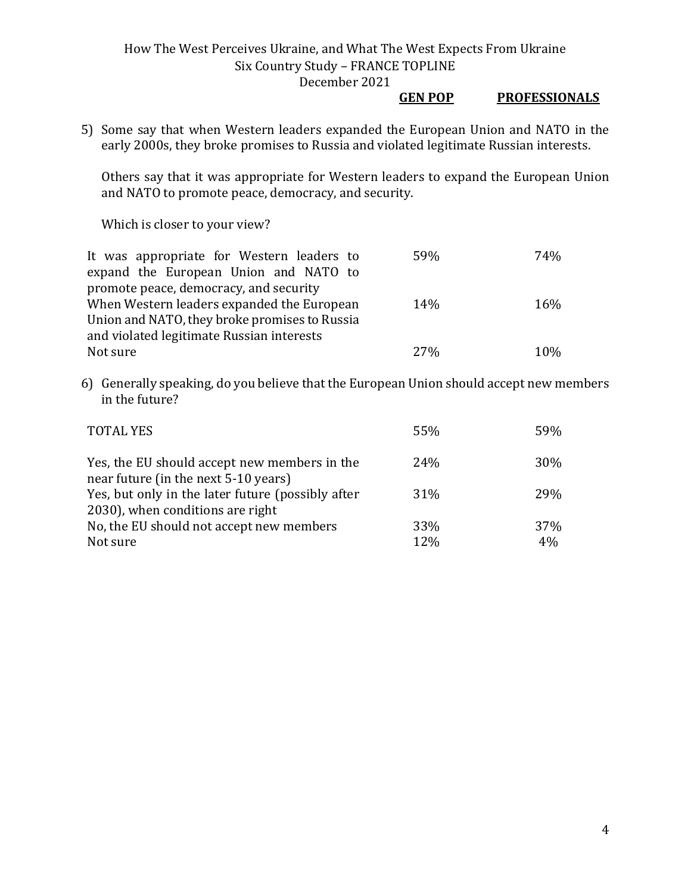| | GEN POP | PROFESSIONALS |
|---|---|---|

5) Some say that when Western leaders expanded the European Union and NATO in the early 2000s, they broke promises to Russia and violated legitimate Russian interests.

   Others say that it was appropriate for Western leaders to expand the European Union and NATO to promote peace, democracy, and security.

   Which is closer to your view?

| | GEN POP | PROFESSIONALS |
|---|---|---|
| It was appropriate for Western leaders to expand the European Union and NATO to promote peace, democracy, and security | 59% | 74% |
| When Western leaders expanded the European Union and NATO, they broke promises to Russia and violated legitimate Russian interests | 14% | 16% |
| Not sure | 27% | 10% |

6) Generally speaking, do you believe that the European Union should accept new members in the future?

| | GEN POP | PROFESSIONALS |
|---|---|---|
| TOTAL YES | 55% | 59% |
| Yes, the EU should accept new members in the near future (in the next 5-10 years) | 24% | 30% |
| Yes, but only in the later future (possibly after 2030), when conditions are right | 31% | 29% |
| No, the EU should not accept new members | 33% | 37% |
| Not sure | 12% | 4% |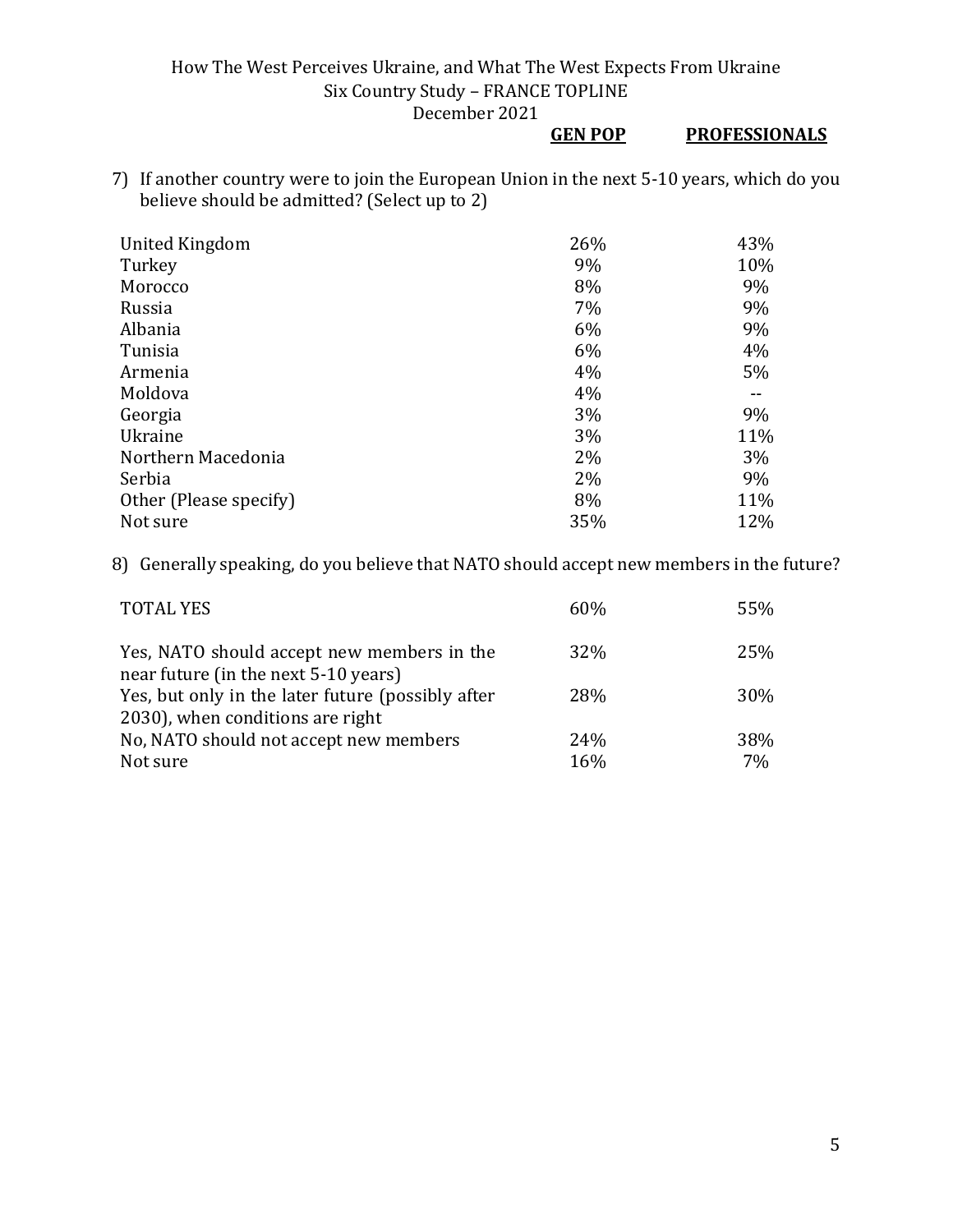7) If another country were to join the European Union in the next 5-10 years, which do you believe should be admitted? (Select up to 2)

| | GEN POP | PROFESSIONALS |
|---|---|---|
| United Kingdom | 26% | 43% |
| Turkey | 9% | 10% |
| Morocco | 8% | 9% |
| Russia | 7% | 9% |
| Albania | 6% | 9% |
| Tunisia | 6% | 4% |
| Armenia | 4% | 5% |
| Moldova | 4% | -- |
| Georgia | 3% | 9% |
| Ukraine | 3% | 11% |
| Northern Macedonia | 2% | 3% |
| Serbia | 2% | 9% |
| Other (Please specify) | 8% | 11% |
| Not sure | 35% | 12% |

8) Generally speaking, do you believe that NATO should accept new members in the future?

| | GEN POP | PROFESSIONALS |
|---|---|---|
| TOTAL YES | 60% | 55% |
| Yes, NATO should accept new members in the near future (in the next 5-10 years) | 32% | 25% |
| Yes, but only in the later future (possibly after 2030), when conditions are right | 28% | 30% |
| No, NATO should not accept new members | 24% | 38% |
| Not sure | 16% | 7% |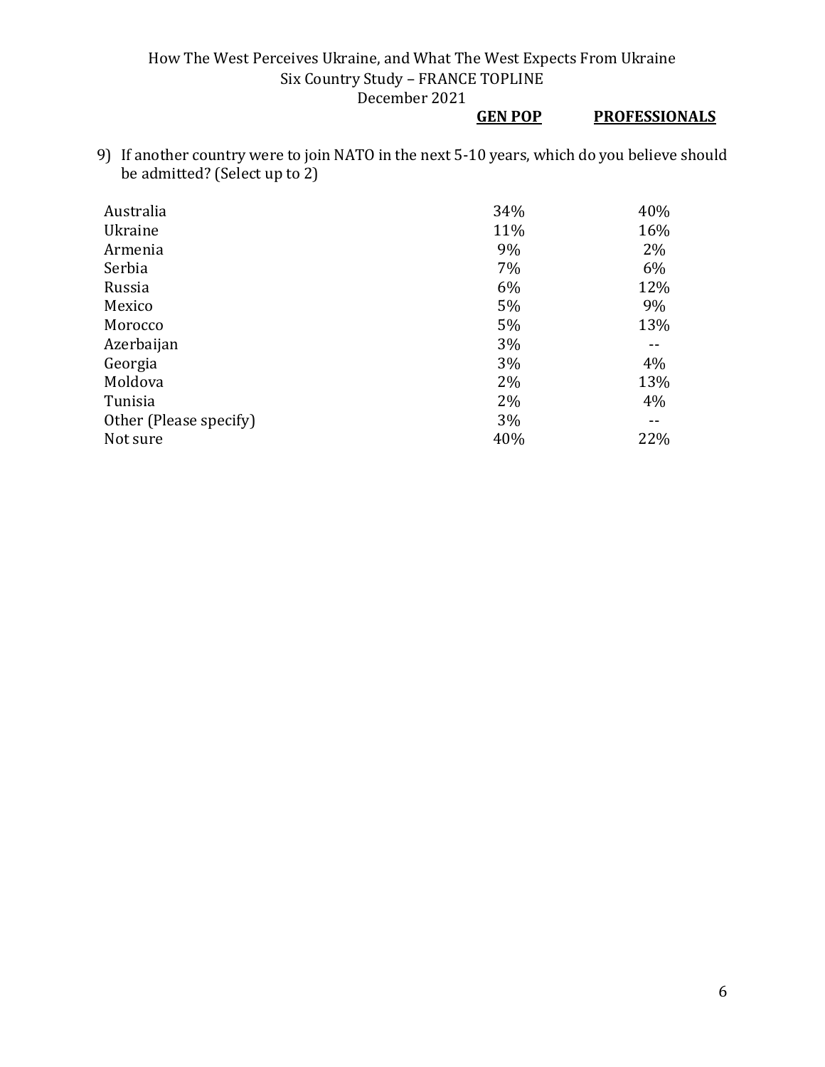9) If another country were to join NATO in the next 5-10 years, which do you believe should be admitted? (Select up to 2)

| | GEN POP | PROFESSIONALS |
|---|---|---|
| Australia | 34% | 40% |
| Ukraine | 11% | 16% |
| Armenia | 9% | 2% |
| Serbia | 7% | 6% |
| Russia | 6% | 12% |
| Mexico | 5% | 9% |
| Morocco | 5% | 13% |
| Azerbaijan | 3% | -- |
| Georgia | 3% | 4% |
| Moldova | 2% | 13% |
| Tunisia | 2% | 4% |
| Other (Please specify) | 3% | -- |
| Not sure | 40% | 22% |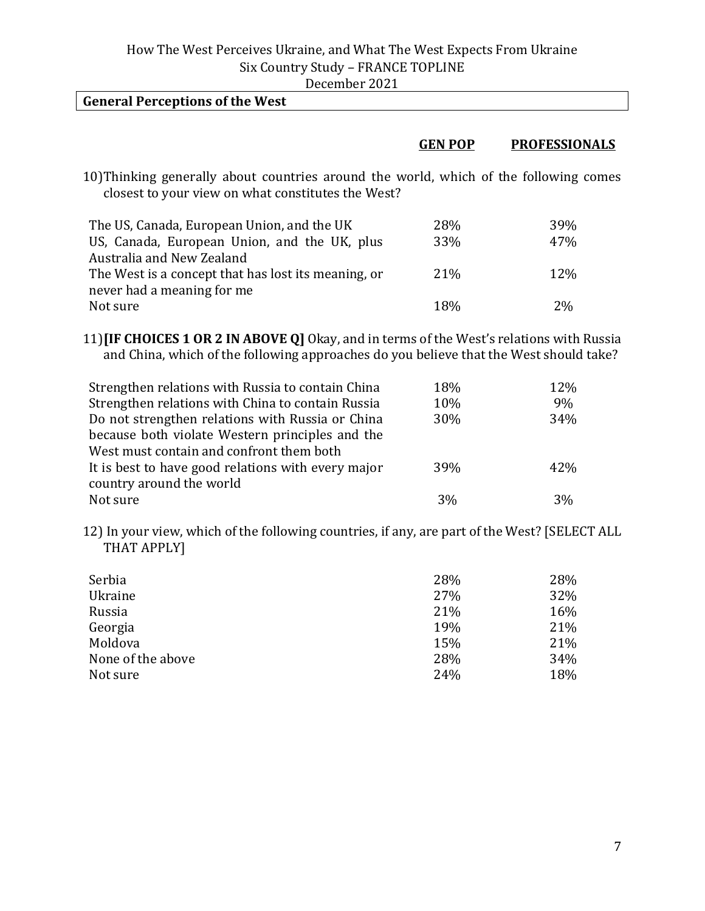## General Perceptions of the West

10) Thinking generally about countries around the world, which of the following comes closest to your view on what constitutes the West?

| | GEN POP | PROFESSIONALS |
|---|---|---|
| The US, Canada, European Union, and the UK | 28% | 39% |
| US, Canada, European Union, and the UK, plus Australia and New Zealand | 33% | 47% |
| The West is a concept that has lost its meaning, or never had a meaning for me | 21% | 12% |
| Not sure | 18% | 2% |

11) **[IF CHOICES 1 OR 2 IN ABOVE Q]** Okay, and in terms of the West's relations with Russia and China, which of the following approaches do you believe that the West should take?

| | GEN POP | PROFESSIONALS |
|---|---|---|
| Strengthen relations with Russia to contain China | 18% | 12% |
| Strengthen relations with China to contain Russia | 10% | 9% |
| Do not strengthen relations with Russia or China because both violate Western principles and the West must contain and confront them both | 30% | 34% |
| It is best to have good relations with every major country around the world | 39% | 42% |
| Not sure | 3% | 3% |

12) In your view, which of the following countries, if any, are part of the West? [SELECT ALL THAT APPLY]

| | GEN POP | PROFESSIONALS |
|---|---|---|
| Serbia | 28% | 28% |
| Ukraine | 27% | 32% |
| Russia | 21% | 16% |
| Georgia | 19% | 21% |
| Moldova | 15% | 21% |
| None of the above | 28% | 34% |
| Not sure | 24% | 18% |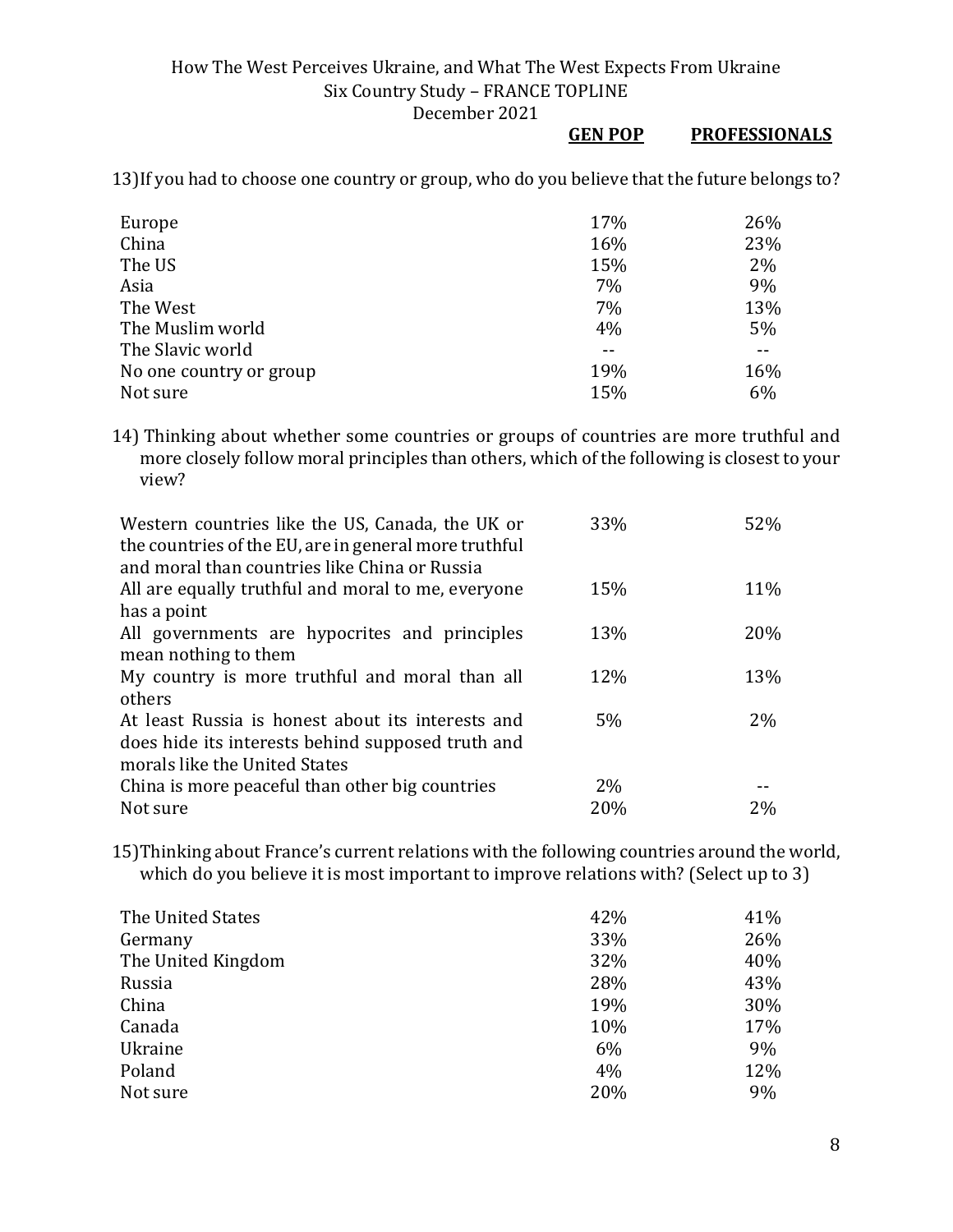|  | GEN POP | PROFESSIONALS |
|---|---|---|

13) If you had to choose one country or group, who do you believe that the future belongs to?

|  | GEN POP | PROFESSIONALS |
|---|---|---|
| Europe | 17% | 26% |
| China | 16% | 23% |
| The US | 15% | 2% |
| Asia | 7% | 9% |
| The West | 7% | 13% |
| The Muslim world | 4% | 5% |
| The Slavic world | -- | -- |
| No one country or group | 19% | 16% |
| Not sure | 15% | 6% |

14) Thinking about whether some countries or groups of countries are more truthful and more closely follow moral principles than others, which of the following is closest to your view?

|  | GEN POP | PROFESSIONALS |
|---|---|---|
| Western countries like the US, Canada, the UK or the countries of the EU, are in general more truthful and moral than countries like China or Russia | 33% | 52% |
| All are equally truthful and moral to me, everyone has a point | 15% | 11% |
| All governments are hypocrites and principles mean nothing to them | 13% | 20% |
| My country is more truthful and moral than all others | 12% | 13% |
| At least Russia is honest about its interests and does hide its interests behind supposed truth and morals like the United States | 5% | 2% |
| China is more peaceful than other big countries | 2% | -- |
| Not sure | 20% | 2% |

15) Thinking about France's current relations with the following countries around the world, which do you believe it is most important to improve relations with? (Select up to 3)

|  | GEN POP | PROFESSIONALS |
|---|---|---|
| The United States | 42% | 41% |
| Germany | 33% | 26% |
| The United Kingdom | 32% | 40% |
| Russia | 28% | 43% |
| China | 19% | 30% |
| Canada | 10% | 17% |
| Ukraine | 6% | 9% |
| Poland | 4% | 12% |
| Not sure | 20% | 9% |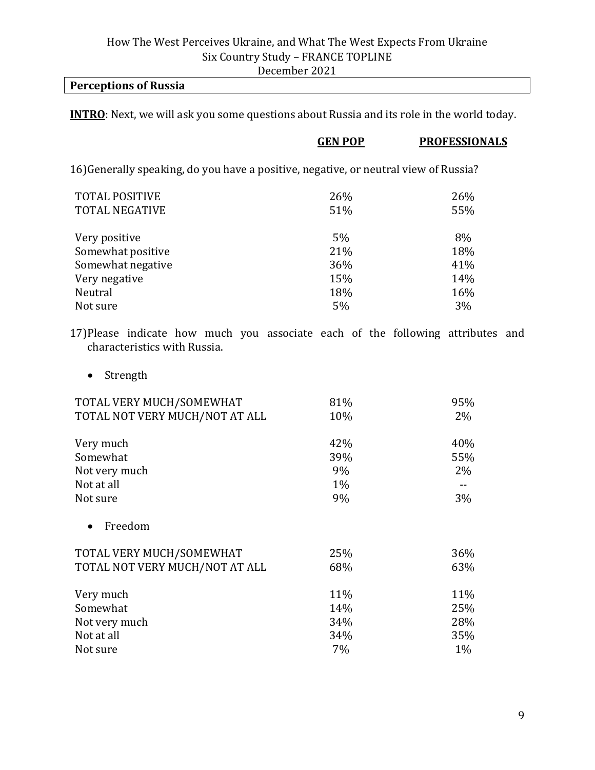**Perceptions of Russia**

**INTRO**: Next, we will ask you some questions about Russia and its role in the world today.

16) Generally speaking, do you have a positive, negative, or neutral view of Russia?

| | GEN POP | PROFESSIONALS |
|---|---|---|
| TOTAL POSITIVE | 26% | 26% |
| TOTAL NEGATIVE | 51% | 55% |
| | | |
| Very positive | 5% | 8% |
| Somewhat positive | 21% | 18% |
| Somewhat negative | 36% | 41% |
| Very negative | 15% | 14% |
| Neutral | 18% | 16% |
| Not sure | 5% | 3% |

17) Please indicate how much you associate each of the following attributes and characteristics with Russia.

- Strength

| | GEN POP | PROFESSIONALS |
|---|---|---|
| TOTAL VERY MUCH/SOMEWHAT | 81% | 95% |
| TOTAL NOT VERY MUCH/NOT AT ALL | 10% | 2% |
| | | |
| Very much | 42% | 40% |
| Somewhat | 39% | 55% |
| Not very much | 9% | 2% |
| Not at all | 1% | -- |
| Not sure | 9% | 3% |

- Freedom

| | GEN POP | PROFESSIONALS |
|---|---|---|
| TOTAL VERY MUCH/SOMEWHAT | 25% | 36% |
| TOTAL NOT VERY MUCH/NOT AT ALL | 68% | 63% |
| | | |
| Very much | 11% | 11% |
| Somewhat | 14% | 25% |
| Not very much | 34% | 28% |
| Not at all | 34% | 35% |
| Not sure | 7% | 1% |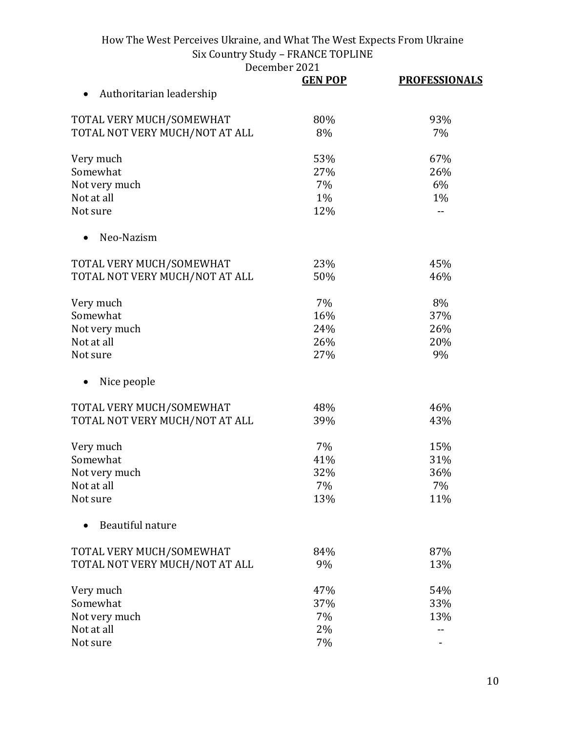| | GEN POP | PROFESSIONALS |
|---|---|---|
| • Authoritarian leadership | | |
| TOTAL VERY MUCH/SOMEWHAT | 80% | 93% |
| TOTAL NOT VERY MUCH/NOT AT ALL | 8% | 7% |
| Very much | 53% | 67% |
| Somewhat | 27% | 26% |
| Not very much | 7% | 6% |
| Not at all | 1% | 1% |
| Not sure | 12% | -- |
| • Neo-Nazism | | |
| TOTAL VERY MUCH/SOMEWHAT | 23% | 45% |
| TOTAL NOT VERY MUCH/NOT AT ALL | 50% | 46% |
| Very much | 7% | 8% |
| Somewhat | 16% | 37% |
| Not very much | 24% | 26% |
| Not at all | 26% | 20% |
| Not sure | 27% | 9% |
| • Nice people | | |
| TOTAL VERY MUCH/SOMEWHAT | 48% | 46% |
| TOTAL NOT VERY MUCH/NOT AT ALL | 39% | 43% |
| Very much | 7% | 15% |
| Somewhat | 41% | 31% |
| Not very much | 32% | 36% |
| Not at all | 7% | 7% |
| Not sure | 13% | 11% |
| • Beautiful nature | | |
| TOTAL VERY MUCH/SOMEWHAT | 84% | 87% |
| TOTAL NOT VERY MUCH/NOT AT ALL | 9% | 13% |
| Very much | 47% | 54% |
| Somewhat | 37% | 33% |
| Not very much | 7% | 13% |
| Not at all | 2% | -- |
| Not sure | 7% | - |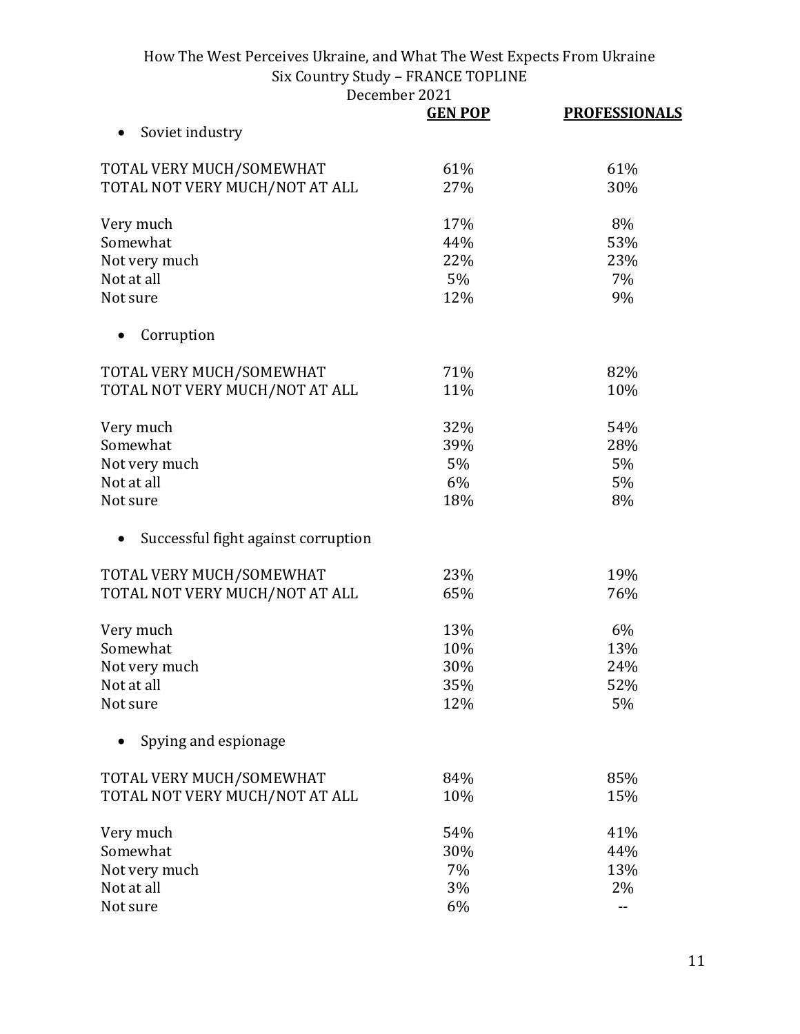- Soviet industry

| | GEN POP | PROFESSIONALS |
|---|---|---|
| TOTAL VERY MUCH/SOMEWHAT | 61% | 61% |
| TOTAL NOT VERY MUCH/NOT AT ALL | 27% | 30% |
| Very much | 17% | 8% |
| Somewhat | 44% | 53% |
| Not very much | 22% | 23% |
| Not at all | 5% | 7% |
| Not sure | 12% | 9% |

- Corruption

| | GEN POP | PROFESSIONALS |
|---|---|---|
| TOTAL VERY MUCH/SOMEWHAT | 71% | 82% |
| TOTAL NOT VERY MUCH/NOT AT ALL | 11% | 10% |
| Very much | 32% | 54% |
| Somewhat | 39% | 28% |
| Not very much | 5% | 5% |
| Not at all | 6% | 5% |
| Not sure | 18% | 8% |

- Successful fight against corruption

| | GEN POP | PROFESSIONALS |
|---|---|---|
| TOTAL VERY MUCH/SOMEWHAT | 23% | 19% |
| TOTAL NOT VERY MUCH/NOT AT ALL | 65% | 76% |
| Very much | 13% | 6% |
| Somewhat | 10% | 13% |
| Not very much | 30% | 24% |
| Not at all | 35% | 52% |
| Not sure | 12% | 5% |

- Spying and espionage

| | GEN POP | PROFESSIONALS |
|---|---|---|
| TOTAL VERY MUCH/SOMEWHAT | 84% | 85% |
| TOTAL NOT VERY MUCH/NOT AT ALL | 10% | 15% |
| Very much | 54% | 41% |
| Somewhat | 30% | 44% |
| Not very much | 7% | 13% |
| Not at all | 3% | 2% |
| Not sure | 6% | -- |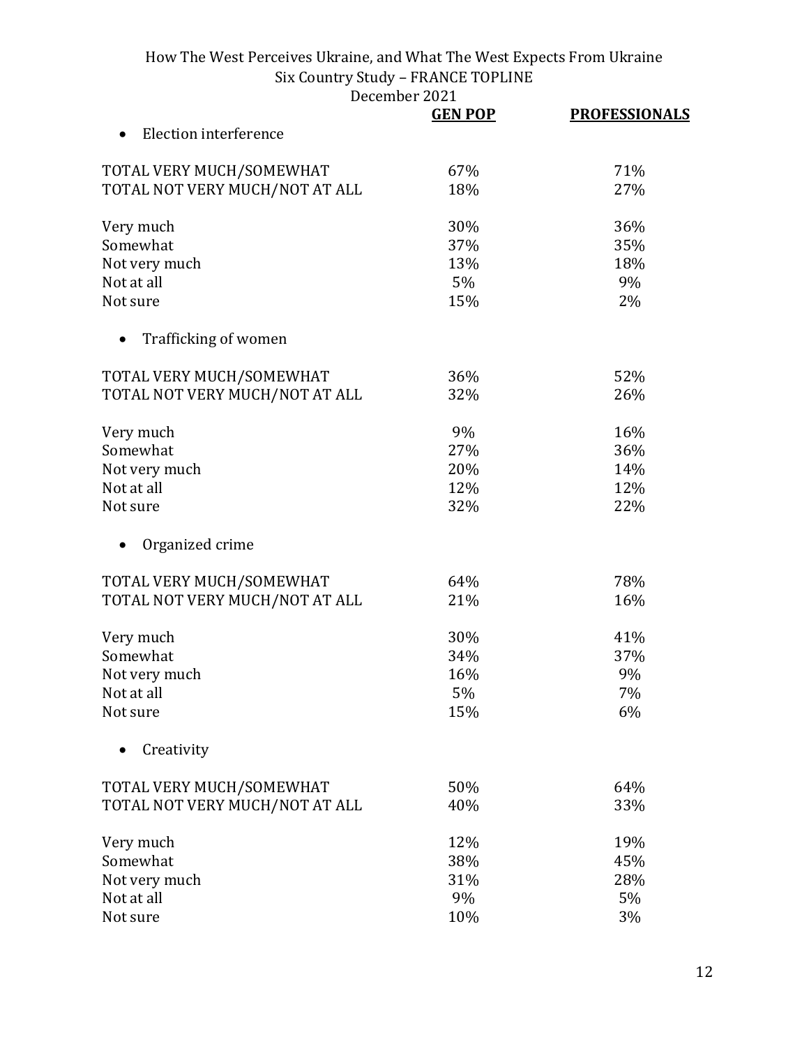| | GEN POP | PROFESSIONALS |
|---|---|---|
| **Election interference** | | |
| TOTAL VERY MUCH/SOMEWHAT | 67% | 71% |
| TOTAL NOT VERY MUCH/NOT AT ALL | 18% | 27% |
| Very much | 30% | 36% |
| Somewhat | 37% | 35% |
| Not very much | 13% | 18% |
| Not at all | 5% | 9% |
| Not sure | 15% | 2% |
| **Trafficking of women** | | |
| TOTAL VERY MUCH/SOMEWHAT | 36% | 52% |
| TOTAL NOT VERY MUCH/NOT AT ALL | 32% | 26% |
| Very much | 9% | 16% |
| Somewhat | 27% | 36% |
| Not very much | 20% | 14% |
| Not at all | 12% | 12% |
| Not sure | 32% | 22% |
| **Organized crime** | | |
| TOTAL VERY MUCH/SOMEWHAT | 64% | 78% |
| TOTAL NOT VERY MUCH/NOT AT ALL | 21% | 16% |
| Very much | 30% | 41% |
| Somewhat | 34% | 37% |
| Not very much | 16% | 9% |
| Not at all | 5% | 7% |
| Not sure | 15% | 6% |
| **Creativity** | | |
| TOTAL VERY MUCH/SOMEWHAT | 50% | 64% |
| TOTAL NOT VERY MUCH/NOT AT ALL | 40% | 33% |
| Very much | 12% | 19% |
| Somewhat | 38% | 45% |
| Not very much | 31% | 28% |
| Not at all | 9% | 5% |
| Not sure | 10% | 3% |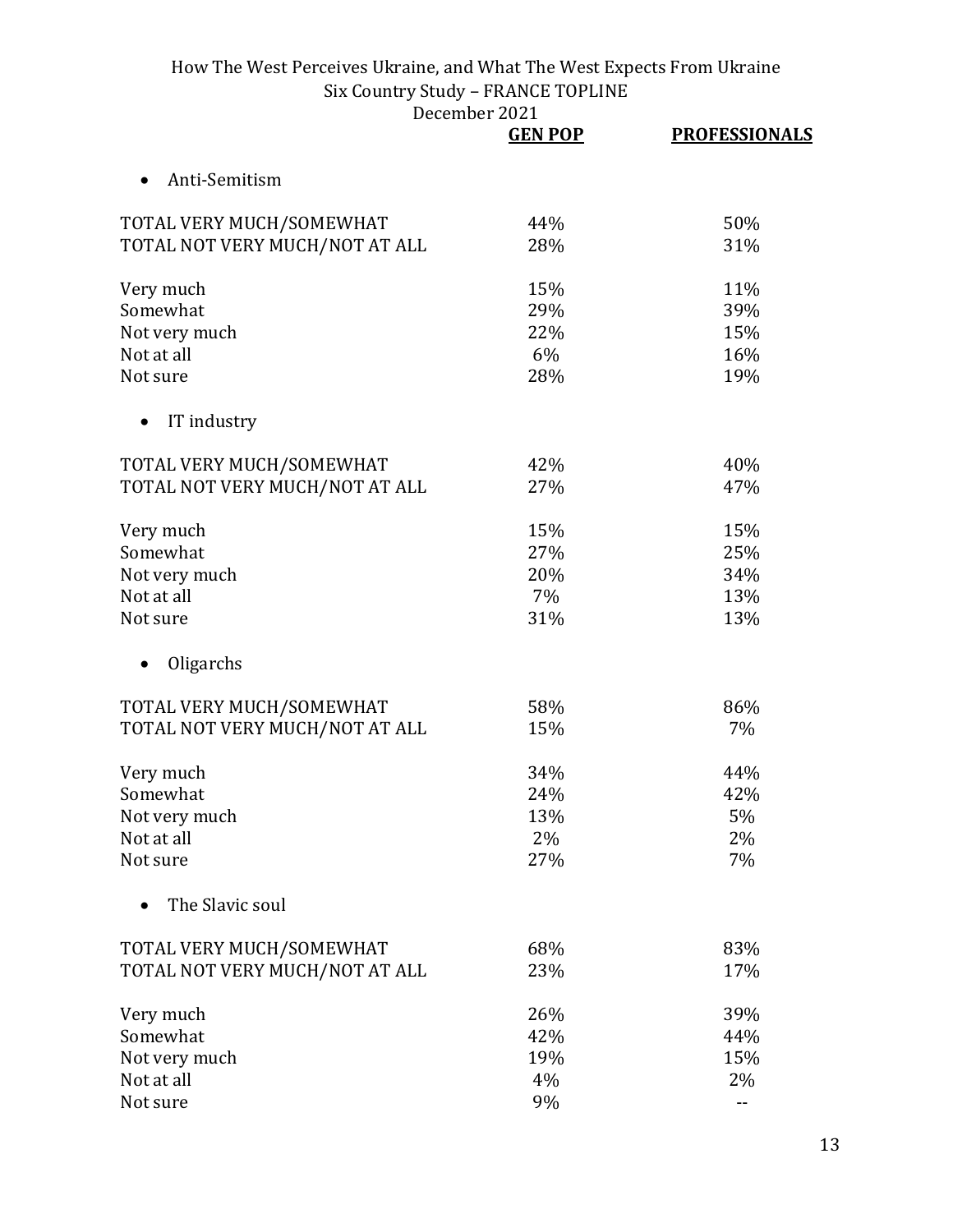| | GEN POP | PROFESSIONALS |
|---|---|---|
| • Anti-Semitism | | |
| TOTAL VERY MUCH/SOMEWHAT | 44% | 50% |
| TOTAL NOT VERY MUCH/NOT AT ALL | 28% | 31% |
| Very much | 15% | 11% |
| Somewhat | 29% | 39% |
| Not very much | 22% | 15% |
| Not at all | 6% | 16% |
| Not sure | 28% | 19% |
| • IT industry | | |
| TOTAL VERY MUCH/SOMEWHAT | 42% | 40% |
| TOTAL NOT VERY MUCH/NOT AT ALL | 27% | 47% |
| Very much | 15% | 15% |
| Somewhat | 27% | 25% |
| Not very much | 20% | 34% |
| Not at all | 7% | 13% |
| Not sure | 31% | 13% |
| • Oligarchs | | |
| TOTAL VERY MUCH/SOMEWHAT | 58% | 86% |
| TOTAL NOT VERY MUCH/NOT AT ALL | 15% | 7% |
| Very much | 34% | 44% |
| Somewhat | 24% | 42% |
| Not very much | 13% | 5% |
| Not at all | 2% | 2% |
| Not sure | 27% | 7% |
| • The Slavic soul | | |
| TOTAL VERY MUCH/SOMEWHAT | 68% | 83% |
| TOTAL NOT VERY MUCH/NOT AT ALL | 23% | 17% |
| Very much | 26% | 39% |
| Somewhat | 42% | 44% |
| Not very much | 19% | 15% |
| Not at all | 4% | 2% |
| Not sure | 9% | -- |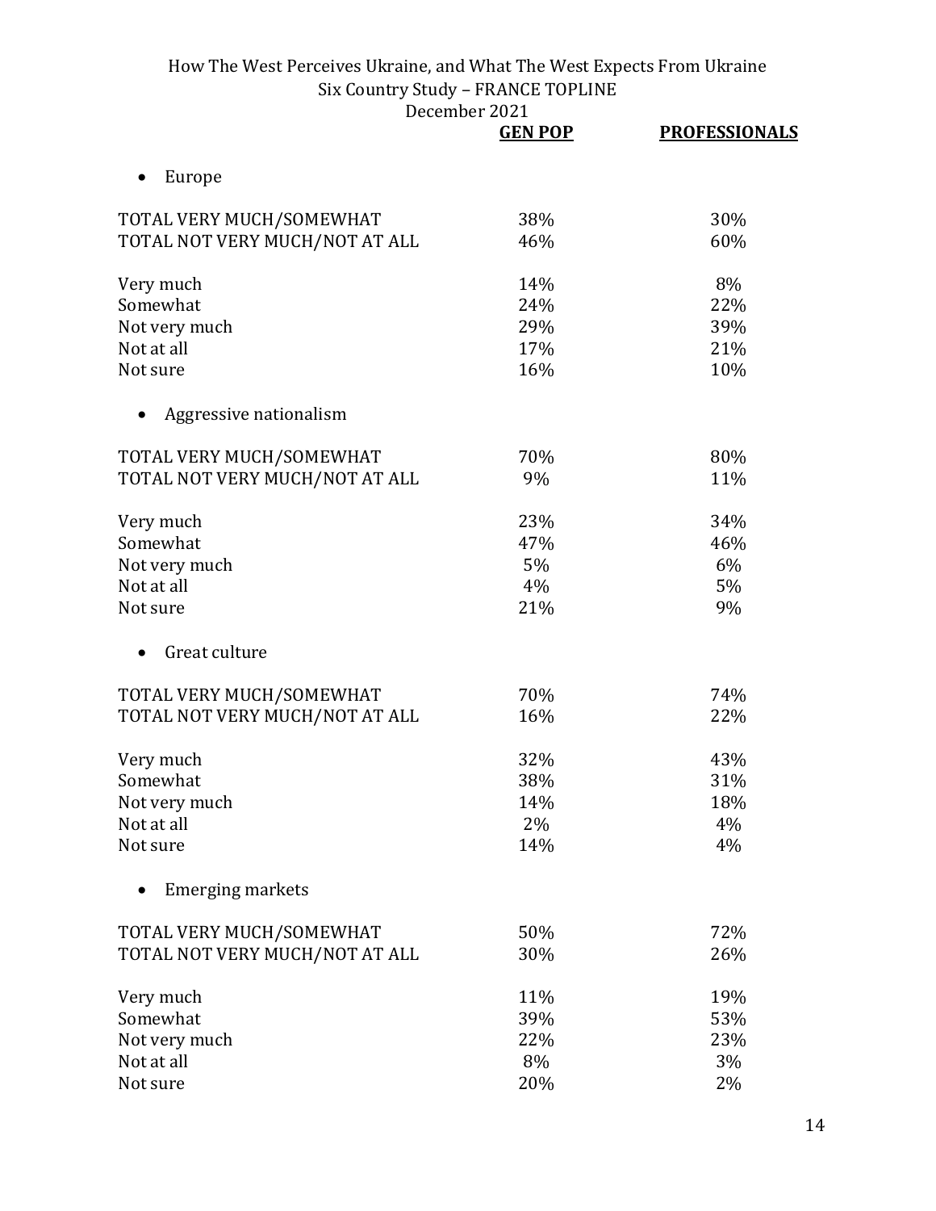| | GEN POP | PROFESSIONALS |
|---|---|---|
| **• Europe** | | |
| TOTAL VERY MUCH/SOMEWHAT | 38% | 30% |
| TOTAL NOT VERY MUCH/NOT AT ALL | 46% | 60% |
| Very much | 14% | 8% |
| Somewhat | 24% | 22% |
| Not very much | 29% | 39% |
| Not at all | 17% | 21% |
| Not sure | 16% | 10% |
| **• Aggressive nationalism** | | |
| TOTAL VERY MUCH/SOMEWHAT | 70% | 80% |
| TOTAL NOT VERY MUCH/NOT AT ALL | 9% | 11% |
| Very much | 23% | 34% |
| Somewhat | 47% | 46% |
| Not very much | 5% | 6% |
| Not at all | 4% | 5% |
| Not sure | 21% | 9% |
| **• Great culture** | | |
| TOTAL VERY MUCH/SOMEWHAT | 70% | 74% |
| TOTAL NOT VERY MUCH/NOT AT ALL | 16% | 22% |
| Very much | 32% | 43% |
| Somewhat | 38% | 31% |
| Not very much | 14% | 18% |
| Not at all | 2% | 4% |
| Not sure | 14% | 4% |
| **• Emerging markets** | | |
| TOTAL VERY MUCH/SOMEWHAT | 50% | 72% |
| TOTAL NOT VERY MUCH/NOT AT ALL | 30% | 26% |
| Very much | 11% | 19% |
| Somewhat | 39% | 53% |
| Not very much | 22% | 23% |
| Not at all | 8% | 3% |
| Not sure | 20% | 2% |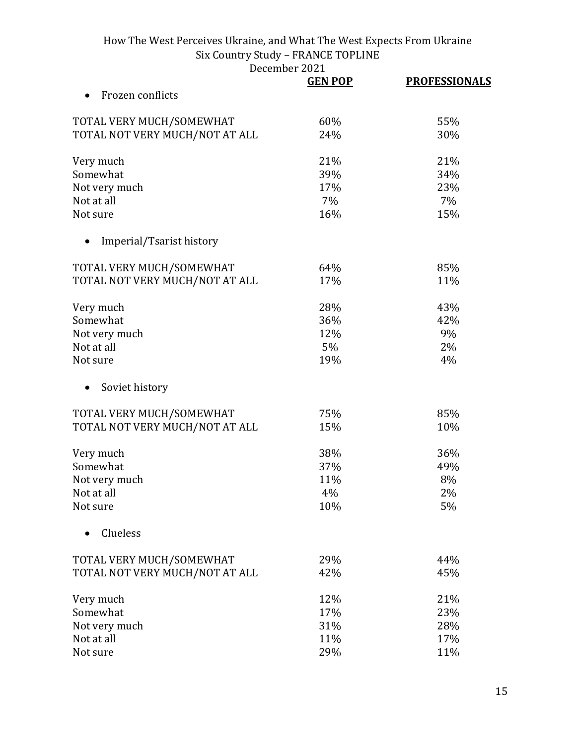| | GEN POP | PROFESSIONALS |
|---|---|---|
| • Frozen conflicts | | |
| TOTAL VERY MUCH/SOMEWHAT | 60% | 55% |
| TOTAL NOT VERY MUCH/NOT AT ALL | 24% | 30% |
| Very much | 21% | 21% |
| Somewhat | 39% | 34% |
| Not very much | 17% | 23% |
| Not at all | 7% | 7% |
| Not sure | 16% | 15% |
| • Imperial/Tsarist history | | |
| TOTAL VERY MUCH/SOMEWHAT | 64% | 85% |
| TOTAL NOT VERY MUCH/NOT AT ALL | 17% | 11% |
| Very much | 28% | 43% |
| Somewhat | 36% | 42% |
| Not very much | 12% | 9% |
| Not at all | 5% | 2% |
| Not sure | 19% | 4% |
| • Soviet history | | |
| TOTAL VERY MUCH/SOMEWHAT | 75% | 85% |
| TOTAL NOT VERY MUCH/NOT AT ALL | 15% | 10% |
| Very much | 38% | 36% |
| Somewhat | 37% | 49% |
| Not very much | 11% | 8% |
| Not at all | 4% | 2% |
| Not sure | 10% | 5% |
| • Clueless | | |
| TOTAL VERY MUCH/SOMEWHAT | 29% | 44% |
| TOTAL NOT VERY MUCH/NOT AT ALL | 42% | 45% |
| Very much | 12% | 21% |
| Somewhat | 17% | 23% |
| Not very much | 31% | 28% |
| Not at all | 11% | 17% |
| Not sure | 29% | 11% |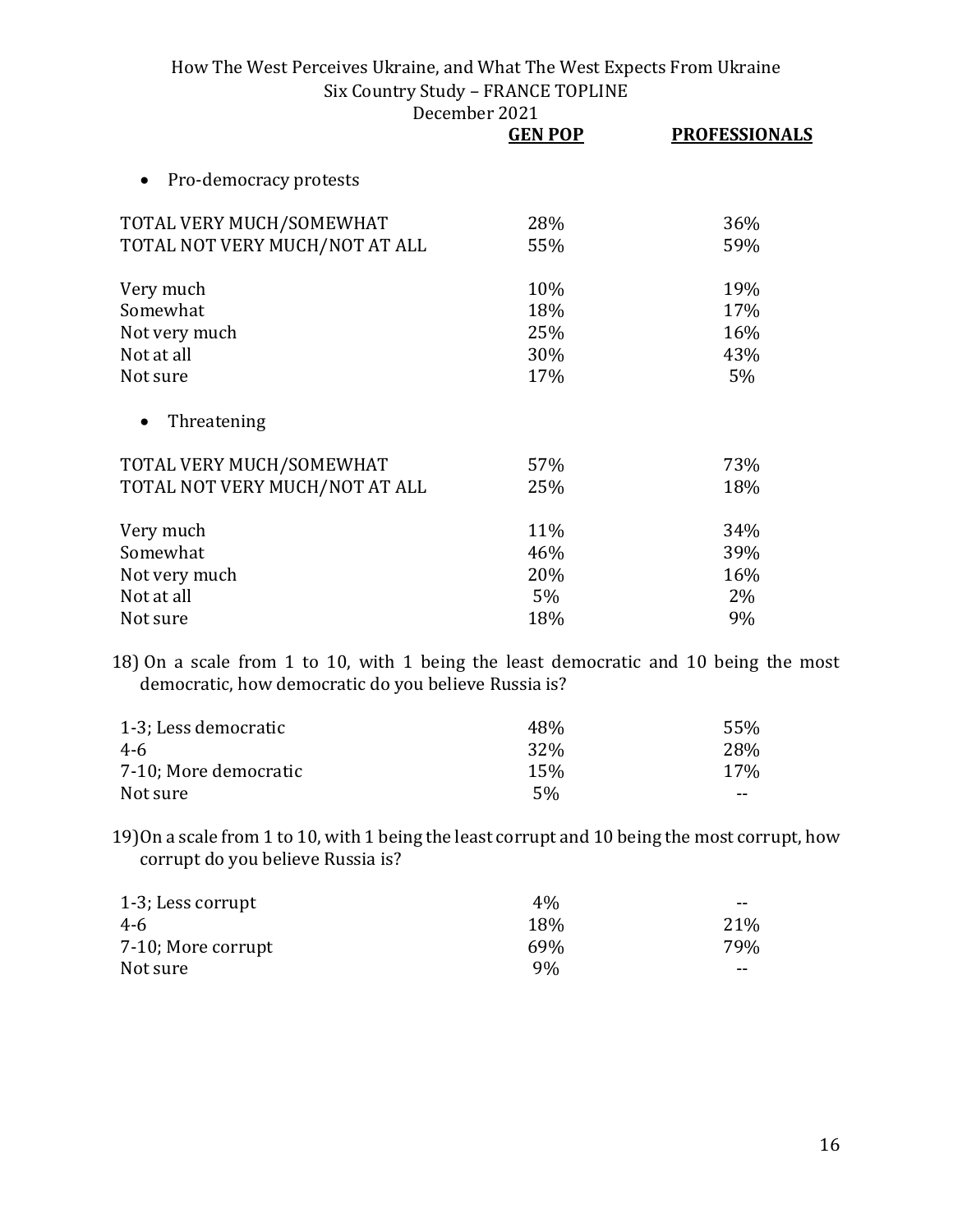| | GEN POP | PROFESSIONALS |
|---|---|---|
| • Pro-democracy protests | | |
| TOTAL VERY MUCH/SOMEWHAT | 28% | 36% |
| TOTAL NOT VERY MUCH/NOT AT ALL | 55% | 59% |
| Very much | 10% | 19% |
| Somewhat | 18% | 17% |
| Not very much | 25% | 16% |
| Not at all | 30% | 43% |
| Not sure | 17% | 5% |
| • Threatening | | |
| TOTAL VERY MUCH/SOMEWHAT | 57% | 73% |
| TOTAL NOT VERY MUCH/NOT AT ALL | 25% | 18% |
| Very much | 11% | 34% |
| Somewhat | 46% | 39% |
| Not very much | 20% | 16% |
| Not at all | 5% | 2% |
| Not sure | 18% | 9% |

18) On a scale from 1 to 10, with 1 being the least democratic and 10 being the most democratic, how democratic do you believe Russia is?

| | GEN POP | PROFESSIONALS |
|---|---|---|
| 1-3; Less democratic | 48% | 55% |
| 4-6 | 32% | 28% |
| 7-10; More democratic | 15% | 17% |
| Not sure | 5% | -- |

19) On a scale from 1 to 10, with 1 being the least corrupt and 10 being the most corrupt, how corrupt do you believe Russia is?

| | GEN POP | PROFESSIONALS |
|---|---|---|
| 1-3; Less corrupt | 4% | -- |
| 4-6 | 18% | 21% |
| 7-10; More corrupt | 69% | 79% |
| Not sure | 9% | -- |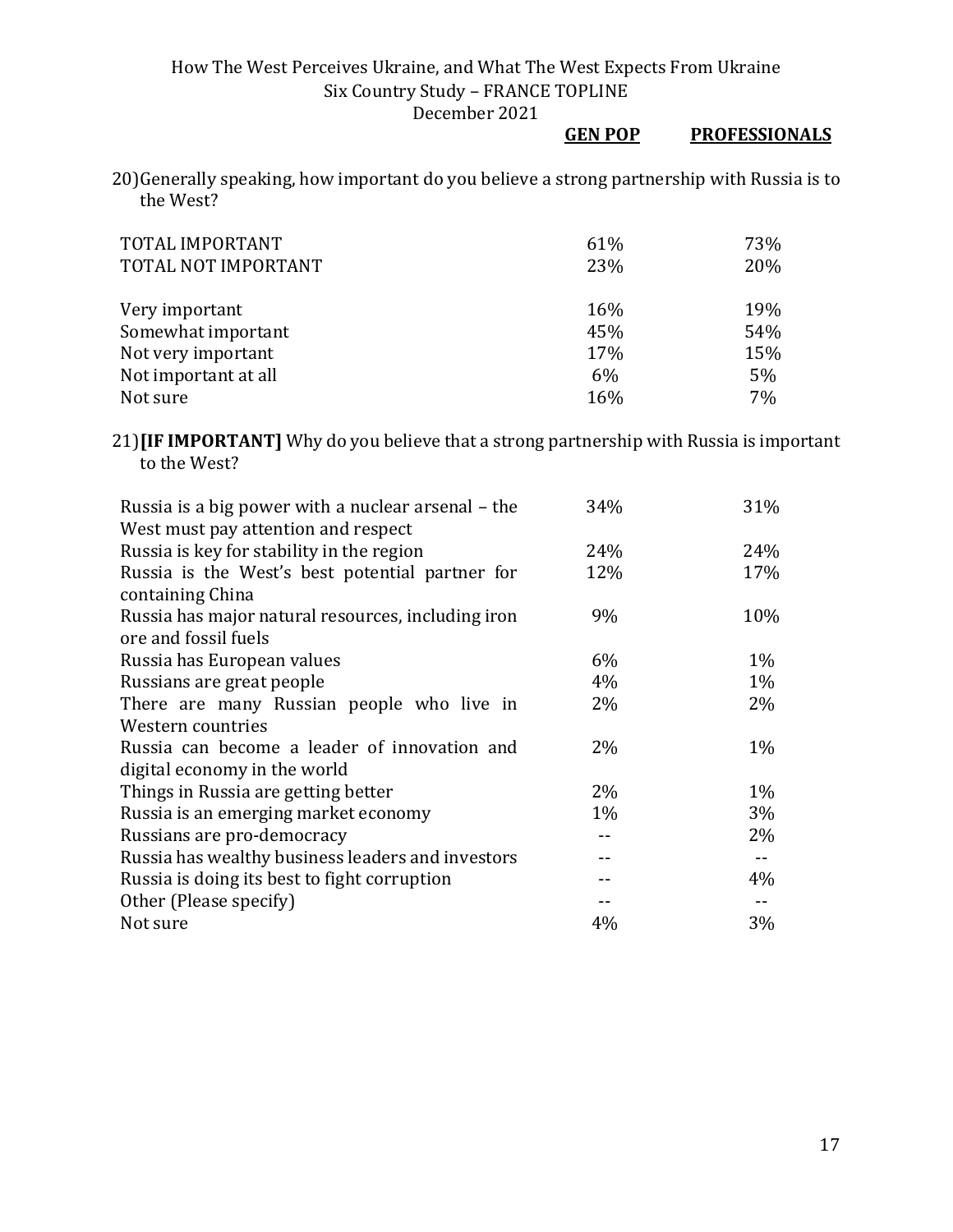| | GEN POP | PROFESSIONALS |
|---|---|---|

20) Generally speaking, how important do you believe a strong partnership with Russia is to the West?

| | GEN POP | PROFESSIONALS |
|---|---|---|
| TOTAL IMPORTANT | 61% | 73% |
| TOTAL NOT IMPORTANT | 23% | 20% |
| | | |
| Very important | 16% | 19% |
| Somewhat important | 45% | 54% |
| Not very important | 17% | 15% |
| Not important at all | 6% | 5% |
| Not sure | 16% | 7% |

21) **[IF IMPORTANT]** Why do you believe that a strong partnership with Russia is important to the West?

| | GEN POP | PROFESSIONALS |
|---|---|---|
| Russia is a big power with a nuclear arsenal – the West must pay attention and respect | 34% | 31% |
| Russia is key for stability in the region | 24% | 24% |
| Russia is the West's best potential partner for containing China | 12% | 17% |
| Russia has major natural resources, including iron ore and fossil fuels | 9% | 10% |
| Russia has European values | 6% | 1% |
| Russians are great people | 4% | 1% |
| There are many Russian people who live in Western countries | 2% | 2% |
| Russia can become a leader of innovation and digital economy in the world | 2% | 1% |
| Things in Russia are getting better | 2% | 1% |
| Russia is an emerging market economy | 1% | 3% |
| Russians are pro-democracy | -- | 2% |
| Russia has wealthy business leaders and investors | -- | -- |
| Russia is doing its best to fight corruption | -- | 4% |
| Other (Please specify) | -- | -- |
| Not sure | 4% | 3% |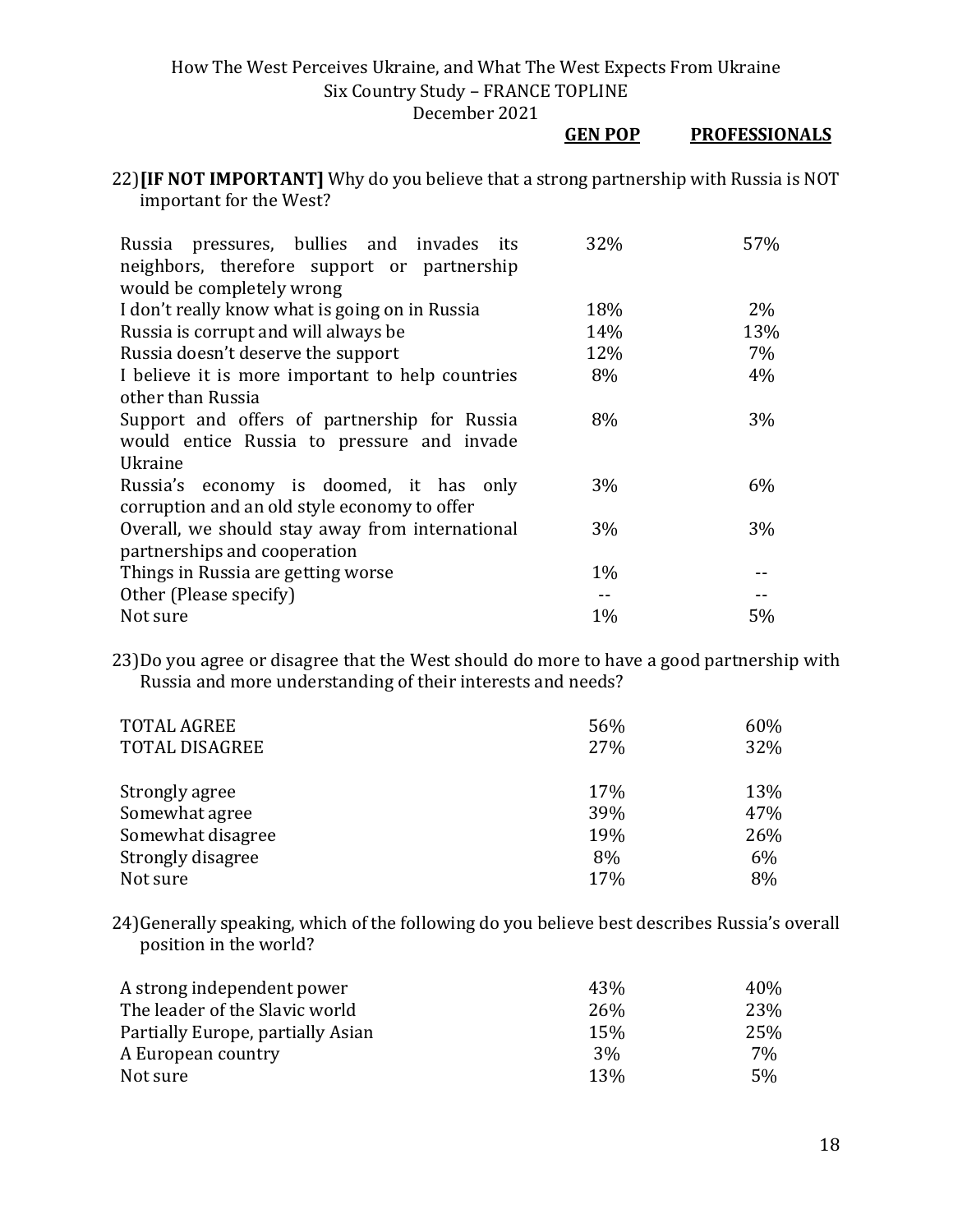22) **[IF NOT IMPORTANT]** Why do you believe that a strong partnership with Russia is NOT important for the West?

| | GEN POP | PROFESSIONALS |
|---|---|---|
| Russia pressures, bullies and invades its neighbors, therefore support or partnership would be completely wrong | 32% | 57% |
| I don't really know what is going on in Russia | 18% | 2% |
| Russia is corrupt and will always be | 14% | 13% |
| Russia doesn't deserve the support | 12% | 7% |
| I believe it is more important to help countries other than Russia | 8% | 4% |
| Support and offers of partnership for Russia would entice Russia to pressure and invade Ukraine | 8% | 3% |
| Russia's economy is doomed, it has only corruption and an old style economy to offer | 3% | 6% |
| Overall, we should stay away from international partnerships and cooperation | 3% | 3% |
| Things in Russia are getting worse | 1% | -- |
| Other (Please specify) | -- | -- |
| Not sure | 1% | 5% |

23) Do you agree or disagree that the West should do more to have a good partnership with Russia and more understanding of their interests and needs?

| | GEN POP | PROFESSIONALS |
|---|---|---|
| TOTAL AGREE | 56% | 60% |
| TOTAL DISAGREE | 27% | 32% |
| | | |
| Strongly agree | 17% | 13% |
| Somewhat agree | 39% | 47% |
| Somewhat disagree | 19% | 26% |
| Strongly disagree | 8% | 6% |
| Not sure | 17% | 8% |

24) Generally speaking, which of the following do you believe best describes Russia's overall position in the world?

| | GEN POP | PROFESSIONALS |
|---|---|---|
| A strong independent power | 43% | 40% |
| The leader of the Slavic world | 26% | 23% |
| Partially Europe, partially Asian | 15% | 25% |
| A European country | 3% | 7% |
| Not sure | 13% | 5% |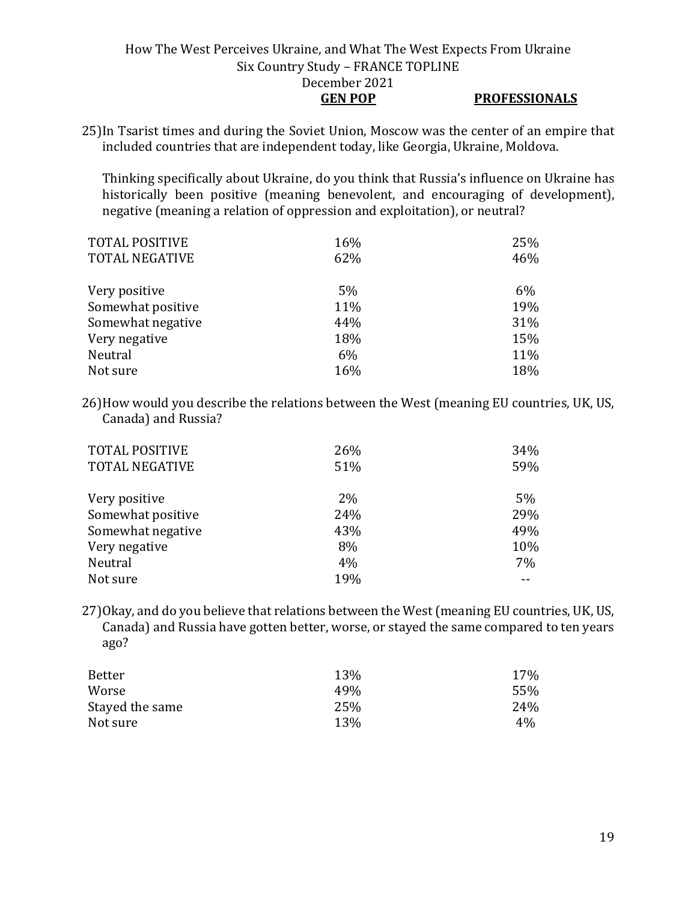25) In Tsarist times and during the Soviet Union, Moscow was the center of an empire that included countries that are independent today, like Georgia, Ukraine, Moldova.

Thinking specifically about Ukraine, do you think that Russia's influence on Ukraine has historically been positive (meaning benevolent, and encouraging of development), negative (meaning a relation of oppression and exploitation), or neutral?

| | GEN POP | PROFESSIONALS |
|---|---|---|
| TOTAL POSITIVE | 16% | 25% |
| TOTAL NEGATIVE | 62% | 46% |
| | | |
| Very positive | 5% | 6% |
| Somewhat positive | 11% | 19% |
| Somewhat negative | 44% | 31% |
| Very negative | 18% | 15% |
| Neutral | 6% | 11% |
| Not sure | 16% | 18% |

26) How would you describe the relations between the West (meaning EU countries, UK, US, Canada) and Russia?

| | GEN POP | PROFESSIONALS |
|---|---|---|
| TOTAL POSITIVE | 26% | 34% |
| TOTAL NEGATIVE | 51% | 59% |
| | | |
| Very positive | 2% | 5% |
| Somewhat positive | 24% | 29% |
| Somewhat negative | 43% | 49% |
| Very negative | 8% | 10% |
| Neutral | 4% | 7% |
| Not sure | 19% | -- |

27) Okay, and do you believe that relations between the West (meaning EU countries, UK, US, Canada) and Russia have gotten better, worse, or stayed the same compared to ten years ago?

| | GEN POP | PROFESSIONALS |
|---|---|---|
| Better | 13% | 17% |
| Worse | 49% | 55% |
| Stayed the same | 25% | 24% |
| Not sure | 13% | 4% |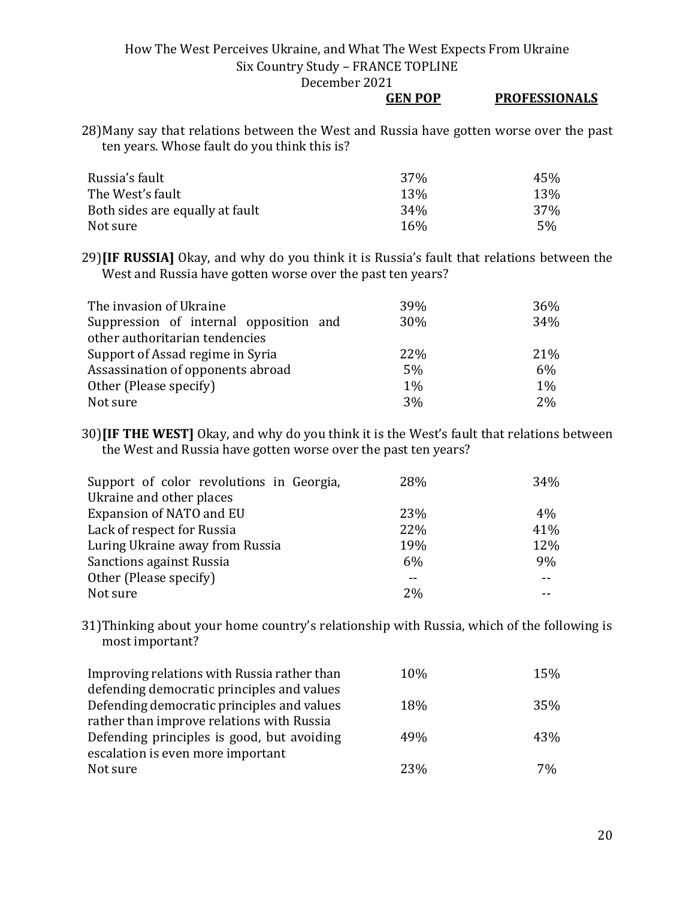28) Many say that relations between the West and Russia have gotten worse over the past ten years. Whose fault do you think this is?

| | GEN POP | PROFESSIONALS |
|---|---|---|
| Russia's fault | 37% | 45% |
| The West's fault | 13% | 13% |
| Both sides are equally at fault | 34% | 37% |
| Not sure | 16% | 5% |

29) **[IF RUSSIA]** Okay, and why do you think it is Russia's fault that relations between the West and Russia have gotten worse over the past ten years?

| | GEN POP | PROFESSIONALS |
|---|---|---|
| The invasion of Ukraine | 39% | 36% |
| Suppression of internal opposition and other authoritarian tendencies | 30% | 34% |
| Support of Assad regime in Syria | 22% | 21% |
| Assassination of opponents abroad | 5% | 6% |
| Other (Please specify) | 1% | 1% |
| Not sure | 3% | 2% |

30) **[IF THE WEST]** Okay, and why do you think it is the West's fault that relations between the West and Russia have gotten worse over the past ten years?

| | GEN POP | PROFESSIONALS |
|---|---|---|
| Support of color revolutions in Georgia, Ukraine and other places | 28% | 34% |
| Expansion of NATO and EU | 23% | 4% |
| Lack of respect for Russia | 22% | 41% |
| Luring Ukraine away from Russia | 19% | 12% |
| Sanctions against Russia | 6% | 9% |
| Other (Please specify) | -- | -- |
| Not sure | 2% | -- |

31) Thinking about your home country's relationship with Russia, which of the following is most important?

| | GEN POP | PROFESSIONALS |
|---|---|---|
| Improving relations with Russia rather than defending democratic principles and values | 10% | 15% |
| Defending democratic principles and values rather than improve relations with Russia | 18% | 35% |
| Defending principles is good, but avoiding escalation is even more important | 49% | 43% |
| Not sure | 23% | 7% |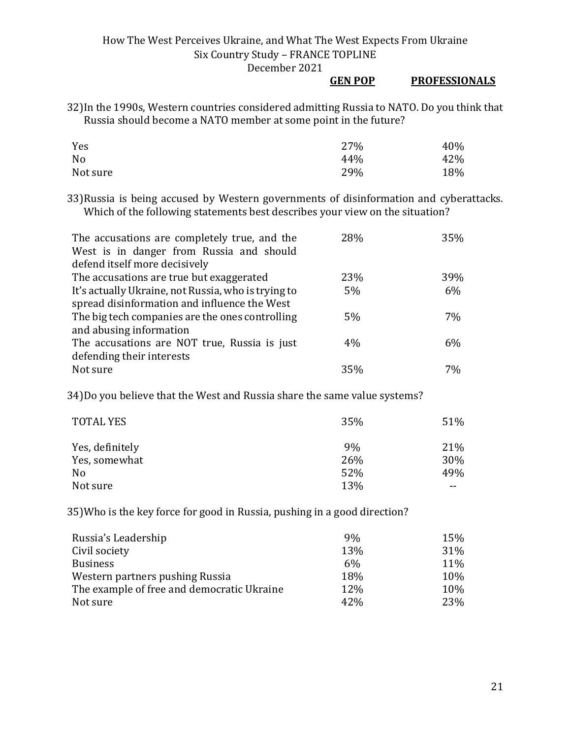32) In the 1990s, Western countries considered admitting Russia to NATO. Do you think that Russia should become a NATO member at some point in the future?

| | GEN POP | PROFESSIONALS |
|---|---|---|
| Yes | 27% | 40% |
| No | 44% | 42% |
| Not sure | 29% | 18% |

33) Russia is being accused by Western governments of disinformation and cyberattacks. Which of the following statements best describes your view on the situation?

| | GEN POP | PROFESSIONALS |
|---|---|---|
| The accusations are completely true, and the West is in danger from Russia and should defend itself more decisively | 28% | 35% |
| The accusations are true but exaggerated | 23% | 39% |
| It's actually Ukraine, not Russia, who is trying to spread disinformation and influence the West | 5% | 6% |
| The big tech companies are the ones controlling and abusing information | 5% | 7% |
| The accusations are NOT true, Russia is just defending their interests | 4% | 6% |
| Not sure | 35% | 7% |

34) Do you believe that the West and Russia share the same value systems?

| | GEN POP | PROFESSIONALS |
|---|---|---|
| TOTAL YES | 35% | 51% |
| Yes, definitely | 9% | 21% |
| Yes, somewhat | 26% | 30% |
| No | 52% | 49% |
| Not sure | 13% | -- |

35) Who is the key force for good in Russia, pushing in a good direction?

| | GEN POP | PROFESSIONALS |
|---|---|---|
| Russia's Leadership | 9% | 15% |
| Civil society | 13% | 31% |
| Business | 6% | 11% |
| Western partners pushing Russia | 18% | 10% |
| The example of free and democratic Ukraine | 12% | 10% |
| Not sure | 42% | 23% |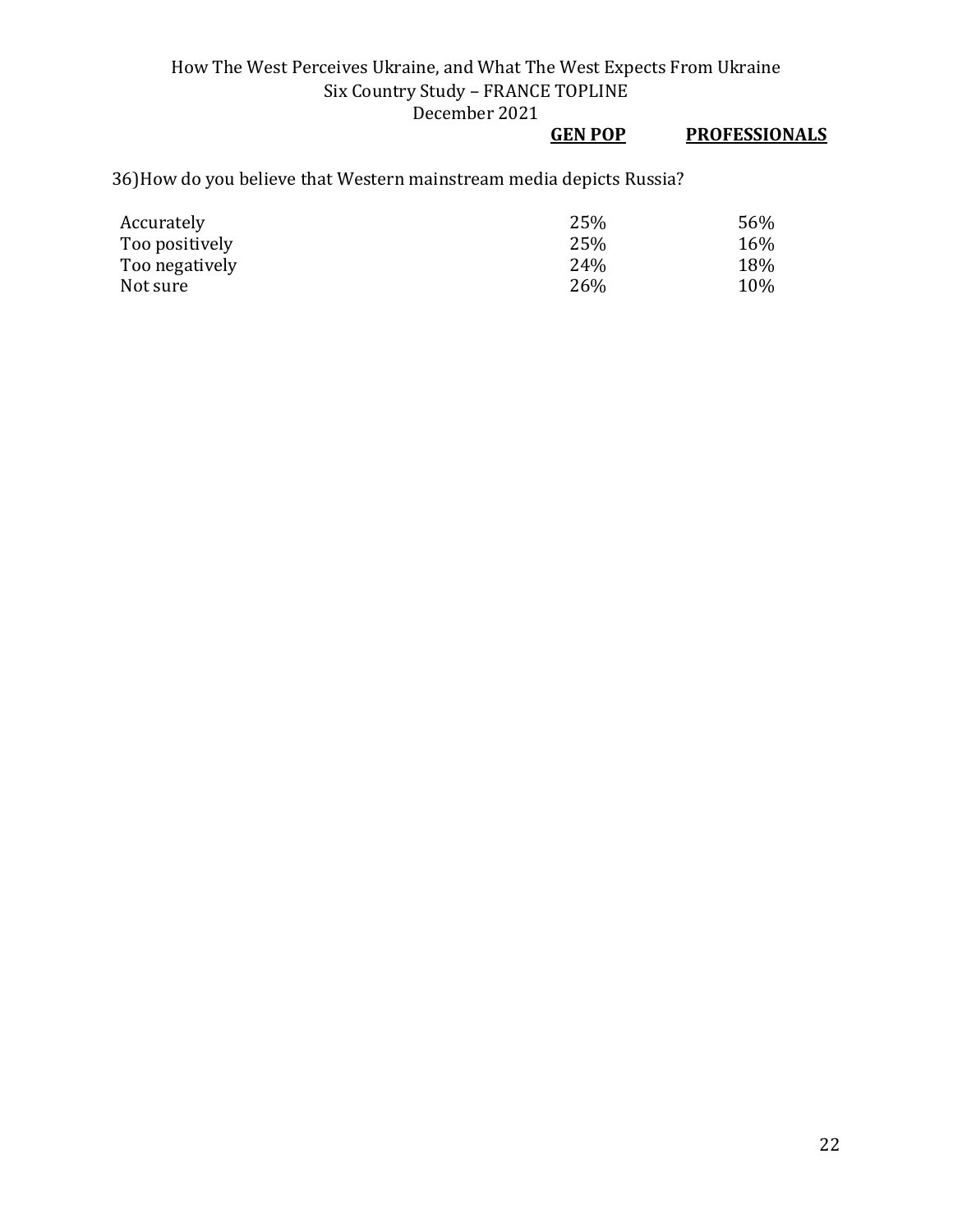36) How do you believe that Western mainstream media depicts Russia?

| | GEN POP | PROFESSIONALS |
|---|---|---|
| Accurately | 25% | 56% |
| Too positively | 25% | 16% |
| Too negatively | 24% | 18% |
| Not sure | 26% | 10% |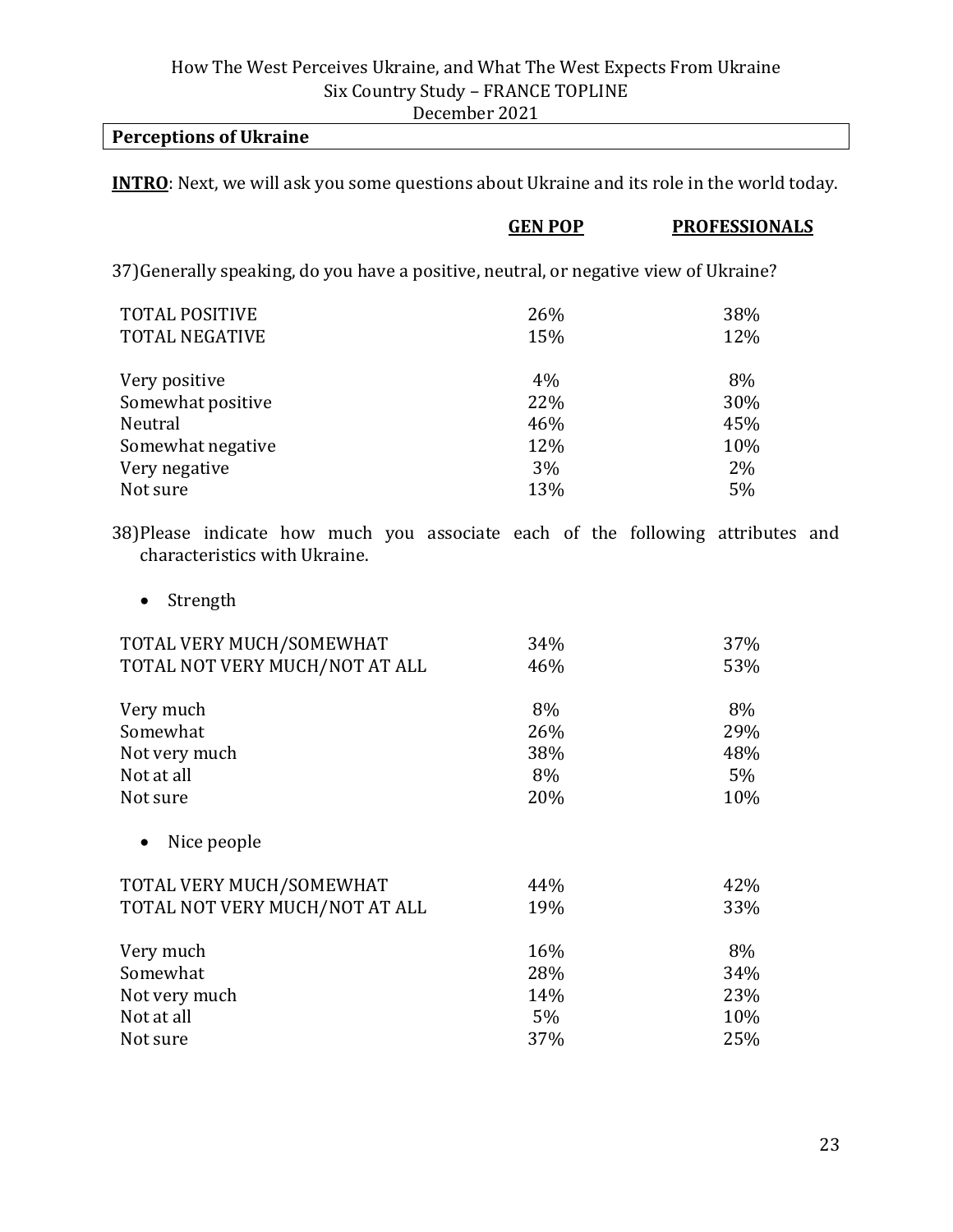## Perceptions of Ukraine

**INTRO**: Next, we will ask you some questions about Ukraine and its role in the world today.

37) Generally speaking, do you have a positive, neutral, or negative view of Ukraine?

| | GEN POP | PROFESSIONALS |
|---|---|---|
| TOTAL POSITIVE | 26% | 38% |
| TOTAL NEGATIVE | 15% | 12% |
| Very positive | 4% | 8% |
| Somewhat positive | 22% | 30% |
| Neutral | 46% | 45% |
| Somewhat negative | 12% | 10% |
| Very negative | 3% | 2% |
| Not sure | 13% | 5% |

38) Please indicate how much you associate each of the following attributes and characteristics with Ukraine.

- Strength

| | GEN POP | PROFESSIONALS |
|---|---|---|
| TOTAL VERY MUCH/SOMEWHAT | 34% | 37% |
| TOTAL NOT VERY MUCH/NOT AT ALL | 46% | 53% |
| Very much | 8% | 8% |
| Somewhat | 26% | 29% |
| Not very much | 38% | 48% |
| Not at all | 8% | 5% |
| Not sure | 20% | 10% |

- Nice people

| | GEN POP | PROFESSIONALS |
|---|---|---|
| TOTAL VERY MUCH/SOMEWHAT | 44% | 42% |
| TOTAL NOT VERY MUCH/NOT AT ALL | 19% | 33% |
| Very much | 16% | 8% |
| Somewhat | 28% | 34% |
| Not very much | 14% | 23% |
| Not at all | 5% | 10% |
| Not sure | 37% | 25% |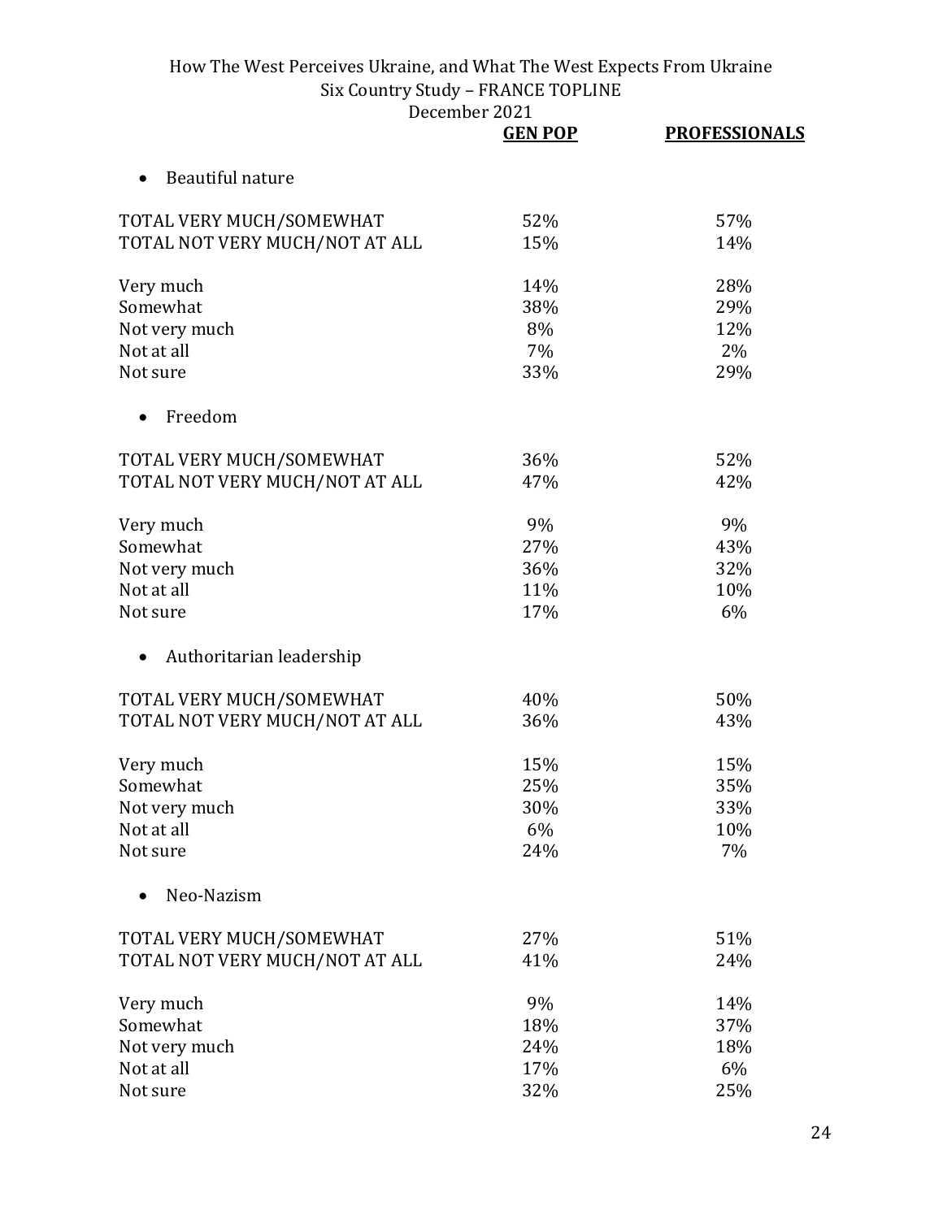| | GEN POP | PROFESSIONALS |
|---|---|---|
| **Beautiful nature** | | |
| TOTAL VERY MUCH/SOMEWHAT | 52% | 57% |
| TOTAL NOT VERY MUCH/NOT AT ALL | 15% | 14% |
| Very much | 14% | 28% |
| Somewhat | 38% | 29% |
| Not very much | 8% | 12% |
| Not at all | 7% | 2% |
| Not sure | 33% | 29% |
| **Freedom** | | |
| TOTAL VERY MUCH/SOMEWHAT | 36% | 52% |
| TOTAL NOT VERY MUCH/NOT AT ALL | 47% | 42% |
| Very much | 9% | 9% |
| Somewhat | 27% | 43% |
| Not very much | 36% | 32% |
| Not at all | 11% | 10% |
| Not sure | 17% | 6% |
| **Authoritarian leadership** | | |
| TOTAL VERY MUCH/SOMEWHAT | 40% | 50% |
| TOTAL NOT VERY MUCH/NOT AT ALL | 36% | 43% |
| Very much | 15% | 15% |
| Somewhat | 25% | 35% |
| Not very much | 30% | 33% |
| Not at all | 6% | 10% |
| Not sure | 24% | 7% |
| **Neo-Nazism** | | |
| TOTAL VERY MUCH/SOMEWHAT | 27% | 51% |
| TOTAL NOT VERY MUCH/NOT AT ALL | 41% | 24% |
| Very much | 9% | 14% |
| Somewhat | 18% | 37% |
| Not very much | 24% | 18% |
| Not at all | 17% | 6% |
| Not sure | 32% | 25% |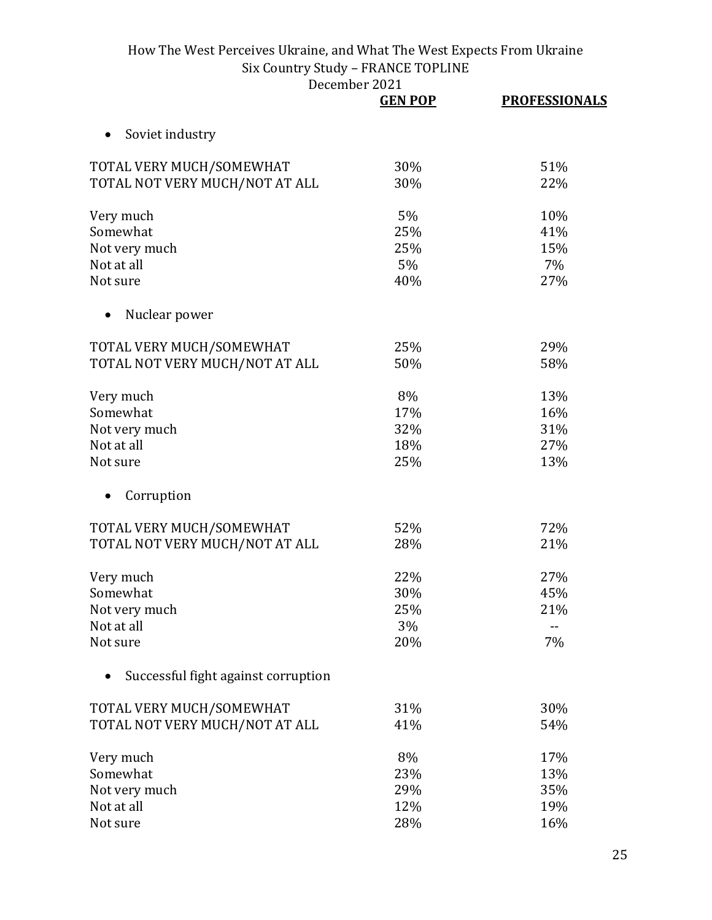How The West Perceives Ukraine, and What The West Expects From Ukraine
Six Country Study – FRANCE TOPLINE
December 2021

| | GEN POP | PROFESSIONALS |
|---|---|---|
| **• Soviet industry** | | |
| TOTAL VERY MUCH/SOMEWHAT | 30% | 51% |
| TOTAL NOT VERY MUCH/NOT AT ALL | 30% | 22% |
| Very much | 5% | 10% |
| Somewhat | 25% | 41% |
| Not very much | 25% | 15% |
| Not at all | 5% | 7% |
| Not sure | 40% | 27% |
| **• Nuclear power** | | |
| TOTAL VERY MUCH/SOMEWHAT | 25% | 29% |
| TOTAL NOT VERY MUCH/NOT AT ALL | 50% | 58% |
| Very much | 8% | 13% |
| Somewhat | 17% | 16% |
| Not very much | 32% | 31% |
| Not at all | 18% | 27% |
| Not sure | 25% | 13% |
| **• Corruption** | | |
| TOTAL VERY MUCH/SOMEWHAT | 52% | 72% |
| TOTAL NOT VERY MUCH/NOT AT ALL | 28% | 21% |
| Very much | 22% | 27% |
| Somewhat | 30% | 45% |
| Not very much | 25% | 21% |
| Not at all | 3% | -- |
| Not sure | 20% | 7% |
| **• Successful fight against corruption** | | |
| TOTAL VERY MUCH/SOMEWHAT | 31% | 30% |
| TOTAL NOT VERY MUCH/NOT AT ALL | 41% | 54% |
| Very much | 8% | 17% |
| Somewhat | 23% | 13% |
| Not very much | 29% | 35% |
| Not at all | 12% | 19% |
| Not sure | 28% | 16% |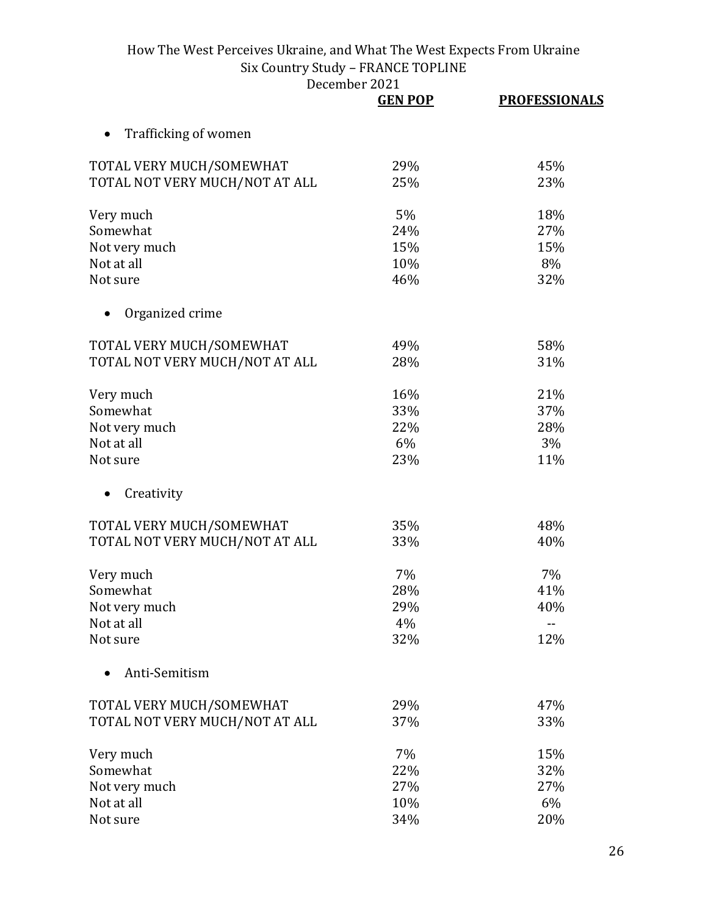| | GEN POP | PROFESSIONALS |
|---|---|---|
| • Trafficking of women | | |
| TOTAL VERY MUCH/SOMEWHAT | 29% | 45% |
| TOTAL NOT VERY MUCH/NOT AT ALL | 25% | 23% |
| Very much | 5% | 18% |
| Somewhat | 24% | 27% |
| Not very much | 15% | 15% |
| Not at all | 10% | 8% |
| Not sure | 46% | 32% |
| • Organized crime | | |
| TOTAL VERY MUCH/SOMEWHAT | 49% | 58% |
| TOTAL NOT VERY MUCH/NOT AT ALL | 28% | 31% |
| Very much | 16% | 21% |
| Somewhat | 33% | 37% |
| Not very much | 22% | 28% |
| Not at all | 6% | 3% |
| Not sure | 23% | 11% |
| • Creativity | | |
| TOTAL VERY MUCH/SOMEWHAT | 35% | 48% |
| TOTAL NOT VERY MUCH/NOT AT ALL | 33% | 40% |
| Very much | 7% | 7% |
| Somewhat | 28% | 41% |
| Not very much | 29% | 40% |
| Not at all | 4% | -- |
| Not sure | 32% | 12% |
| • Anti-Semitism | | |
| TOTAL VERY MUCH/SOMEWHAT | 29% | 47% |
| TOTAL NOT VERY MUCH/NOT AT ALL | 37% | 33% |
| Very much | 7% | 15% |
| Somewhat | 22% | 32% |
| Not very much | 27% | 27% |
| Not at all | 10% | 6% |
| Not sure | 34% | 20% |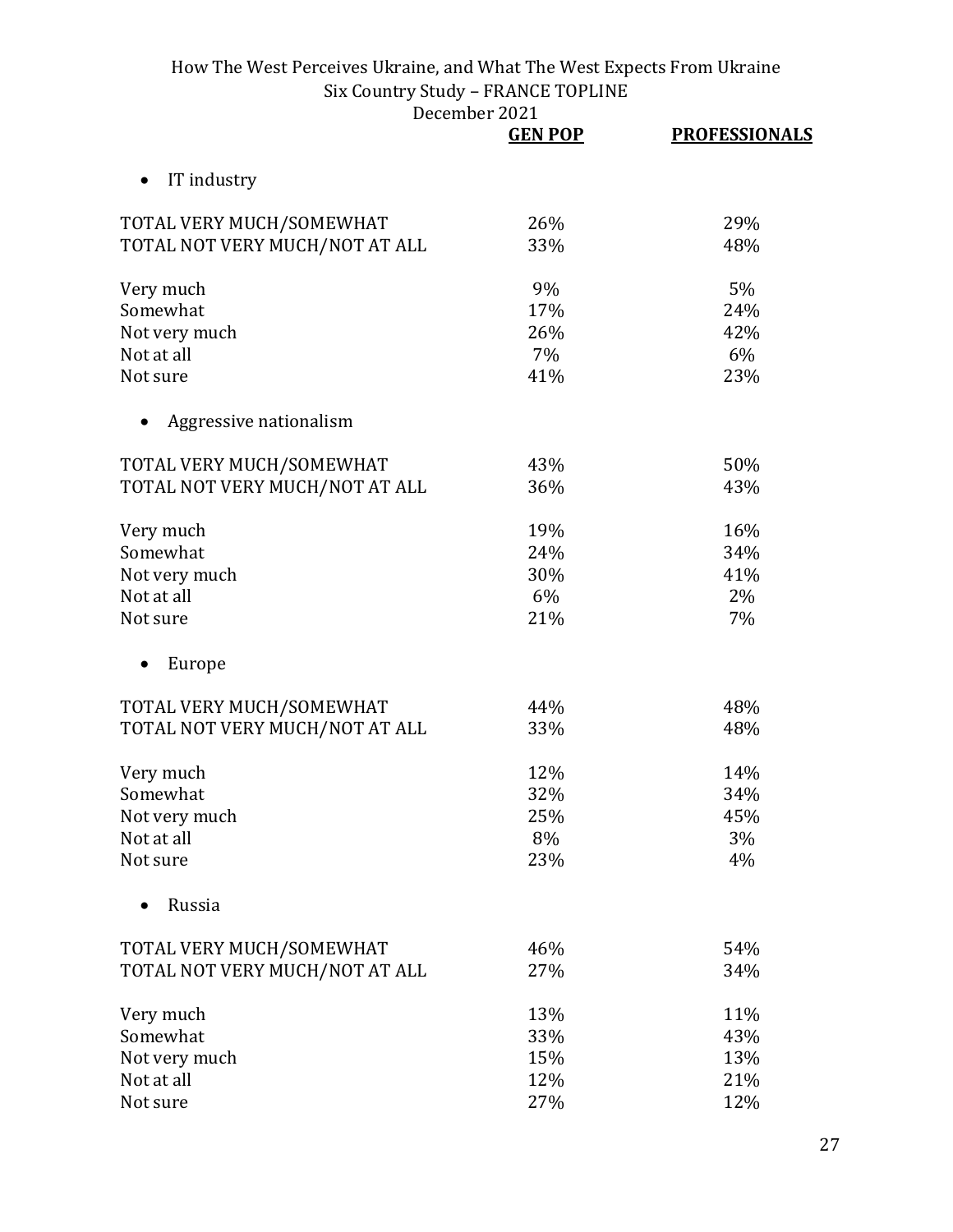| | GEN POP | PROFESSIONALS |
|---|---|---|
| • IT industry | | |
| TOTAL VERY MUCH/SOMEWHAT | 26% | 29% |
| TOTAL NOT VERY MUCH/NOT AT ALL | 33% | 48% |
| Very much | 9% | 5% |
| Somewhat | 17% | 24% |
| Not very much | 26% | 42% |
| Not at all | 7% | 6% |
| Not sure | 41% | 23% |
| • Aggressive nationalism | | |
| TOTAL VERY MUCH/SOMEWHAT | 43% | 50% |
| TOTAL NOT VERY MUCH/NOT AT ALL | 36% | 43% |
| Very much | 19% | 16% |
| Somewhat | 24% | 34% |
| Not very much | 30% | 41% |
| Not at all | 6% | 2% |
| Not sure | 21% | 7% |
| • Europe | | |
| TOTAL VERY MUCH/SOMEWHAT | 44% | 48% |
| TOTAL NOT VERY MUCH/NOT AT ALL | 33% | 48% |
| Very much | 12% | 14% |
| Somewhat | 32% | 34% |
| Not very much | 25% | 45% |
| Not at all | 8% | 3% |
| Not sure | 23% | 4% |
| • Russia | | |
| TOTAL VERY MUCH/SOMEWHAT | 46% | 54% |
| TOTAL NOT VERY MUCH/NOT AT ALL | 27% | 34% |
| Very much | 13% | 11% |
| Somewhat | 33% | 43% |
| Not very much | 15% | 13% |
| Not at all | 12% | 21% |
| Not sure | 27% | 12% |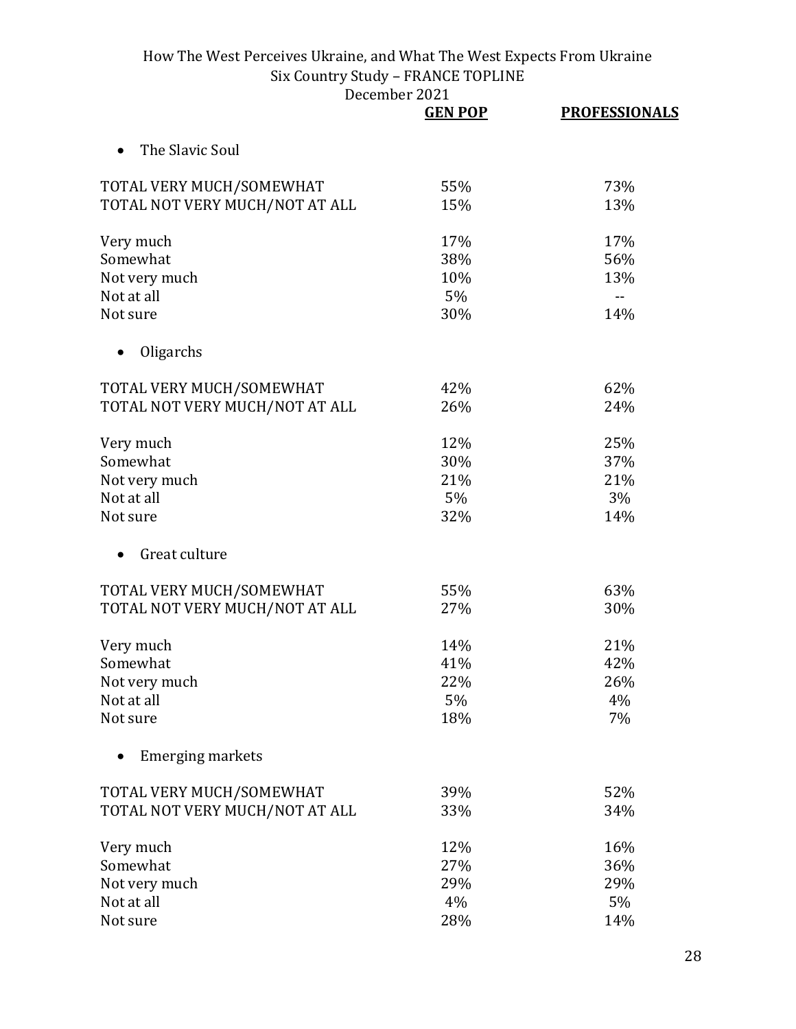| | GEN POP | PROFESSIONALS |
|---|---|---|
| **The Slavic Soul** | | |
| TOTAL VERY MUCH/SOMEWHAT | 55% | 73% |
| TOTAL NOT VERY MUCH/NOT AT ALL | 15% | 13% |
| Very much | 17% | 17% |
| Somewhat | 38% | 56% |
| Not very much | 10% | 13% |
| Not at all | 5% | -- |
| Not sure | 30% | 14% |
| **Oligarchs** | | |
| TOTAL VERY MUCH/SOMEWHAT | 42% | 62% |
| TOTAL NOT VERY MUCH/NOT AT ALL | 26% | 24% |
| Very much | 12% | 25% |
| Somewhat | 30% | 37% |
| Not very much | 21% | 21% |
| Not at all | 5% | 3% |
| Not sure | 32% | 14% |
| **Great culture** | | |
| TOTAL VERY MUCH/SOMEWHAT | 55% | 63% |
| TOTAL NOT VERY MUCH/NOT AT ALL | 27% | 30% |
| Very much | 14% | 21% |
| Somewhat | 41% | 42% |
| Not very much | 22% | 26% |
| Not at all | 5% | 4% |
| Not sure | 18% | 7% |
| **Emerging markets** | | |
| TOTAL VERY MUCH/SOMEWHAT | 39% | 52% |
| TOTAL NOT VERY MUCH/NOT AT ALL | 33% | 34% |
| Very much | 12% | 16% |
| Somewhat | 27% | 36% |
| Not very much | 29% | 29% |
| Not at all | 4% | 5% |
| Not sure | 28% | 14% |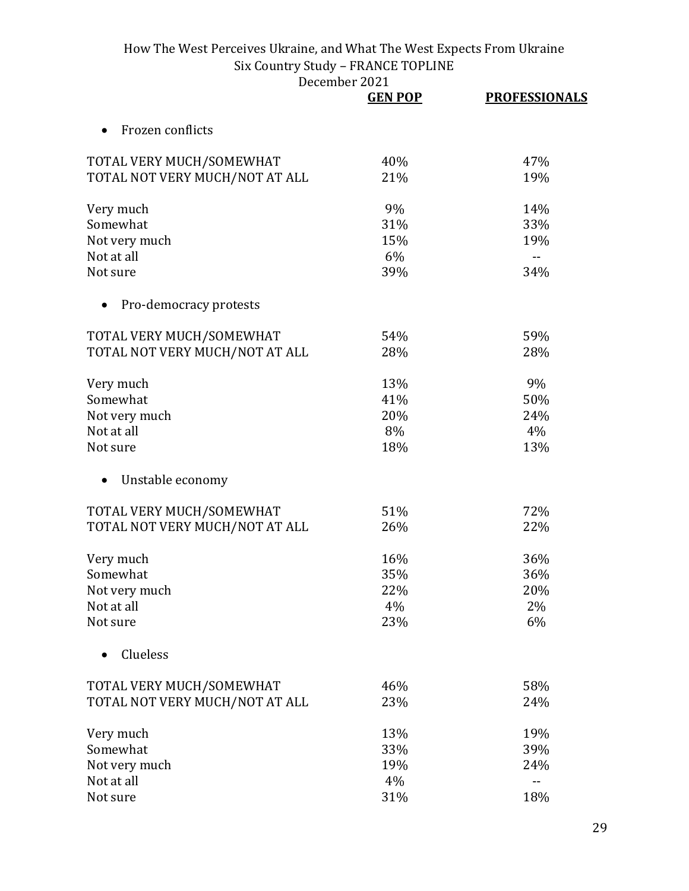How The West Perceives Ukraine, and What The West Expects From Ukraine
Six Country Study – FRANCE TOPLINE
December 2021

- Frozen conflicts

| | GEN POP | PROFESSIONALS |
|---|---|---|
| TOTAL VERY MUCH/SOMEWHAT | 40% | 47% |
| TOTAL NOT VERY MUCH/NOT AT ALL | 21% | 19% |
| | | |
| Very much | 9% | 14% |
| Somewhat | 31% | 33% |
| Not very much | 15% | 19% |
| Not at all | 6% | -- |
| Not sure | 39% | 34% |

- Pro-democracy protests

| | GEN POP | PROFESSIONALS |
|---|---|---|
| TOTAL VERY MUCH/SOMEWHAT | 54% | 59% |
| TOTAL NOT VERY MUCH/NOT AT ALL | 28% | 28% |
| | | |
| Very much | 13% | 9% |
| Somewhat | 41% | 50% |
| Not very much | 20% | 24% |
| Not at all | 8% | 4% |
| Not sure | 18% | 13% |

- Unstable economy

| | GEN POP | PROFESSIONALS |
|---|---|---|
| TOTAL VERY MUCH/SOMEWHAT | 51% | 72% |
| TOTAL NOT VERY MUCH/NOT AT ALL | 26% | 22% |
| | | |
| Very much | 16% | 36% |
| Somewhat | 35% | 36% |
| Not very much | 22% | 20% |
| Not at all | 4% | 2% |
| Not sure | 23% | 6% |

- Clueless

| | GEN POP | PROFESSIONALS |
|---|---|---|
| TOTAL VERY MUCH/SOMEWHAT | 46% | 58% |
| TOTAL NOT VERY MUCH/NOT AT ALL | 23% | 24% |
| | | |
| Very much | 13% | 19% |
| Somewhat | 33% | 39% |
| Not very much | 19% | 24% |
| Not at all | 4% | -- |
| Not sure | 31% | 18% |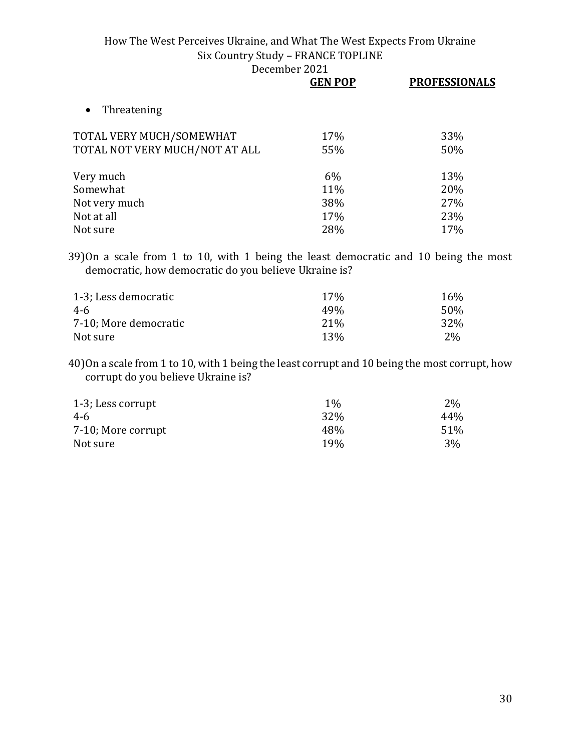| | GEN POP | PROFESSIONALS |
|---|---|---|
| • Threatening | | |
| TOTAL VERY MUCH/SOMEWHAT | 17% | 33% |
| TOTAL NOT VERY MUCH/NOT AT ALL | 55% | 50% |
| Very much | 6% | 13% |
| Somewhat | 11% | 20% |
| Not very much | 38% | 27% |
| Not at all | 17% | 23% |
| Not sure | 28% | 17% |

39) On a scale from 1 to 10, with 1 being the least democratic and 10 being the most democratic, how democratic do you believe Ukraine is?

| | GEN POP | PROFESSIONALS |
|---|---|---|
| 1-3; Less democratic | 17% | 16% |
| 4-6 | 49% | 50% |
| 7-10; More democratic | 21% | 32% |
| Not sure | 13% | 2% |

40) On a scale from 1 to 10, with 1 being the least corrupt and 10 being the most corrupt, how corrupt do you believe Ukraine is?

| | GEN POP | PROFESSIONALS |
|---|---|---|
| 1-3; Less corrupt | 1% | 2% |
| 4-6 | 32% | 44% |
| 7-10; More corrupt | 48% | 51% |
| Not sure | 19% | 3% |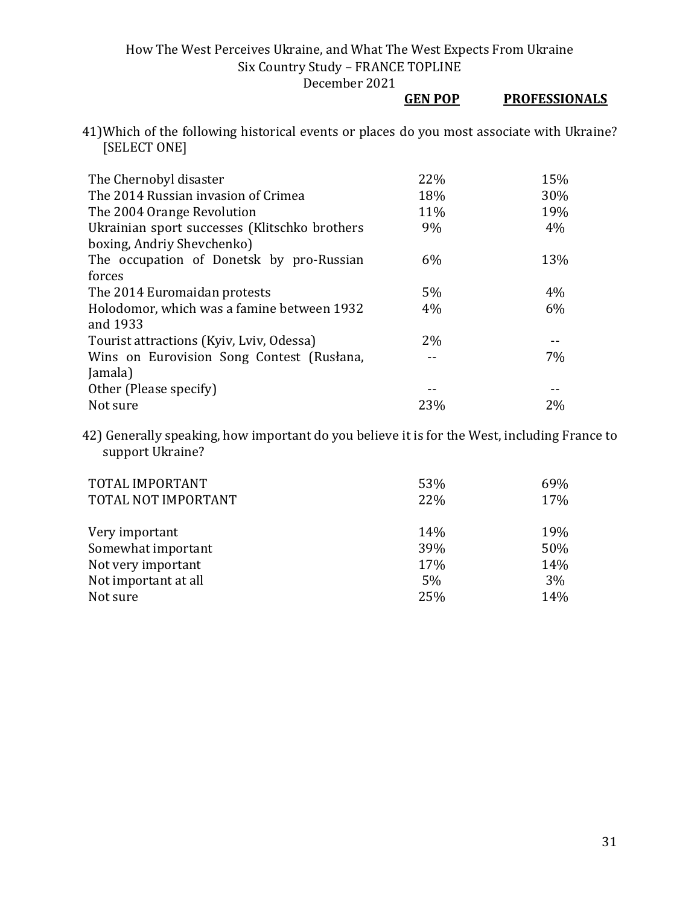41) Which of the following historical events or places do you most associate with Ukraine? [SELECT ONE]

| | GEN POP | PROFESSIONALS |
|---|---|---|
| The Chernobyl disaster | 22% | 15% |
| The 2014 Russian invasion of Crimea | 18% | 30% |
| The 2004 Orange Revolution | 11% | 19% |
| Ukrainian sport successes (Klitschko brothers boxing, Andriy Shevchenko) | 9% | 4% |
| The occupation of Donetsk by pro-Russian forces | 6% | 13% |
| The 2014 Euromaidan protests | 5% | 4% |
| Holodomor, which was a famine between 1932 and 1933 | 4% | 6% |
| Tourist attractions (Kyiv, Lviv, Odessa) | 2% | -- |
| Wins on Eurovision Song Contest (Rusłana, Jamala) | -- | 7% |
| Other (Please specify) | -- | -- |
| Not sure | 23% | 2% |

42) Generally speaking, how important do you believe it is for the West, including France to support Ukraine?

| | GEN POP | PROFESSIONALS |
|---|---|---|
| TOTAL IMPORTANT | 53% | 69% |
| TOTAL NOT IMPORTANT | 22% | 17% |
| Very important | 14% | 19% |
| Somewhat important | 39% | 50% |
| Not very important | 17% | 14% |
| Not important at all | 5% | 3% |
| Not sure | 25% | 14% |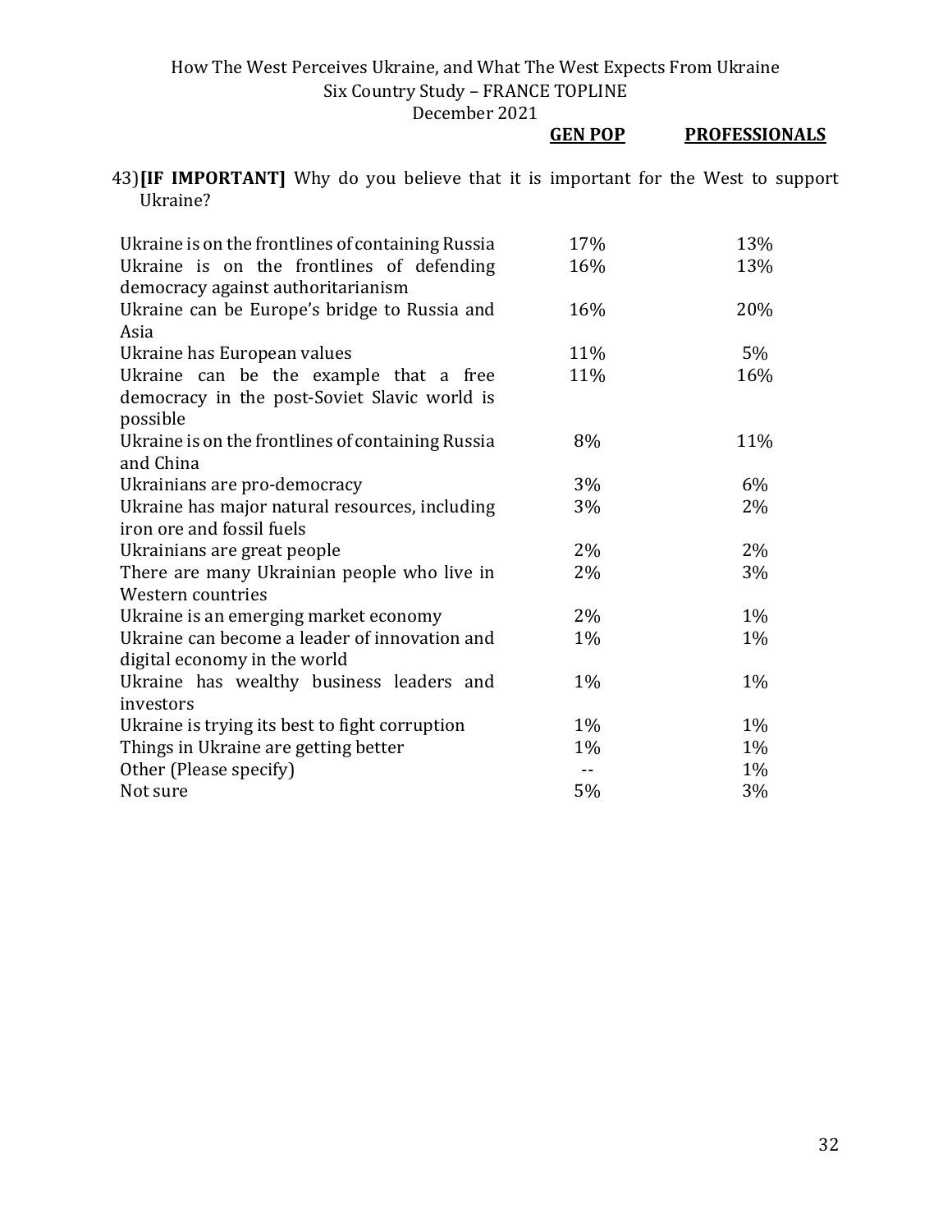43) **[IF IMPORTANT]** Why do you believe that it is important for the West to support Ukraine?

| | GEN POP | PROFESSIONALS |
|---|---|---|
| Ukraine is on the frontlines of containing Russia | 17% | 13% |
| Ukraine is on the frontlines of defending democracy against authoritarianism | 16% | 13% |
| Ukraine can be Europe's bridge to Russia and Asia | 16% | 20% |
| Ukraine has European values | 11% | 5% |
| Ukraine can be the example that a free democracy in the post-Soviet Slavic world is possible | 11% | 16% |
| Ukraine is on the frontlines of containing Russia and China | 8% | 11% |
| Ukrainians are pro-democracy | 3% | 6% |
| Ukraine has major natural resources, including iron ore and fossil fuels | 3% | 2% |
| Ukrainians are great people | 2% | 2% |
| There are many Ukrainian people who live in Western countries | 2% | 3% |
| Ukraine is an emerging market economy | 2% | 1% |
| Ukraine can become a leader of innovation and digital economy in the world | 1% | 1% |
| Ukraine has wealthy business leaders and investors | 1% | 1% |
| Ukraine is trying its best to fight corruption | 1% | 1% |
| Things in Ukraine are getting better | 1% | 1% |
| Other (Please specify) | -- | 1% |
| Not sure | 5% | 3% |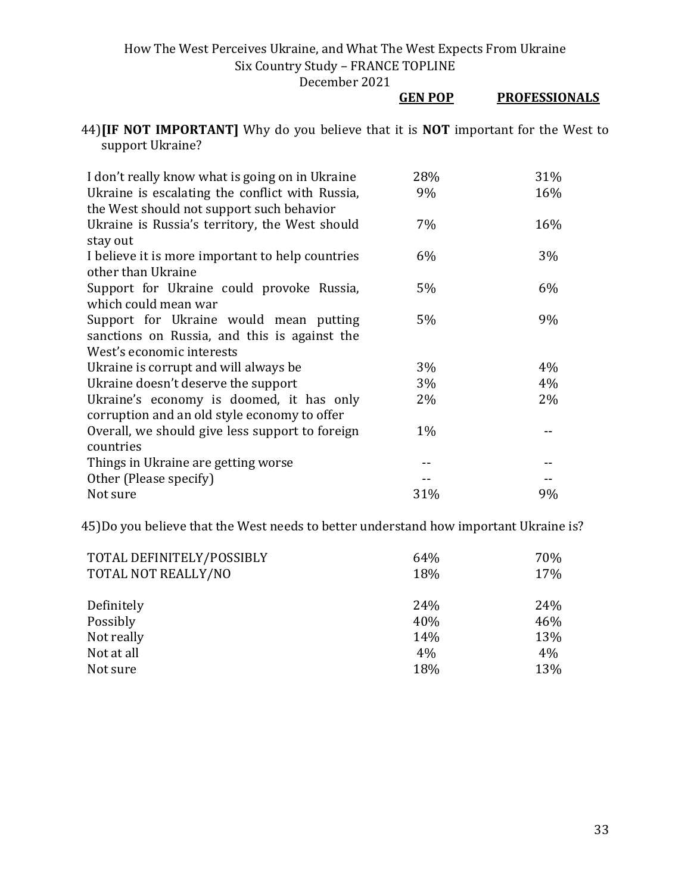44) **[IF NOT IMPORTANT]** Why do you believe that it is **NOT** important for the West to support Ukraine?

| | GEN POP | PROFESSIONALS |
|---|---|---|
| I don't really know what is going on in Ukraine | 28% | 31% |
| Ukraine is escalating the conflict with Russia, the West should not support such behavior | 9% | 16% |
| Ukraine is Russia's territory, the West should stay out | 7% | 16% |
| I believe it is more important to help countries other than Ukraine | 6% | 3% |
| Support for Ukraine could provoke Russia, which could mean war | 5% | 6% |
| Support for Ukraine would mean putting sanctions on Russia, and this is against the West's economic interests | 5% | 9% |
| Ukraine is corrupt and will always be | 3% | 4% |
| Ukraine doesn't deserve the support | 3% | 4% |
| Ukraine's economy is doomed, it has only corruption and an old style economy to offer | 2% | 2% |
| Overall, we should give less support to foreign countries | 1% | -- |
| Things in Ukraine are getting worse | -- | -- |
| Other (Please specify) | -- | -- |
| Not sure | 31% | 9% |

45) Do you believe that the West needs to better understand how important Ukraine is?

| | GEN POP | PROFESSIONALS |
|---|---|---|
| TOTAL DEFINITELY/POSSIBLY | 64% | 70% |
| TOTAL NOT REALLY/NO | 18% | 17% |
| Definitely | 24% | 24% |
| Possibly | 40% | 46% |
| Not really | 14% | 13% |
| Not at all | 4% | 4% |
| Not sure | 18% | 13% |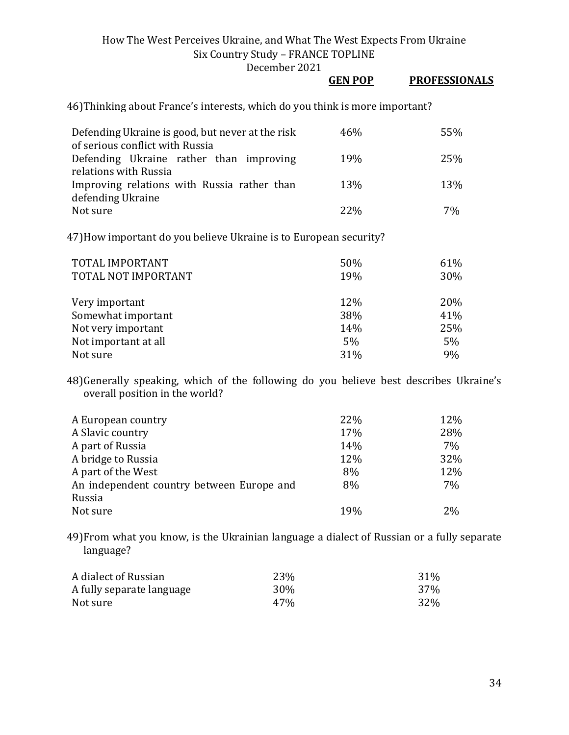| | GEN POP | PROFESSIONALS |
|---|---|---|

46) Thinking about France's interests, which do you think is more important?

| | GEN POP | PROFESSIONALS |
|---|---|---|
| Defending Ukraine is good, but never at the risk of serious conflict with Russia | 46% | 55% |
| Defending Ukraine rather than improving relations with Russia | 19% | 25% |
| Improving relations with Russia rather than defending Ukraine | 13% | 13% |
| Not sure | 22% | 7% |

47) How important do you believe Ukraine is to European security?

| | GEN POP | PROFESSIONALS |
|---|---|---|
| TOTAL IMPORTANT | 50% | 61% |
| TOTAL NOT IMPORTANT | 19% | 30% |
| | | |
| Very important | 12% | 20% |
| Somewhat important | 38% | 41% |
| Not very important | 14% | 25% |
| Not important at all | 5% | 5% |
| Not sure | 31% | 9% |

48) Generally speaking, which of the following do you believe best describes Ukraine's overall position in the world?

| | GEN POP | PROFESSIONALS |
|---|---|---|
| A European country | 22% | 12% |
| A Slavic country | 17% | 28% |
| A part of Russia | 14% | 7% |
| A bridge to Russia | 12% | 32% |
| A part of the West | 8% | 12% |
| An independent country between Europe and Russia | 8% | 7% |
| Not sure | 19% | 2% |

49) From what you know, is the Ukrainian language a dialect of Russian or a fully separate language?

| | GEN POP | PROFESSIONALS |
|---|---|---|
| A dialect of Russian | 23% | 31% |
| A fully separate language | 30% | 37% |
| Not sure | 47% | 32% |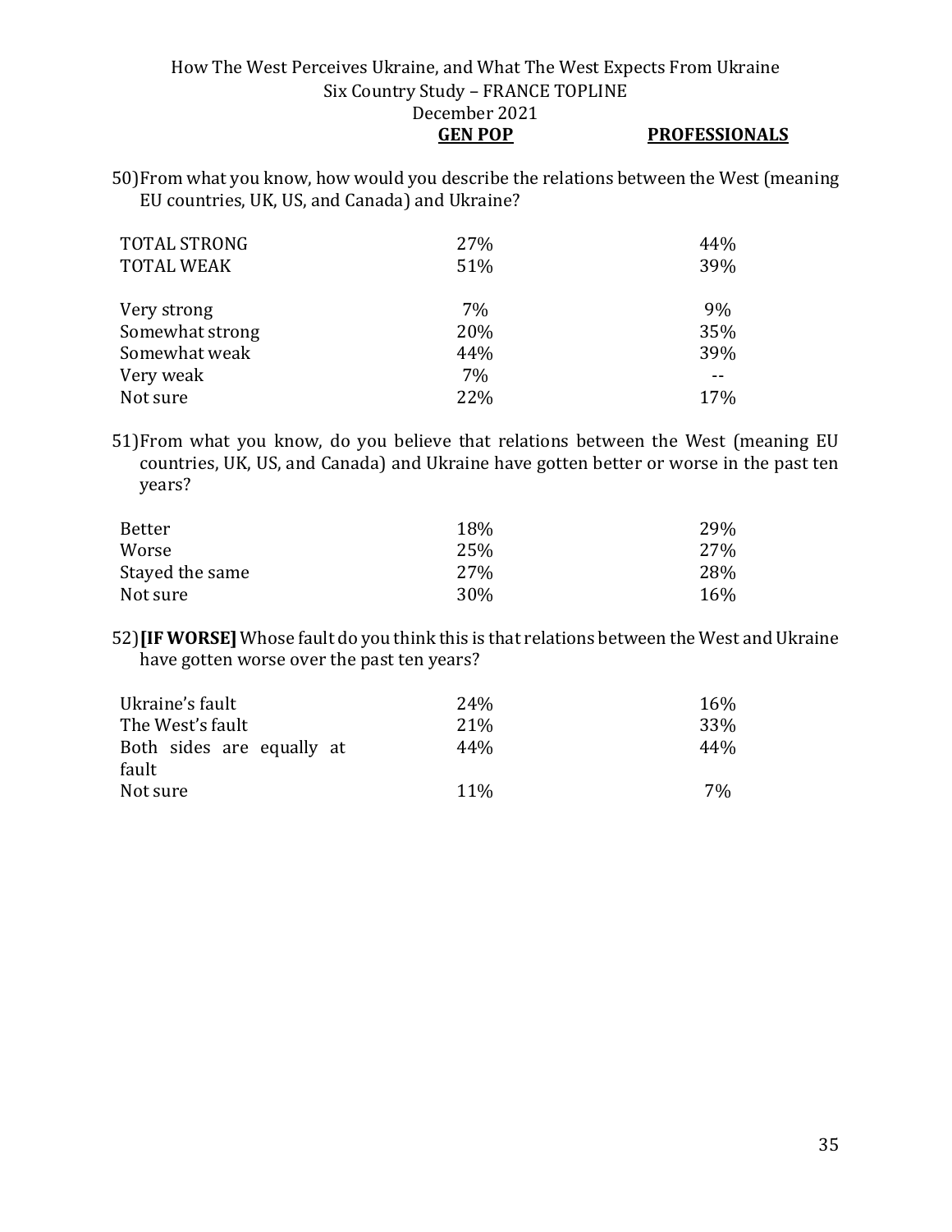50) From what you know, how would you describe the relations between the West (meaning EU countries, UK, US, and Canada) and Ukraine?

| | GEN POP | PROFESSIONALS |
|---|---|---|
| TOTAL STRONG | 27% | 44% |
| TOTAL WEAK | 51% | 39% |
| Very strong | 7% | 9% |
| Somewhat strong | 20% | 35% |
| Somewhat weak | 44% | 39% |
| Very weak | 7% | -- |
| Not sure | 22% | 17% |

51) From what you know, do you believe that relations between the West (meaning EU countries, UK, US, and Canada) and Ukraine have gotten better or worse in the past ten years?

| | GEN POP | PROFESSIONALS |
|---|---|---|
| Better | 18% | 29% |
| Worse | 25% | 27% |
| Stayed the same | 27% | 28% |
| Not sure | 30% | 16% |

52) **[IF WORSE]** Whose fault do you think this is that relations between the West and Ukraine have gotten worse over the past ten years?

| | GEN POP | PROFESSIONALS |
|---|---|---|
| Ukraine's fault | 24% | 16% |
| The West's fault | 21% | 33% |
| Both sides are equally at fault | 44% | 44% |
| Not sure | 11% | 7% |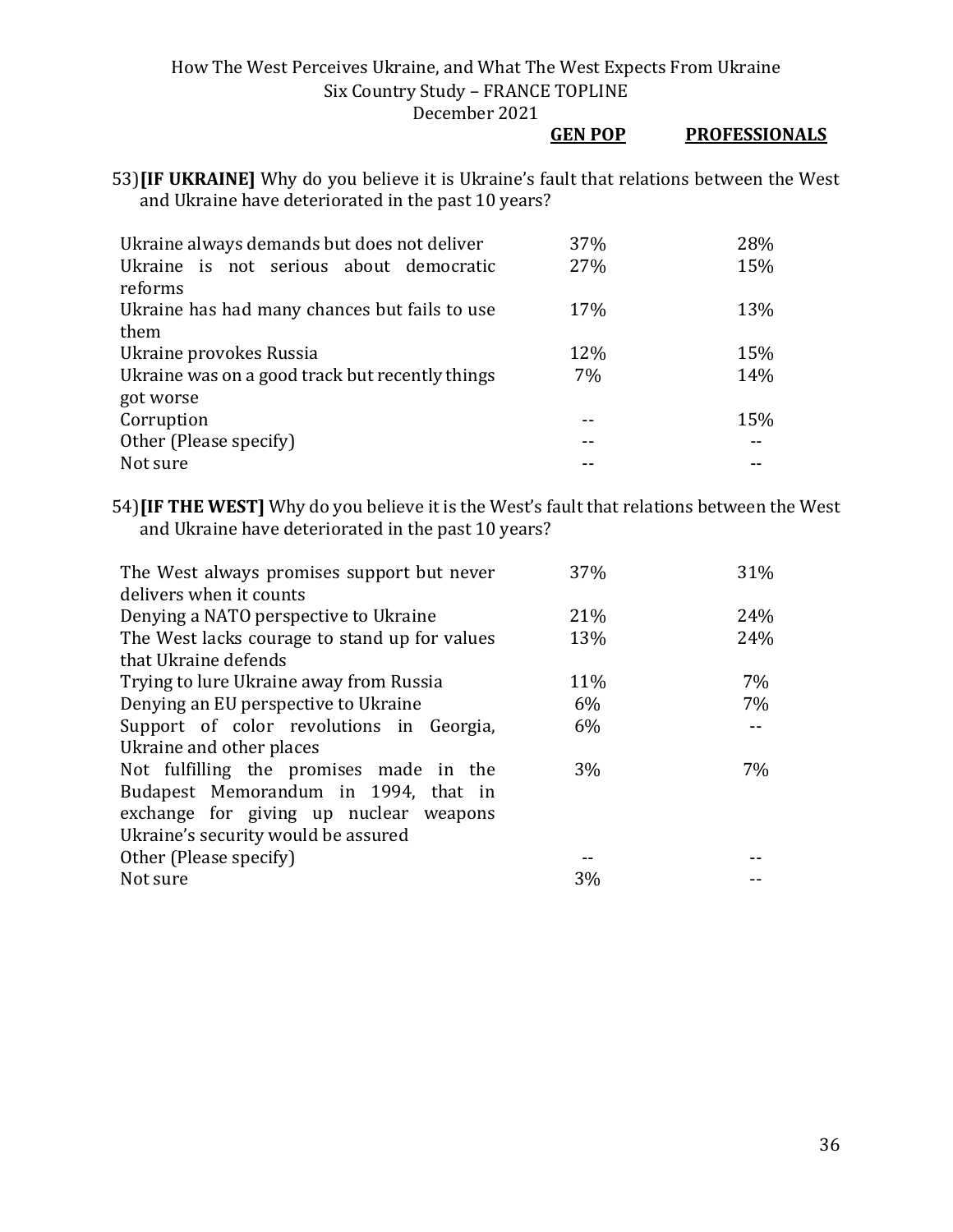53) **[IF UKRAINE]** Why do you believe it is Ukraine's fault that relations between the West and Ukraine have deteriorated in the past 10 years?

| | GEN POP | PROFESSIONALS |
|---|---|---|
| Ukraine always demands but does not deliver | 37% | 28% |
| Ukraine is not serious about democratic reforms | 27% | 15% |
| Ukraine has had many chances but fails to use them | 17% | 13% |
| Ukraine provokes Russia | 12% | 15% |
| Ukraine was on a good track but recently things got worse | 7% | 14% |
| Corruption | -- | 15% |
| Other (Please specify) | -- | -- |
| Not sure | -- | -- |

54) **[IF THE WEST]** Why do you believe it is the West's fault that relations between the West and Ukraine have deteriorated in the past 10 years?

| | GEN POP | PROFESSIONALS |
|---|---|---|
| The West always promises support but never delivers when it counts | 37% | 31% |
| Denying a NATO perspective to Ukraine | 21% | 24% |
| The West lacks courage to stand up for values that Ukraine defends | 13% | 24% |
| Trying to lure Ukraine away from Russia | 11% | 7% |
| Denying an EU perspective to Ukraine | 6% | 7% |
| Support of color revolutions in Georgia, Ukraine and other places | 6% | -- |
| Not fulfilling the promises made in the Budapest Memorandum in 1994, that in exchange for giving up nuclear weapons Ukraine's security would be assured | 3% | 7% |
| Other (Please specify) | -- | -- |
| Not sure | 3% | -- |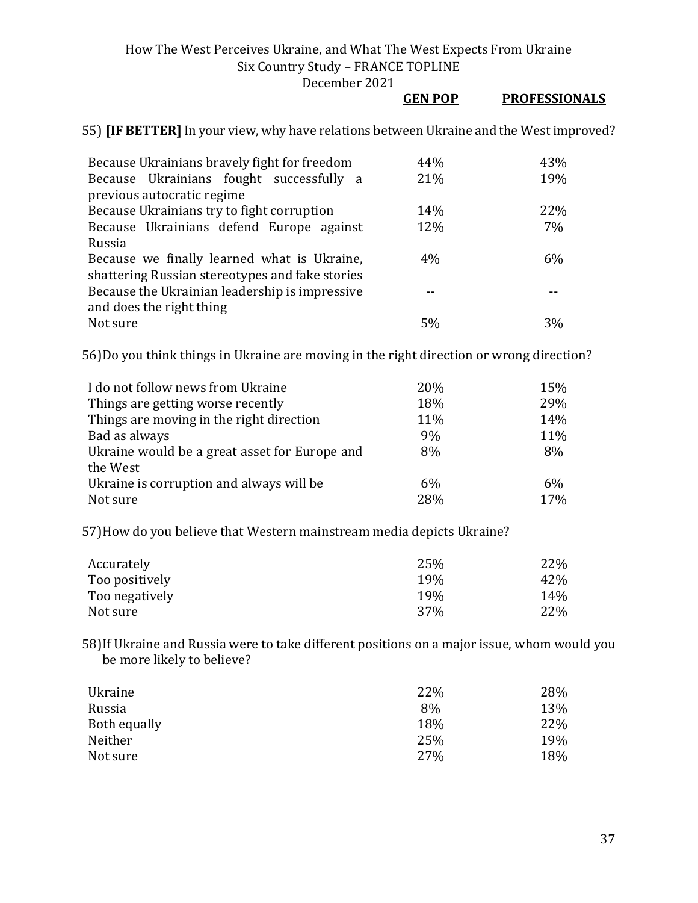55) **[IF BETTER]** In your view, why have relations between Ukraine and the West improved?

| | GEN POP | PROFESSIONALS |
|---|---|---|
| Because Ukrainians bravely fight for freedom | 44% | 43% |
| Because Ukrainians fought successfully a previous autocratic regime | 21% | 19% |
| Because Ukrainians try to fight corruption | 14% | 22% |
| Because Ukrainians defend Europe against Russia | 12% | 7% |
| Because we finally learned what is Ukraine, shattering Russian stereotypes and fake stories | 4% | 6% |
| Because the Ukrainian leadership is impressive and does the right thing | -- | -- |
| Not sure | 5% | 3% |

56)Do you think things in Ukraine are moving in the right direction or wrong direction?

| | GEN POP | PROFESSIONALS |
|---|---|---|
| I do not follow news from Ukraine | 20% | 15% |
| Things are getting worse recently | 18% | 29% |
| Things are moving in the right direction | 11% | 14% |
| Bad as always | 9% | 11% |
| Ukraine would be a great asset for Europe and the West | 8% | 8% |
| Ukraine is corruption and always will be | 6% | 6% |
| Not sure | 28% | 17% |

57)How do you believe that Western mainstream media depicts Ukraine?

| | GEN POP | PROFESSIONALS |
|---|---|---|
| Accurately | 25% | 22% |
| Too positively | 19% | 42% |
| Too negatively | 19% | 14% |
| Not sure | 37% | 22% |

58)If Ukraine and Russia were to take different positions on a major issue, whom would you be more likely to believe?

| | GEN POP | PROFESSIONALS |
|---|---|---|
| Ukraine | 22% | 28% |
| Russia | 8% | 13% |
| Both equally | 18% | 22% |
| Neither | 25% | 19% |
| Not sure | 27% | 18% |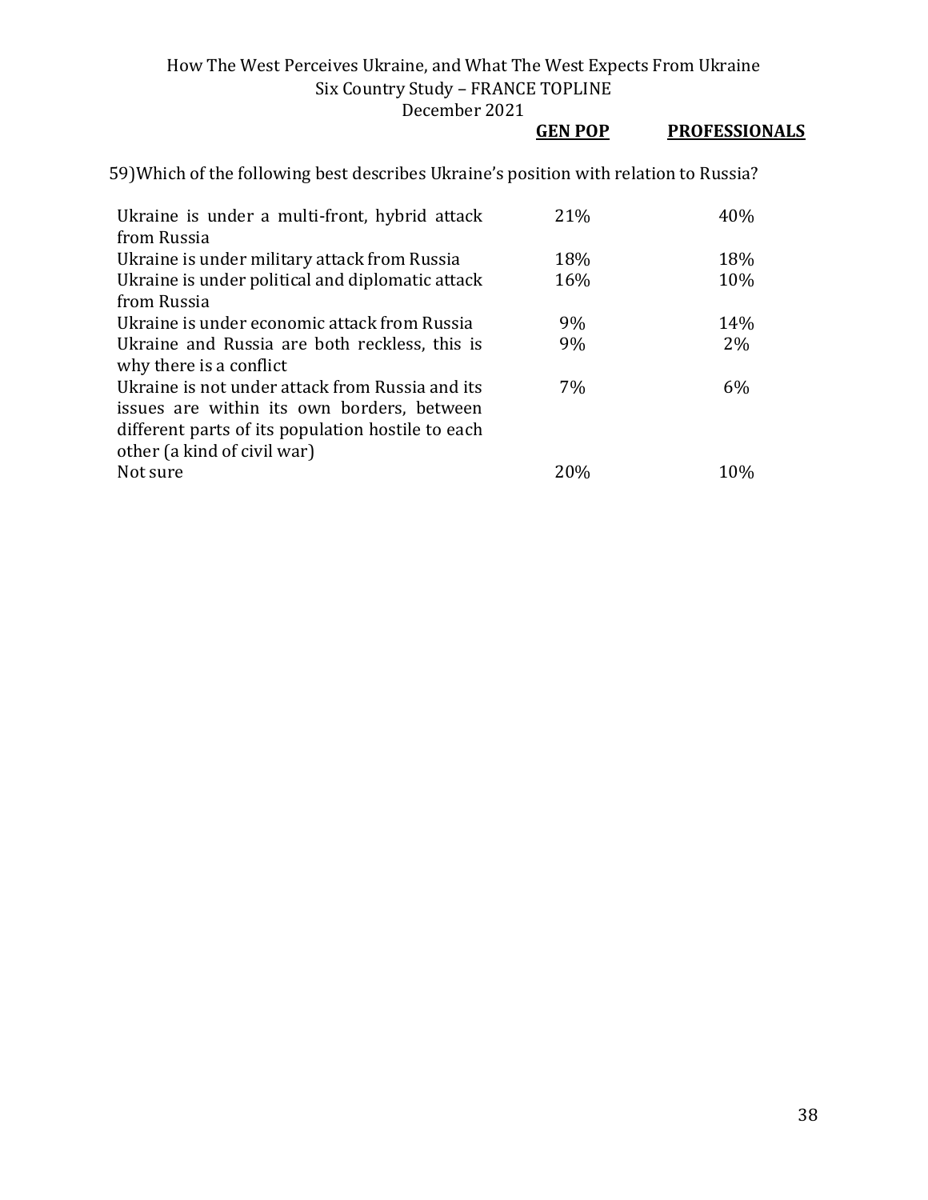59)Which of the following best describes Ukraine's position with relation to Russia?

| | GEN POP | PROFESSIONALS |
|---|---|---|
| Ukraine is under a multi-front, hybrid attack from Russia | 21% | 40% |
| Ukraine is under military attack from Russia | 18% | 18% |
| Ukraine is under political and diplomatic attack from Russia | 16% | 10% |
| Ukraine is under economic attack from Russia | 9% | 14% |
| Ukraine and Russia are both reckless, this is why there is a conflict | 9% | 2% |
| Ukraine is not under attack from Russia and its issues are within its own borders, between different parts of its population hostile to each other (a kind of civil war) | 7% | 6% |
| Not sure | 20% | 10% |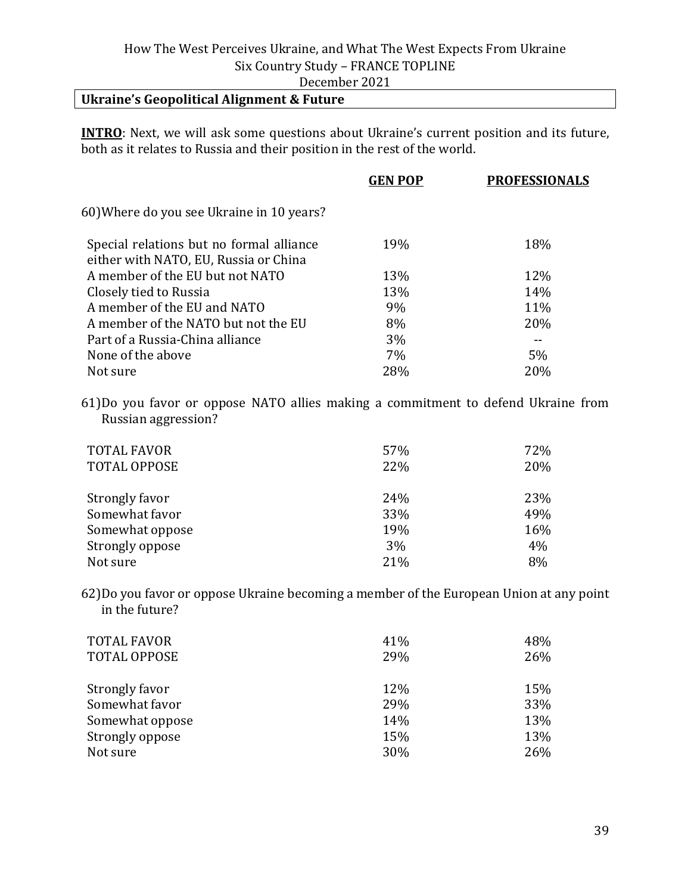## Ukraine's Geopolitical Alignment & Future

**INTRO**: Next, we will ask some questions about Ukraine's current position and its future, both as it relates to Russia and their position in the rest of the world.

60) Where do you see Ukraine in 10 years?

| | GEN POP | PROFESSIONALS |
|---|---|---|
| Special relations but no formal alliance either with NATO, EU, Russia or China | 19% | 18% |
| A member of the EU but not NATO | 13% | 12% |
| Closely tied to Russia | 13% | 14% |
| A member of the EU and NATO | 9% | 11% |
| A member of the NATO but not the EU | 8% | 20% |
| Part of a Russia-China alliance | 3% | -- |
| None of the above | 7% | 5% |
| Not sure | 28% | 20% |

61) Do you favor or oppose NATO allies making a commitment to defend Ukraine from Russian aggression?

| | GEN POP | PROFESSIONALS |
|---|---|---|
| TOTAL FAVOR | 57% | 72% |
| TOTAL OPPOSE | 22% | 20% |
| Strongly favor | 24% | 23% |
| Somewhat favor | 33% | 49% |
| Somewhat oppose | 19% | 16% |
| Strongly oppose | 3% | 4% |
| Not sure | 21% | 8% |

62) Do you favor or oppose Ukraine becoming a member of the European Union at any point in the future?

| | GEN POP | PROFESSIONALS |
|---|---|---|
| TOTAL FAVOR | 41% | 48% |
| TOTAL OPPOSE | 29% | 26% |
| Strongly favor | 12% | 15% |
| Somewhat favor | 29% | 33% |
| Somewhat oppose | 14% | 13% |
| Strongly oppose | 15% | 13% |
| Not sure | 30% | 26% |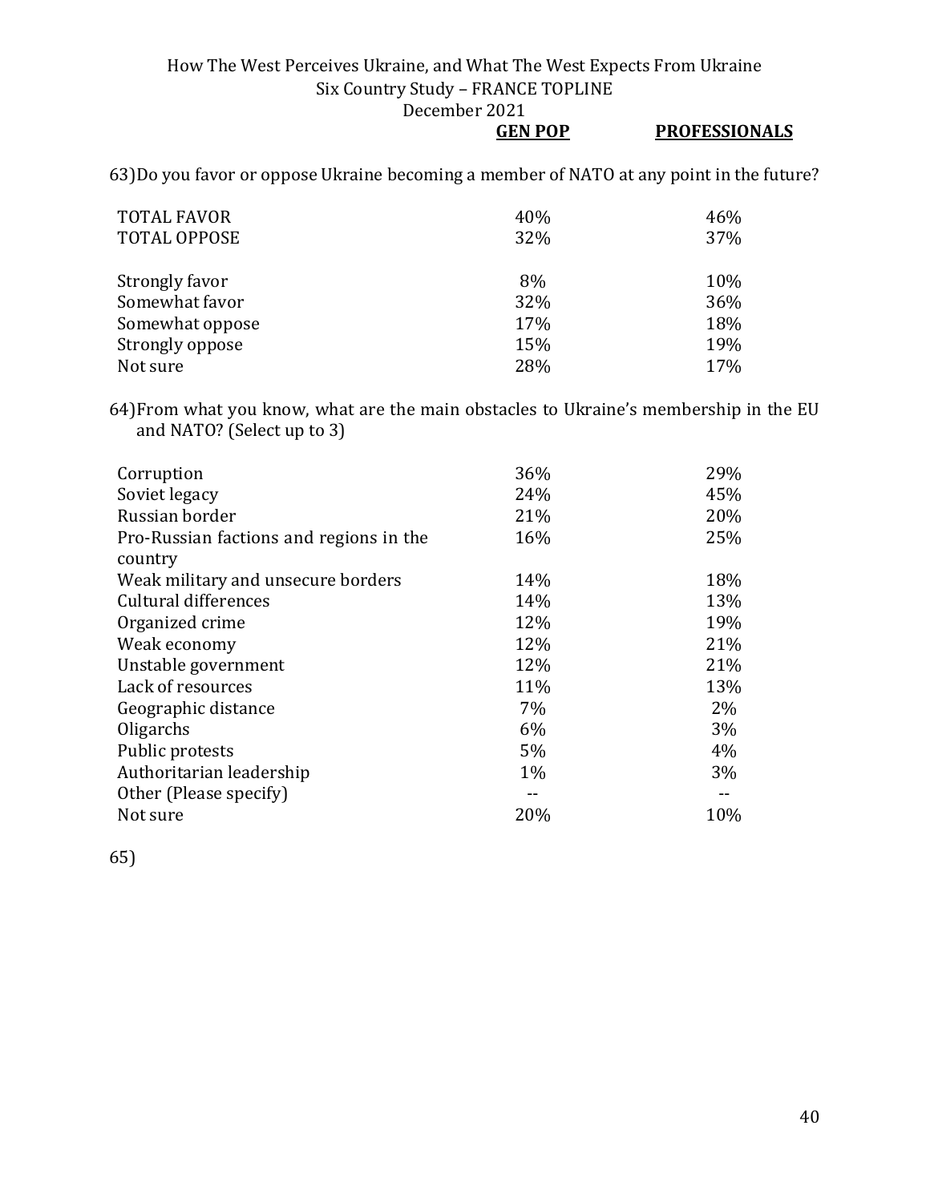| | GEN POP | PROFESSIONALS |
|---|---|---|

63) Do you favor or oppose Ukraine becoming a member of NATO at any point in the future?

| | GEN POP | PROFESSIONALS |
|---|---|---|
| TOTAL FAVOR | 40% | 46% |
| TOTAL OPPOSE | 32% | 37% |
| | | |
| Strongly favor | 8% | 10% |
| Somewhat favor | 32% | 36% |
| Somewhat oppose | 17% | 18% |
| Strongly oppose | 15% | 19% |
| Not sure | 28% | 17% |

64) From what you know, what are the main obstacles to Ukraine's membership in the EU and NATO? (Select up to 3)

| | GEN POP | PROFESSIONALS |
|---|---|---|
| Corruption | 36% | 29% |
| Soviet legacy | 24% | 45% |
| Russian border | 21% | 20% |
| Pro-Russian factions and regions in the country | 16% | 25% |
| Weak military and unsecure borders | 14% | 18% |
| Cultural differences | 14% | 13% |
| Organized crime | 12% | 19% |
| Weak economy | 12% | 21% |
| Unstable government | 12% | 21% |
| Lack of resources | 11% | 13% |
| Geographic distance | 7% | 2% |
| Oligarchs | 6% | 3% |
| Public protests | 5% | 4% |
| Authoritarian leadership | 1% | 3% |
| Other (Please specify) | -- | -- |
| Not sure | 20% | 10% |

65)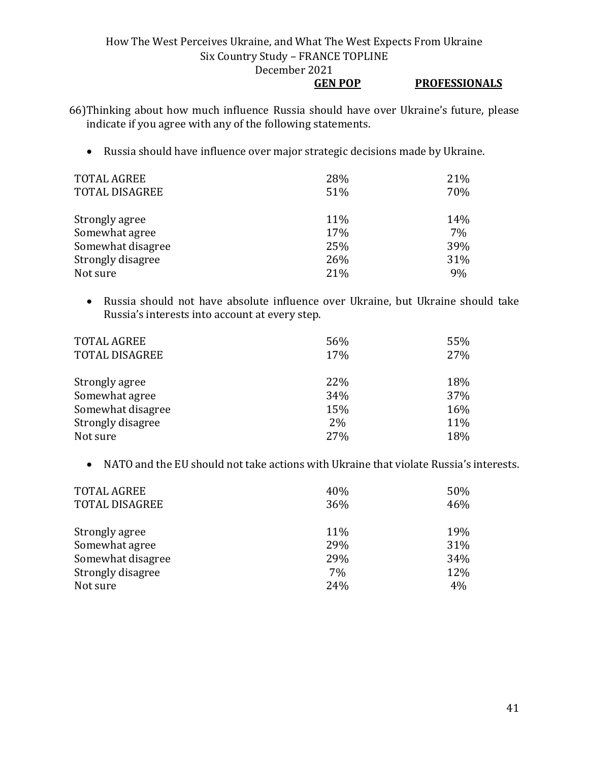| | GEN POP | PROFESSIONALS |
|---|---|---|

66) Thinking about how much influence Russia should have over Ukraine's future, please indicate if you agree with any of the following statements.

- Russia should have influence over major strategic decisions made by Ukraine.

| | GEN POP | PROFESSIONALS |
|---|---|---|
| TOTAL AGREE | 28% | 21% |
| TOTAL DISAGREE | 51% | 70% |
| | | |
| Strongly agree | 11% | 14% |
| Somewhat agree | 17% | 7% |
| Somewhat disagree | 25% | 39% |
| Strongly disagree | 26% | 31% |
| Not sure | 21% | 9% |

- Russia should not have absolute influence over Ukraine, but Ukraine should take Russia's interests into account at every step.

| | GEN POP | PROFESSIONALS |
|---|---|---|
| TOTAL AGREE | 56% | 55% |
| TOTAL DISAGREE | 17% | 27% |
| | | |
| Strongly agree | 22% | 18% |
| Somewhat agree | 34% | 37% |
| Somewhat disagree | 15% | 16% |
| Strongly disagree | 2% | 11% |
| Not sure | 27% | 18% |

- NATO and the EU should not take actions with Ukraine that violate Russia's interests.

| | GEN POP | PROFESSIONALS |
|---|---|---|
| TOTAL AGREE | 40% | 50% |
| TOTAL DISAGREE | 36% | 46% |
| | | |
| Strongly agree | 11% | 19% |
| Somewhat agree | 29% | 31% |
| Somewhat disagree | 29% | 34% |
| Strongly disagree | 7% | 12% |
| Not sure | 24% | 4% |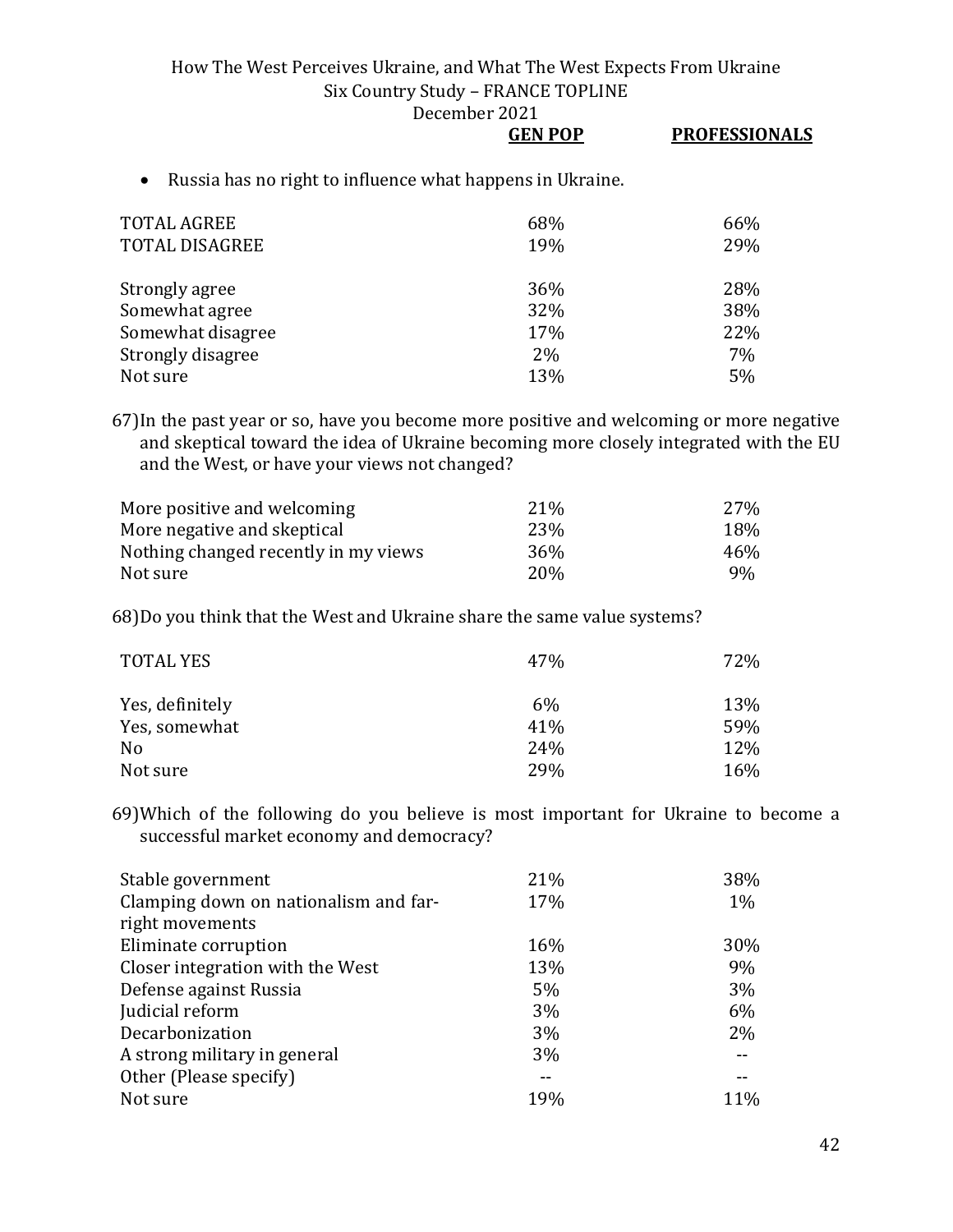- Russia has no right to influence what happens in Ukraine.

| | GEN POP | PROFESSIONALS |
|---|---|---|
| TOTAL AGREE | 68% | 66% |
| TOTAL DISAGREE | 19% | 29% |
| | | |
| Strongly agree | 36% | 28% |
| Somewhat agree | 32% | 38% |
| Somewhat disagree | 17% | 22% |
| Strongly disagree | 2% | 7% |
| Not sure | 13% | 5% |

67) In the past year or so, have you become more positive and welcoming or more negative and skeptical toward the idea of Ukraine becoming more closely integrated with the EU and the West, or have your views not changed?

| | GEN POP | PROFESSIONALS |
|---|---|---|
| More positive and welcoming | 21% | 27% |
| More negative and skeptical | 23% | 18% |
| Nothing changed recently in my views | 36% | 46% |
| Not sure | 20% | 9% |

68) Do you think that the West and Ukraine share the same value systems?

| | GEN POP | PROFESSIONALS |
|---|---|---|
| TOTAL YES | 47% | 72% |
| | | |
| Yes, definitely | 6% | 13% |
| Yes, somewhat | 41% | 59% |
| No | 24% | 12% |
| Not sure | 29% | 16% |

69) Which of the following do you believe is most important for Ukraine to become a successful market economy and democracy?

| | GEN POP | PROFESSIONALS |
|---|---|---|
| Stable government | 21% | 38% |
| Clamping down on nationalism and far-right movements | 17% | 1% |
| Eliminate corruption | 16% | 30% |
| Closer integration with the West | 13% | 9% |
| Defense against Russia | 5% | 3% |
| Judicial reform | 3% | 6% |
| Decarbonization | 3% | 2% |
| A strong military in general | 3% | -- |
| Other (Please specify) | -- | -- |
| Not sure | 19% | 11% |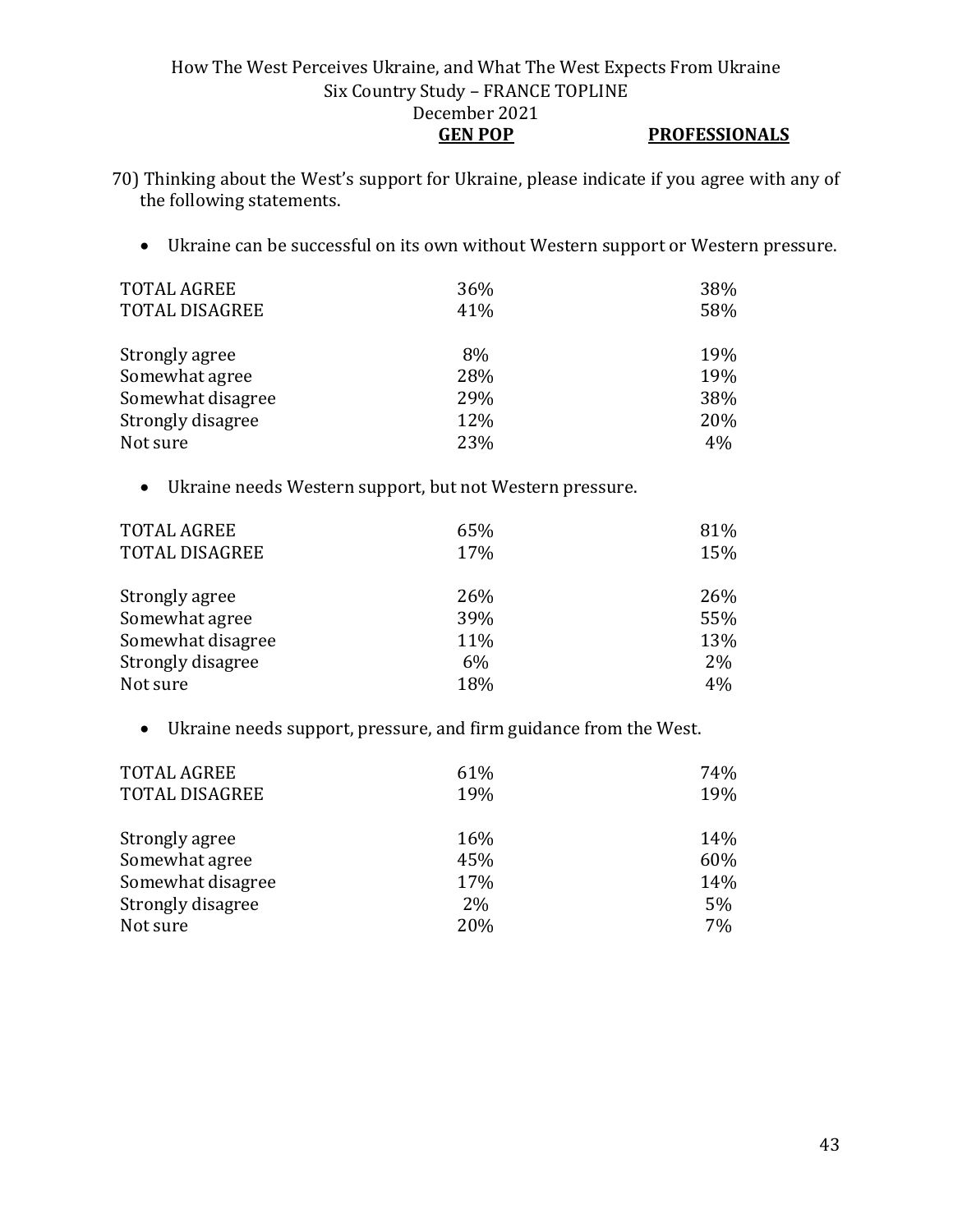70) Thinking about the West's support for Ukraine, please indicate if you agree with any of the following statements.

- Ukraine can be successful on its own without Western support or Western pressure.

| | GEN POP | PROFESSIONALS |
|---|---|---|
| TOTAL AGREE | 36% | 38% |
| TOTAL DISAGREE | 41% | 58% |
| Strongly agree | 8% | 19% |
| Somewhat agree | 28% | 19% |
| Somewhat disagree | 29% | 38% |
| Strongly disagree | 12% | 20% |
| Not sure | 23% | 4% |

- Ukraine needs Western support, but not Western pressure.

| | GEN POP | PROFESSIONALS |
|---|---|---|
| TOTAL AGREE | 65% | 81% |
| TOTAL DISAGREE | 17% | 15% |
| Strongly agree | 26% | 26% |
| Somewhat agree | 39% | 55% |
| Somewhat disagree | 11% | 13% |
| Strongly disagree | 6% | 2% |
| Not sure | 18% | 4% |

- Ukraine needs support, pressure, and firm guidance from the West.

| | GEN POP | PROFESSIONALS |
|---|---|---|
| TOTAL AGREE | 61% | 74% |
| TOTAL DISAGREE | 19% | 19% |
| Strongly agree | 16% | 14% |
| Somewhat agree | 45% | 60% |
| Somewhat disagree | 17% | 14% |
| Strongly disagree | 2% | 5% |
| Not sure | 20% | 7% |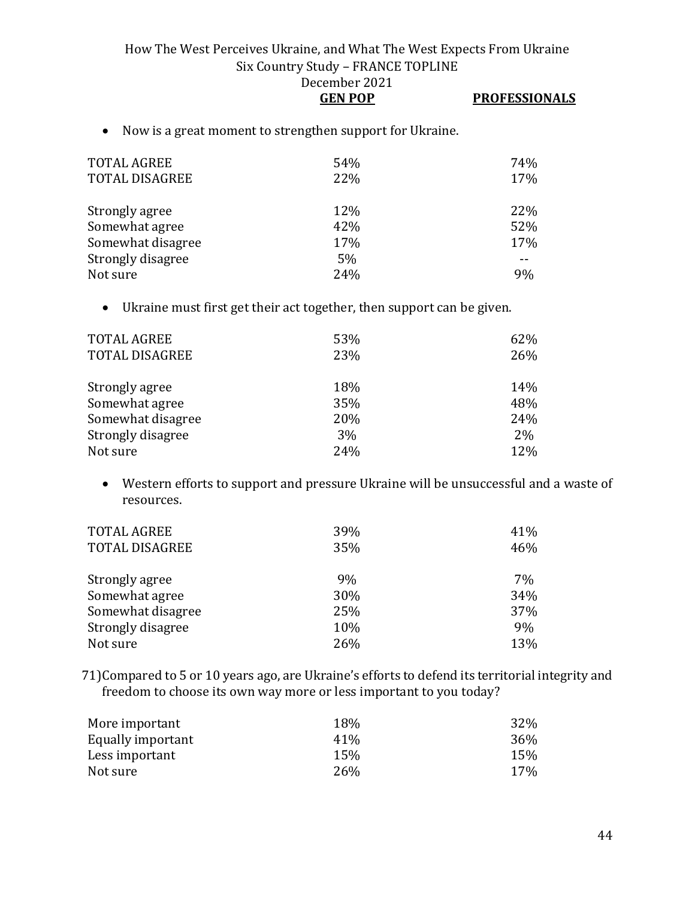- Now is a great moment to strengthen support for Ukraine.

| | GEN POP | PROFESSIONALS |
|---|---|---|
| TOTAL AGREE | 54% | 74% |
| TOTAL DISAGREE | 22% | 17% |
| Strongly agree | 12% | 22% |
| Somewhat agree | 42% | 52% |
| Somewhat disagree | 17% | 17% |
| Strongly disagree | 5% | -- |
| Not sure | 24% | 9% |

- Ukraine must first get their act together, then support can be given.

| | GEN POP | PROFESSIONALS |
|---|---|---|
| TOTAL AGREE | 53% | 62% |
| TOTAL DISAGREE | 23% | 26% |
| Strongly agree | 18% | 14% |
| Somewhat agree | 35% | 48% |
| Somewhat disagree | 20% | 24% |
| Strongly disagree | 3% | 2% |
| Not sure | 24% | 12% |

- Western efforts to support and pressure Ukraine will be unsuccessful and a waste of resources.

| | GEN POP | PROFESSIONALS |
|---|---|---|
| TOTAL AGREE | 39% | 41% |
| TOTAL DISAGREE | 35% | 46% |
| Strongly agree | 9% | 7% |
| Somewhat agree | 30% | 34% |
| Somewhat disagree | 25% | 37% |
| Strongly disagree | 10% | 9% |
| Not sure | 26% | 13% |

71) Compared to 5 or 10 years ago, are Ukraine's efforts to defend its territorial integrity and freedom to choose its own way more or less important to you today?

| | GEN POP | PROFESSIONALS |
|---|---|---|
| More important | 18% | 32% |
| Equally important | 41% | 36% |
| Less important | 15% | 15% |
| Not sure | 26% | 17% |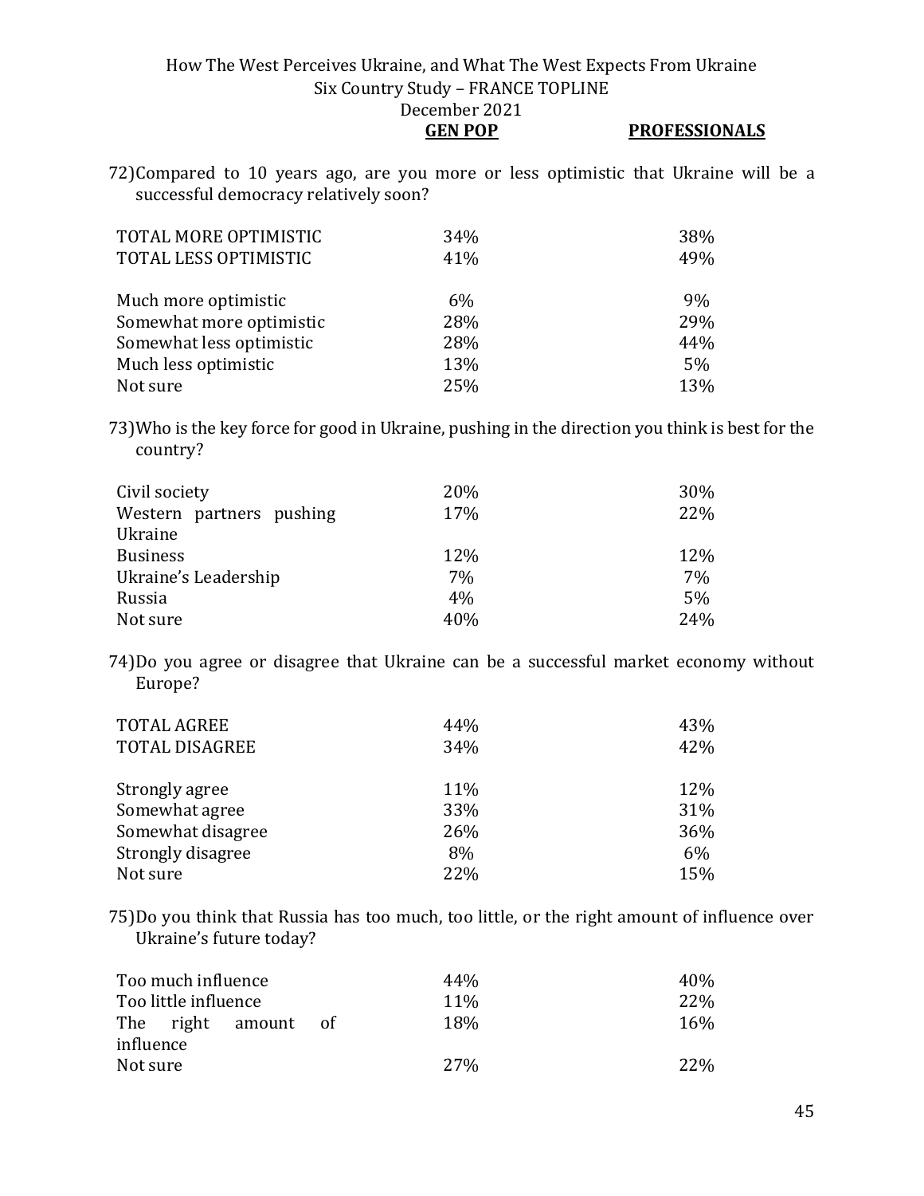72) Compared to 10 years ago, are you more or less optimistic that Ukraine will be a successful democracy relatively soon?

| | GEN POP | PROFESSIONALS |
|---|---|---|
| TOTAL MORE OPTIMISTIC | 34% | 38% |
| TOTAL LESS OPTIMISTIC | 41% | 49% |
| | | |
| Much more optimistic | 6% | 9% |
| Somewhat more optimistic | 28% | 29% |
| Somewhat less optimistic | 28% | 44% |
| Much less optimistic | 13% | 5% |
| Not sure | 25% | 13% |

73) Who is the key force for good in Ukraine, pushing in the direction you think is best for the country?

| | GEN POP | PROFESSIONALS |
|---|---|---|
| Civil society | 20% | 30% |
| Western partners pushing Ukraine | 17% | 22% |
| Business | 12% | 12% |
| Ukraine's Leadership | 7% | 7% |
| Russia | 4% | 5% |
| Not sure | 40% | 24% |

74) Do you agree or disagree that Ukraine can be a successful market economy without Europe?

| | GEN POP | PROFESSIONALS |
|---|---|---|
| TOTAL AGREE | 44% | 43% |
| TOTAL DISAGREE | 34% | 42% |
| | | |
| Strongly agree | 11% | 12% |
| Somewhat agree | 33% | 31% |
| Somewhat disagree | 26% | 36% |
| Strongly disagree | 8% | 6% |
| Not sure | 22% | 15% |

75) Do you think that Russia has too much, too little, or the right amount of influence over Ukraine's future today?

| | GEN POP | PROFESSIONALS |
|---|---|---|
| Too much influence | 44% | 40% |
| Too little influence | 11% | 22% |
| The right amount of influence | 18% | 16% |
| Not sure | 27% | 22% |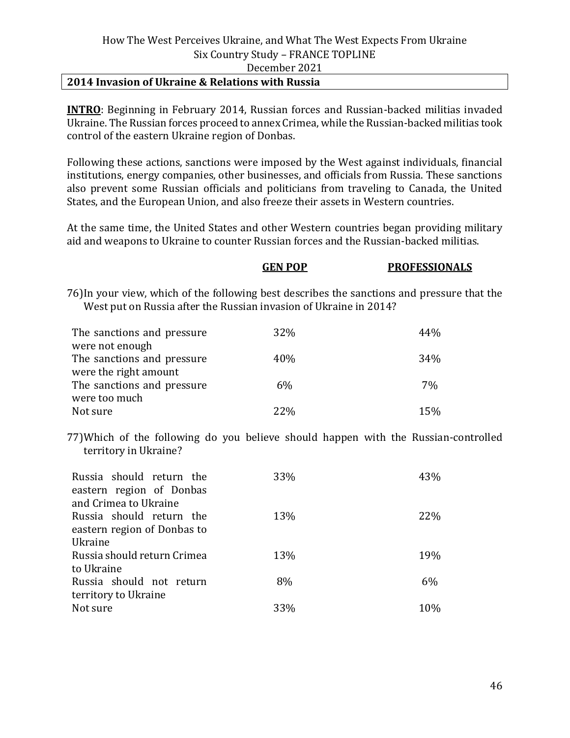## 2014 Invasion of Ukraine & Relations with Russia

**INTRO**: Beginning in February 2014, Russian forces and Russian-backed militias invaded Ukraine. The Russian forces proceed to annex Crimea, while the Russian-backed militias took control of the eastern Ukraine region of Donbas.

Following these actions, sanctions were imposed by the West against individuals, financial institutions, energy companies, other businesses, and officials from Russia. These sanctions also prevent some Russian officials and politicians from traveling to Canada, the United States, and the European Union, and also freeze their assets in Western countries.

At the same time, the United States and other Western countries began providing military aid and weapons to Ukraine to counter Russian forces and the Russian-backed militias.

76) In your view, which of the following best describes the sanctions and pressure that the West put on Russia after the Russian invasion of Ukraine in 2014?

| | GEN POP | PROFESSIONALS |
|---|---|---|
| The sanctions and pressure were not enough | 32% | 44% |
| The sanctions and pressure were the right amount | 40% | 34% |
| The sanctions and pressure were too much | 6% | 7% |
| Not sure | 22% | 15% |

77) Which of the following do you believe should happen with the Russian-controlled territory in Ukraine?

| | GEN POP | PROFESSIONALS |
|---|---|---|
| Russia should return the eastern region of Donbas and Crimea to Ukraine | 33% | 43% |
| Russia should return the eastern region of Donbas to Ukraine | 13% | 22% |
| Russia should return Crimea to Ukraine | 13% | 19% |
| Russia should not return territory to Ukraine | 8% | 6% |
| Not sure | 33% | 10% |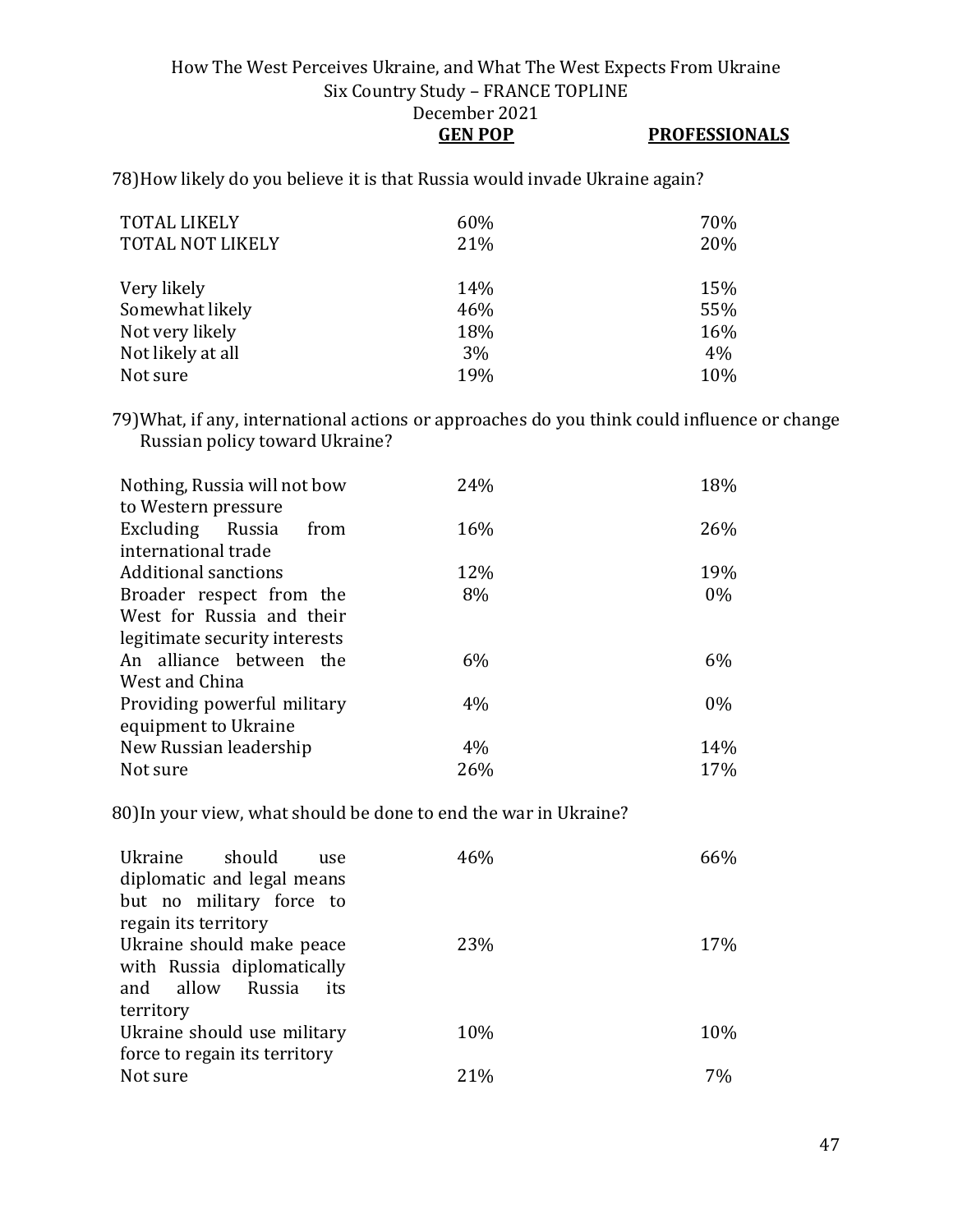78) How likely do you believe it is that Russia would invade Ukraine again?

| | GEN POP | PROFESSIONALS |
|---|---|---|
| TOTAL LIKELY | 60% | 70% |
| TOTAL NOT LIKELY | 21% | 20% |
| Very likely | 14% | 15% |
| Somewhat likely | 46% | 55% |
| Not very likely | 18% | 16% |
| Not likely at all | 3% | 4% |
| Not sure | 19% | 10% |

79) What, if any, international actions or approaches do you think could influence or change Russian policy toward Ukraine?

| | GEN POP | PROFESSIONALS |
|---|---|---|
| Nothing, Russia will not bow to Western pressure | 24% | 18% |
| Excluding Russia from international trade | 16% | 26% |
| Additional sanctions | 12% | 19% |
| Broader respect from the West for Russia and their legitimate security interests | 8% | 0% |
| An alliance between the West and China | 6% | 6% |
| Providing powerful military equipment to Ukraine | 4% | 0% |
| New Russian leadership | 4% | 14% |
| Not sure | 26% | 17% |

80) In your view, what should be done to end the war in Ukraine?

| | GEN POP | PROFESSIONALS |
|---|---|---|
| Ukraine should use diplomatic and legal means but no military force to regain its territory | 46% | 66% |
| Ukraine should make peace with Russia diplomatically and allow Russia its territory | 23% | 17% |
| Ukraine should use military force to regain its territory | 10% | 10% |
| Not sure | 21% | 7% |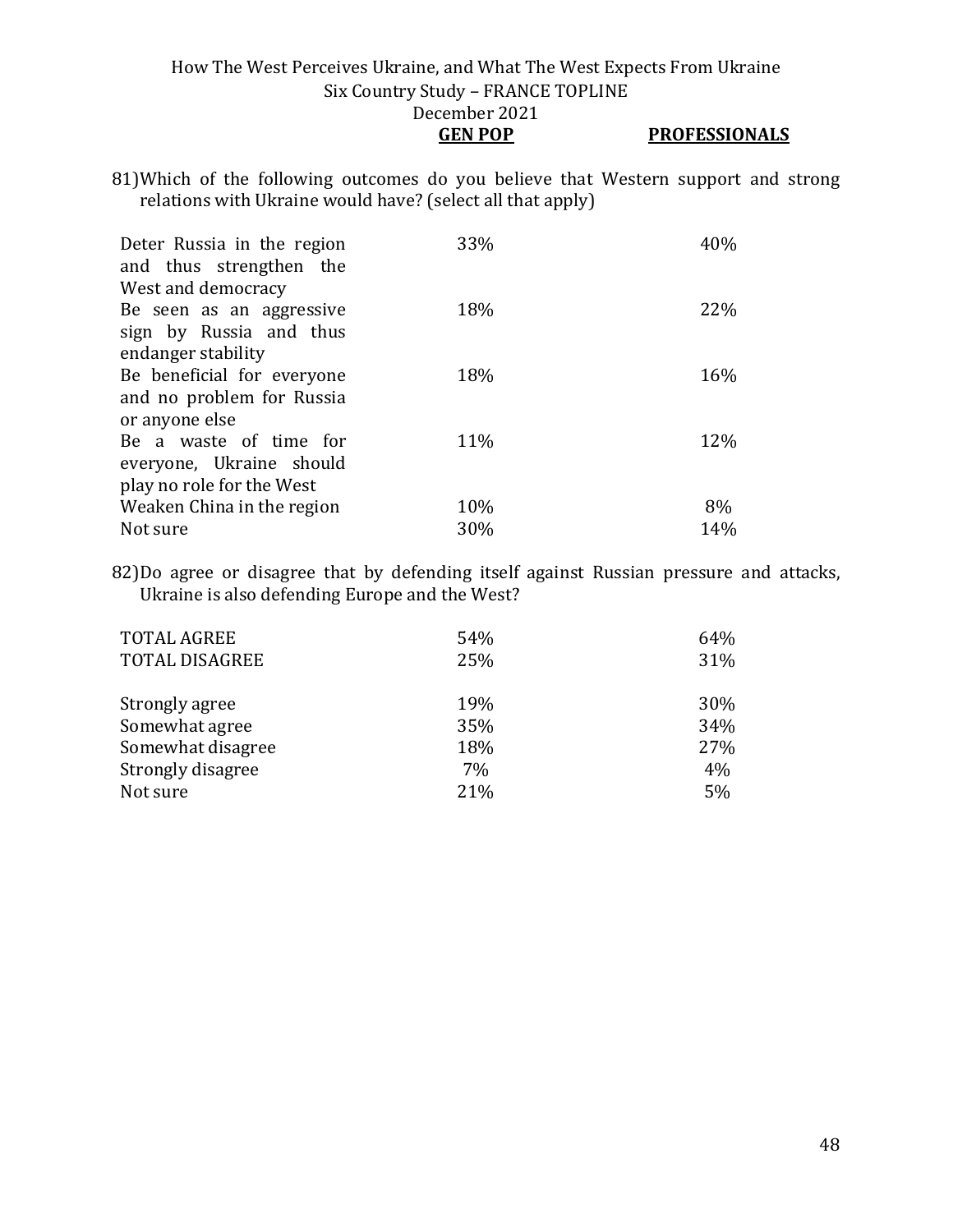81)Which of the following outcomes do you believe that Western support and strong relations with Ukraine would have? (select all that apply)

| | GEN POP | PROFESSIONALS |
|---|---|---|
| Deter Russia in the region and thus strengthen the West and democracy | 33% | 40% |
| Be seen as an aggressive sign by Russia and thus endanger stability | 18% | 22% |
| Be beneficial for everyone and no problem for Russia or anyone else | 18% | 16% |
| Be a waste of time for everyone, Ukraine should play no role for the West | 11% | 12% |
| Weaken China in the region | 10% | 8% |
| Not sure | 30% | 14% |

82)Do agree or disagree that by defending itself against Russian pressure and attacks, Ukraine is also defending Europe and the West?

| | GEN POP | PROFESSIONALS |
|---|---|---|
| TOTAL AGREE | 54% | 64% |
| TOTAL DISAGREE | 25% | 31% |
| | | |
| Strongly agree | 19% | 30% |
| Somewhat agree | 35% | 34% |
| Somewhat disagree | 18% | 27% |
| Strongly disagree | 7% | 4% |
| Not sure | 21% | 5% |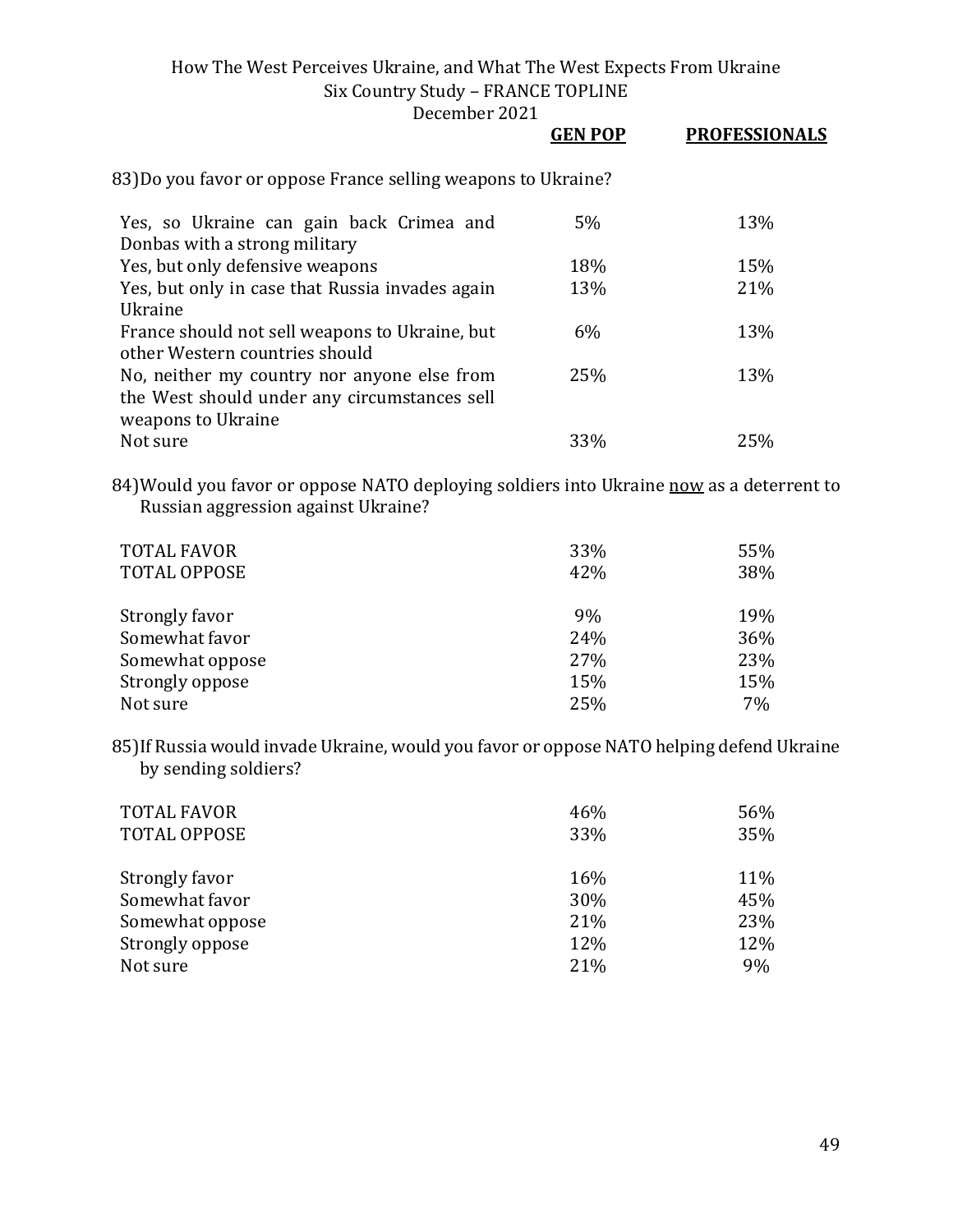83) Do you favor or oppose France selling weapons to Ukraine?

| | GEN POP | PROFESSIONALS |
|---|---|---|
| Yes, so Ukraine can gain back Crimea and Donbas with a strong military | 5% | 13% |
| Yes, but only defensive weapons | 18% | 15% |
| Yes, but only in case that Russia invades again Ukraine | 13% | 21% |
| France should not sell weapons to Ukraine, but other Western countries should | 6% | 13% |
| No, neither my country nor anyone else from the West should under any circumstances sell weapons to Ukraine | 25% | 13% |
| Not sure | 33% | 25% |

84) Would you favor or oppose NATO deploying soldiers into Ukraine now as a deterrent to Russian aggression against Ukraine?

| | GEN POP | PROFESSIONALS |
|---|---|---|
| TOTAL FAVOR | 33% | 55% |
| TOTAL OPPOSE | 42% | 38% |
| | | |
| Strongly favor | 9% | 19% |
| Somewhat favor | 24% | 36% |
| Somewhat oppose | 27% | 23% |
| Strongly oppose | 15% | 15% |
| Not sure | 25% | 7% |

85) If Russia would invade Ukraine, would you favor or oppose NATO helping defend Ukraine by sending soldiers?

| | GEN POP | PROFESSIONALS |
|---|---|---|
| TOTAL FAVOR | 46% | 56% |
| TOTAL OPPOSE | 33% | 35% |
| | | |
| Strongly favor | 16% | 11% |
| Somewhat favor | 30% | 45% |
| Somewhat oppose | 21% | 23% |
| Strongly oppose | 12% | 12% |
| Not sure | 21% | 9% |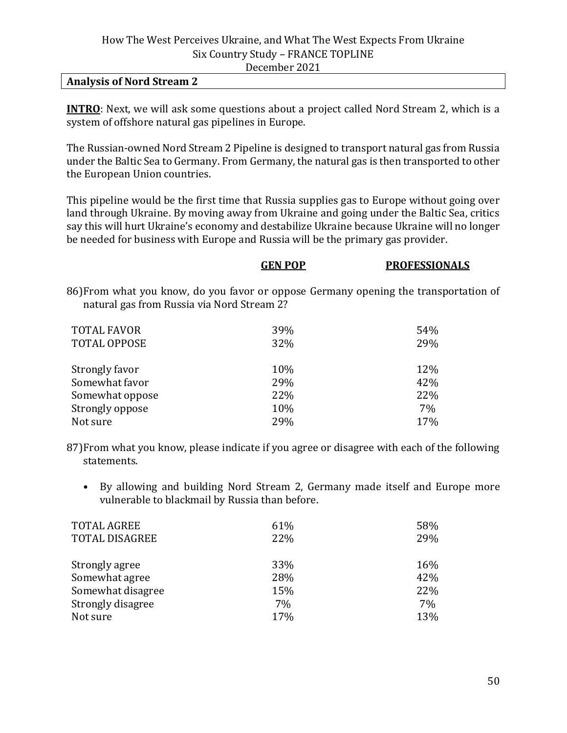## Analysis of Nord Stream 2

**INTRO**: Next, we will ask some questions about a project called Nord Stream 2, which is a system of offshore natural gas pipelines in Europe.

The Russian-owned Nord Stream 2 Pipeline is designed to transport natural gas from Russia under the Baltic Sea to Germany. From Germany, the natural gas is then transported to other the European Union countries.

This pipeline would be the first time that Russia supplies gas to Europe without going over land through Ukraine. By moving away from Ukraine and going under the Baltic Sea, critics say this will hurt Ukraine's economy and destabilize Ukraine because Ukraine will no longer be needed for business with Europe and Russia will be the primary gas provider.

86) From what you know, do you favor or oppose Germany opening the transportation of natural gas from Russia via Nord Stream 2?

| | GEN POP | PROFESSIONALS |
|---|---|---|
| TOTAL FAVOR | 39% | 54% |
| TOTAL OPPOSE | 32% | 29% |
| | | |
| Strongly favor | 10% | 12% |
| Somewhat favor | 29% | 42% |
| Somewhat oppose | 22% | 22% |
| Strongly oppose | 10% | 7% |
| Not sure | 29% | 17% |

87) From what you know, please indicate if you agree or disagree with each of the following statements.

- By allowing and building Nord Stream 2, Germany made itself and Europe more vulnerable to blackmail by Russia than before.

| | GEN POP | PROFESSIONALS |
|---|---|---|
| TOTAL AGREE | 61% | 58% |
| TOTAL DISAGREE | 22% | 29% |
| | | |
| Strongly agree | 33% | 16% |
| Somewhat agree | 28% | 42% |
| Somewhat disagree | 15% | 22% |
| Strongly disagree | 7% | 7% |
| Not sure | 17% | 13% |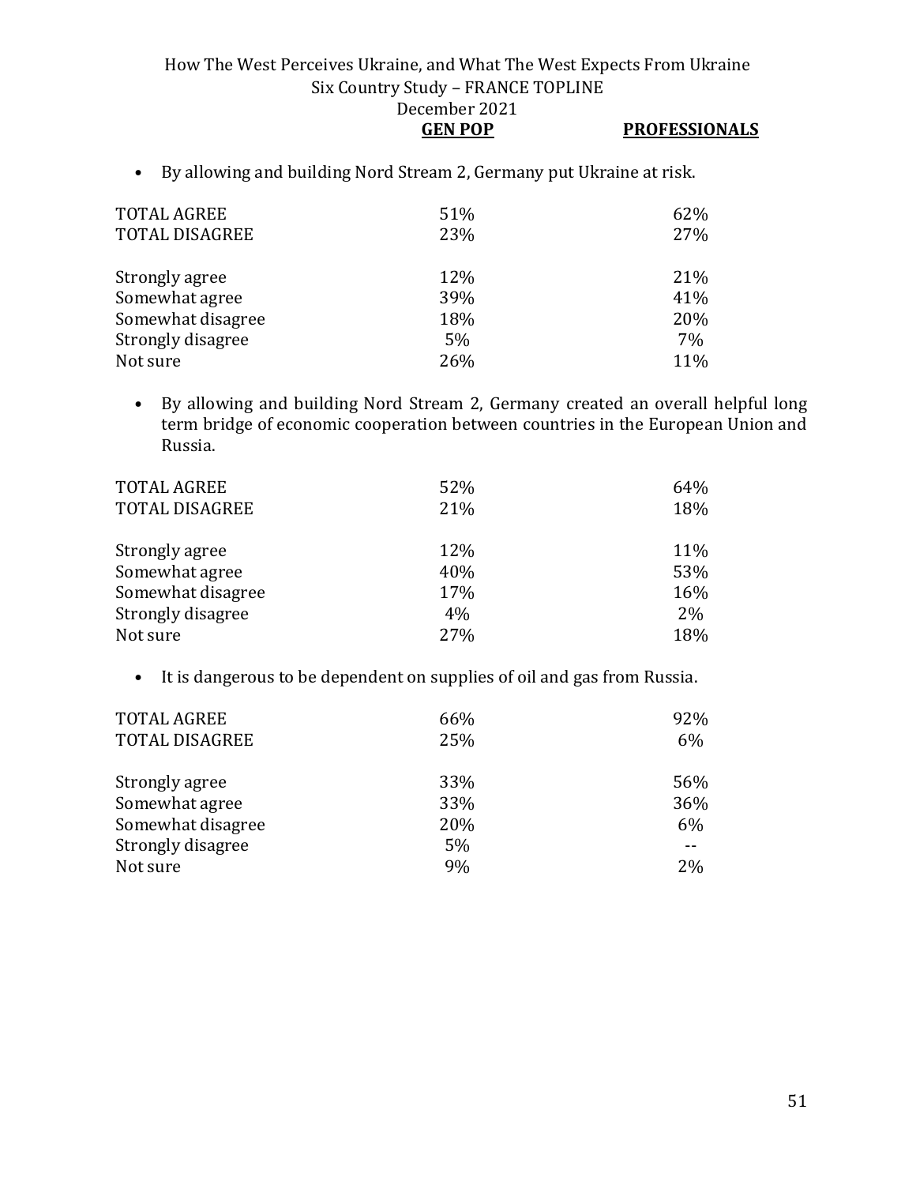- By allowing and building Nord Stream 2, Germany put Ukraine at risk.

| | GEN POP | PROFESSIONALS |
|---|---|---|
| TOTAL AGREE | 51% | 62% |
| TOTAL DISAGREE | 23% | 27% |
| Strongly agree | 12% | 21% |
| Somewhat agree | 39% | 41% |
| Somewhat disagree | 18% | 20% |
| Strongly disagree | 5% | 7% |
| Not sure | 26% | 11% |

- By allowing and building Nord Stream 2, Germany created an overall helpful long term bridge of economic cooperation between countries in the European Union and Russia.

| | GEN POP | PROFESSIONALS |
|---|---|---|
| TOTAL AGREE | 52% | 64% |
| TOTAL DISAGREE | 21% | 18% |
| Strongly agree | 12% | 11% |
| Somewhat agree | 40% | 53% |
| Somewhat disagree | 17% | 16% |
| Strongly disagree | 4% | 2% |
| Not sure | 27% | 18% |

- It is dangerous to be dependent on supplies of oil and gas from Russia.

| | GEN POP | PROFESSIONALS |
|---|---|---|
| TOTAL AGREE | 66% | 92% |
| TOTAL DISAGREE | 25% | 6% |
| Strongly agree | 33% | 56% |
| Somewhat agree | 33% | 36% |
| Somewhat disagree | 20% | 6% |
| Strongly disagree | 5% | -- |
| Not sure | 9% | 2% |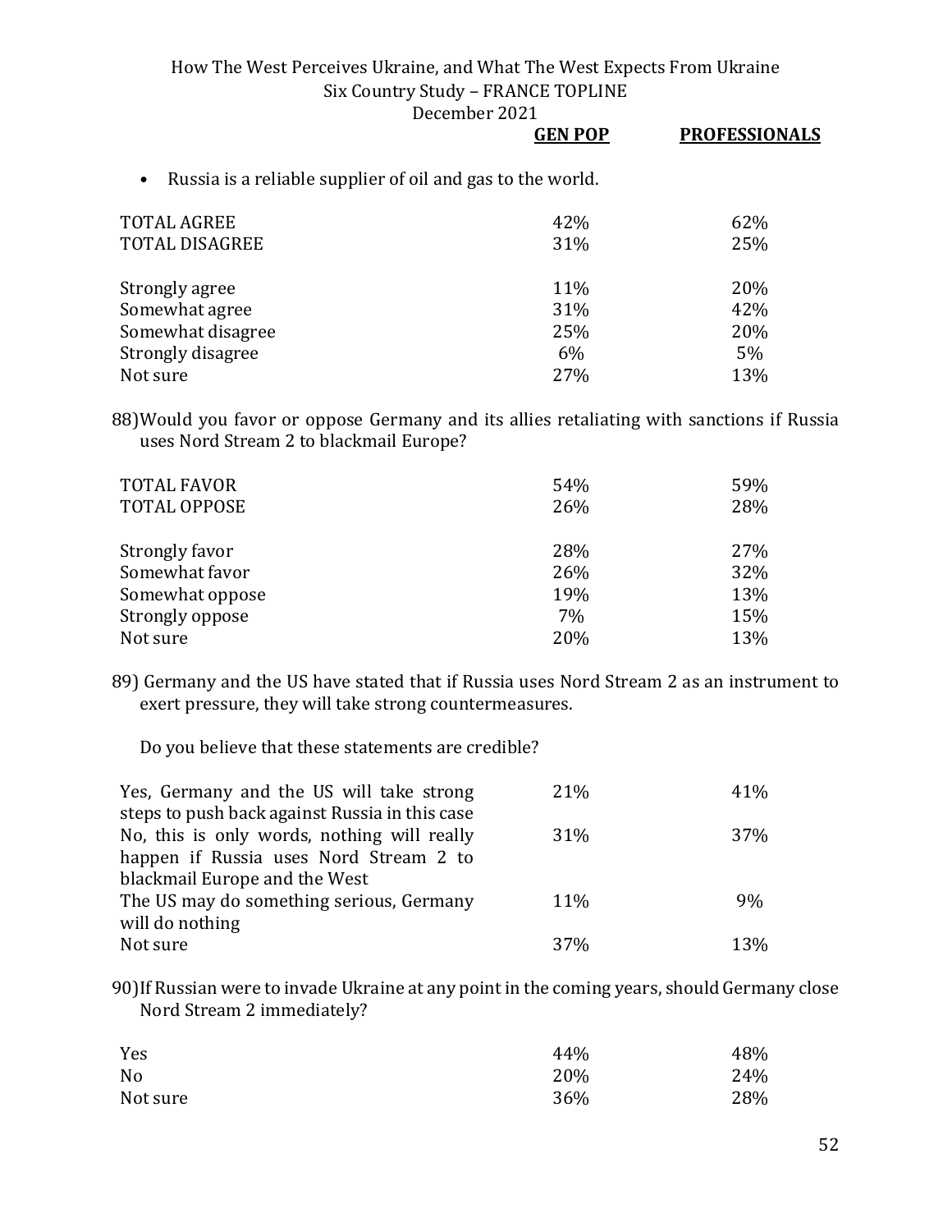| | GEN POP | PROFESSIONALS |
|---|---|---|

- Russia is a reliable supplier of oil and gas to the world.

| | GEN POP | PROFESSIONALS |
|---|---|---|
| TOTAL AGREE | 42% | 62% |
| TOTAL DISAGREE | 31% | 25% |
| Strongly agree | 11% | 20% |
| Somewhat agree | 31% | 42% |
| Somewhat disagree | 25% | 20% |
| Strongly disagree | 6% | 5% |
| Not sure | 27% | 13% |

88) Would you favor or oppose Germany and its allies retaliating with sanctions if Russia uses Nord Stream 2 to blackmail Europe?

| | GEN POP | PROFESSIONALS |
|---|---|---|
| TOTAL FAVOR | 54% | 59% |
| TOTAL OPPOSE | 26% | 28% |
| Strongly favor | 28% | 27% |
| Somewhat favor | 26% | 32% |
| Somewhat oppose | 19% | 13% |
| Strongly oppose | 7% | 15% |
| Not sure | 20% | 13% |

89) Germany and the US have stated that if Russia uses Nord Stream 2 as an instrument to exert pressure, they will take strong countermeasures.

Do you believe that these statements are credible?

| | GEN POP | PROFESSIONALS |
|---|---|---|
| Yes, Germany and the US will take strong steps to push back against Russia in this case | 21% | 41% |
| No, this is only words, nothing will really happen if Russia uses Nord Stream 2 to blackmail Europe and the West | 31% | 37% |
| The US may do something serious, Germany will do nothing | 11% | 9% |
| Not sure | 37% | 13% |

90) If Russian were to invade Ukraine at any point in the coming years, should Germany close Nord Stream 2 immediately?

| | GEN POP | PROFESSIONALS |
|---|---|---|
| Yes | 44% | 48% |
| No | 20% | 24% |
| Not sure | 36% | 28% |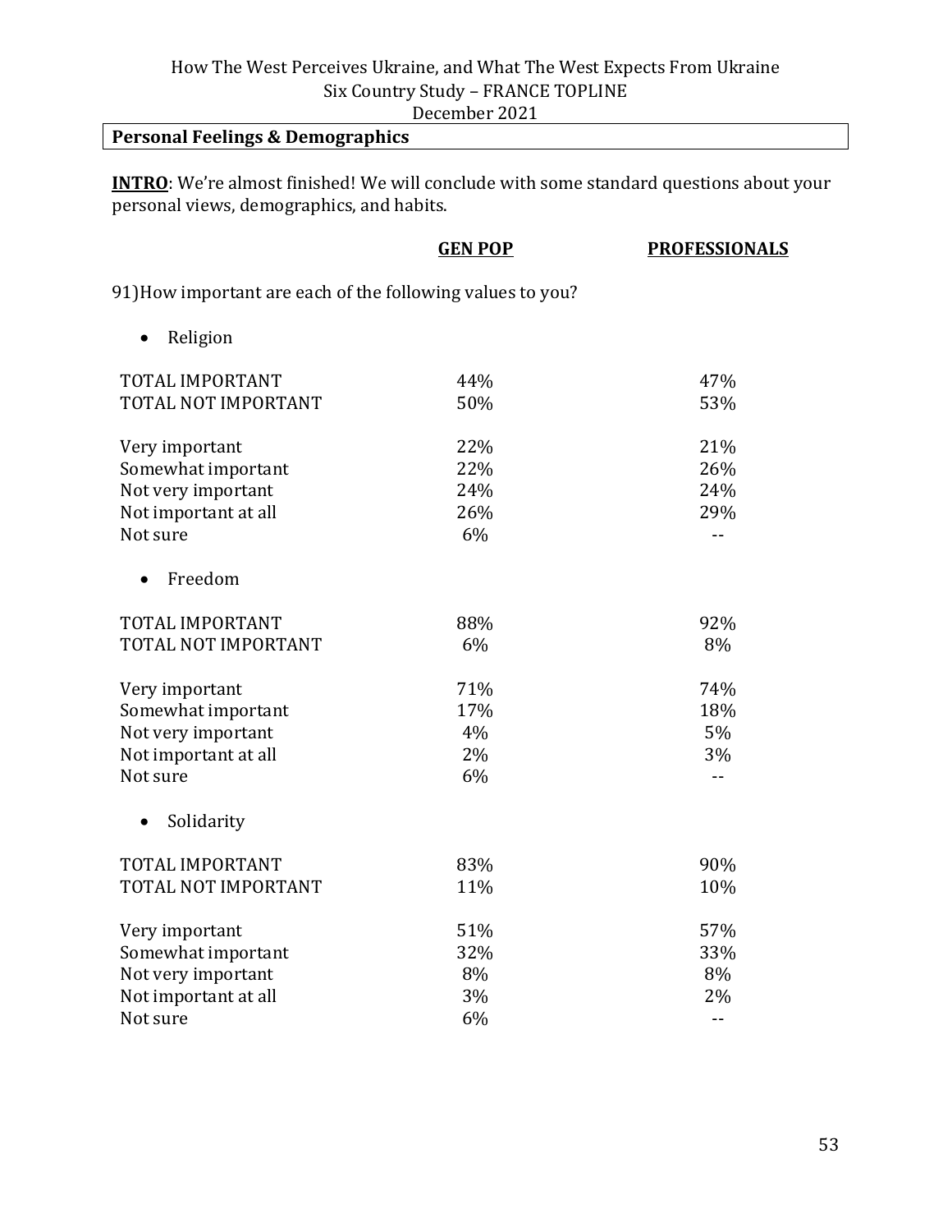## Personal Feelings & Demographics

**INTRO**: We're almost finished! We will conclude with some standard questions about your personal views, demographics, and habits.

91) How important are each of the following values to you?

| | GEN POP | PROFESSIONALS |
|---|---|---|
| **Religion** | | |
| TOTAL IMPORTANT | 44% | 47% |
| TOTAL NOT IMPORTANT | 50% | 53% |
| Very important | 22% | 21% |
| Somewhat important | 22% | 26% |
| Not very important | 24% | 24% |
| Not important at all | 26% | 29% |
| Not sure | 6% | -- |
| **Freedom** | | |
| TOTAL IMPORTANT | 88% | 92% |
| TOTAL NOT IMPORTANT | 6% | 8% |
| Very important | 71% | 74% |
| Somewhat important | 17% | 18% |
| Not very important | 4% | 5% |
| Not important at all | 2% | 3% |
| Not sure | 6% | -- |
| **Solidarity** | | |
| TOTAL IMPORTANT | 83% | 90% |
| TOTAL NOT IMPORTANT | 11% | 10% |
| Very important | 51% | 57% |
| Somewhat important | 32% | 33% |
| Not very important | 8% | 8% |
| Not important at all | 3% | 2% |
| Not sure | 6% | -- |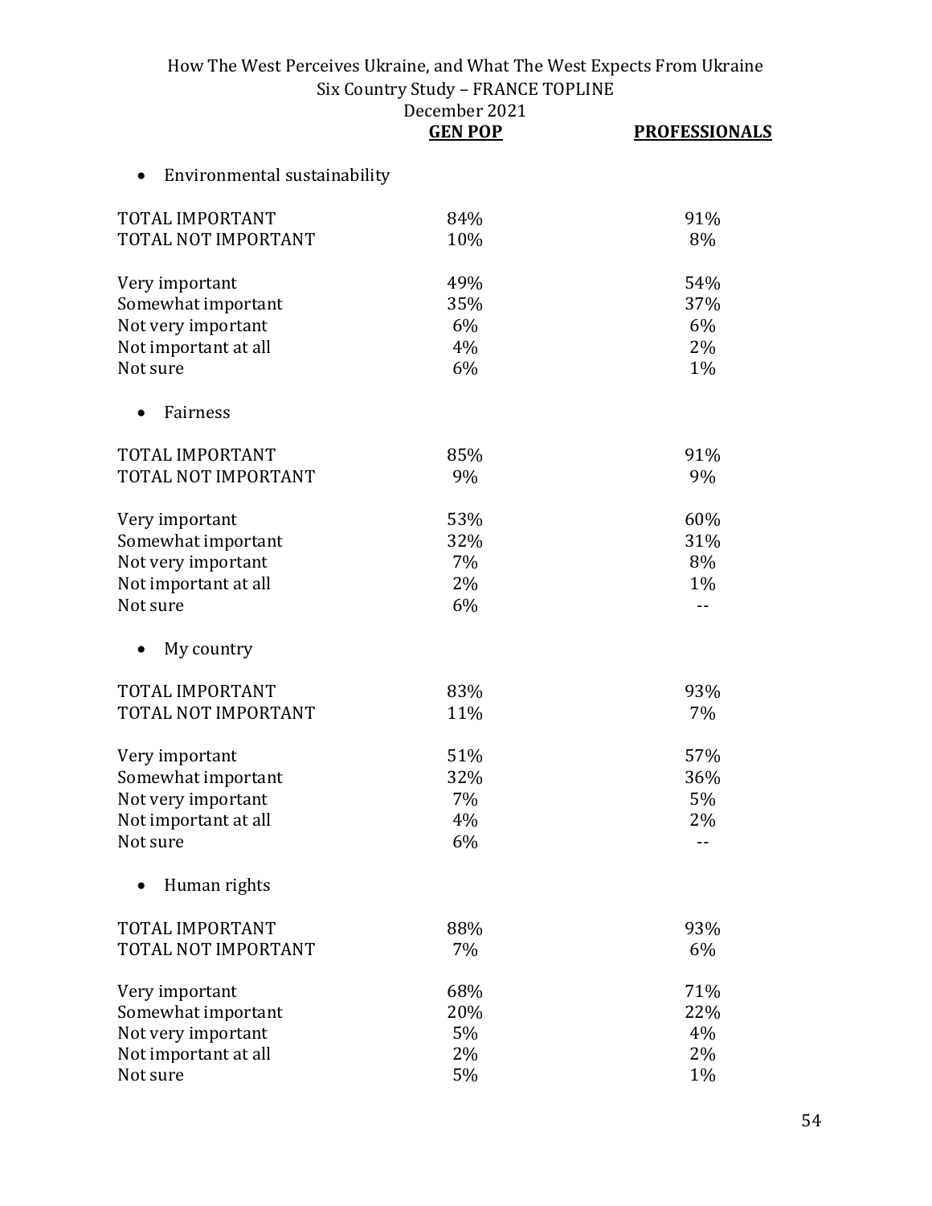| | GEN POP | PROFESSIONALS |
|---|---|---|
| • Environmental sustainability | | |
| TOTAL IMPORTANT | 84% | 91% |
| TOTAL NOT IMPORTANT | 10% | 8% |
| Very important | 49% | 54% |
| Somewhat important | 35% | 37% |
| Not very important | 6% | 6% |
| Not important at all | 4% | 2% |
| Not sure | 6% | 1% |
| • Fairness | | |
| TOTAL IMPORTANT | 85% | 91% |
| TOTAL NOT IMPORTANT | 9% | 9% |
| Very important | 53% | 60% |
| Somewhat important | 32% | 31% |
| Not very important | 7% | 8% |
| Not important at all | 2% | 1% |
| Not sure | 6% | -- |
| • My country | | |
| TOTAL IMPORTANT | 83% | 93% |
| TOTAL NOT IMPORTANT | 11% | 7% |
| Very important | 51% | 57% |
| Somewhat important | 32% | 36% |
| Not very important | 7% | 5% |
| Not important at all | 4% | 2% |
| Not sure | 6% | -- |
| • Human rights | | |
| TOTAL IMPORTANT | 88% | 93% |
| TOTAL NOT IMPORTANT | 7% | 6% |
| Very important | 68% | 71% |
| Somewhat important | 20% | 22% |
| Not very important | 5% | 4% |
| Not important at all | 2% | 2% |
| Not sure | 5% | 1% |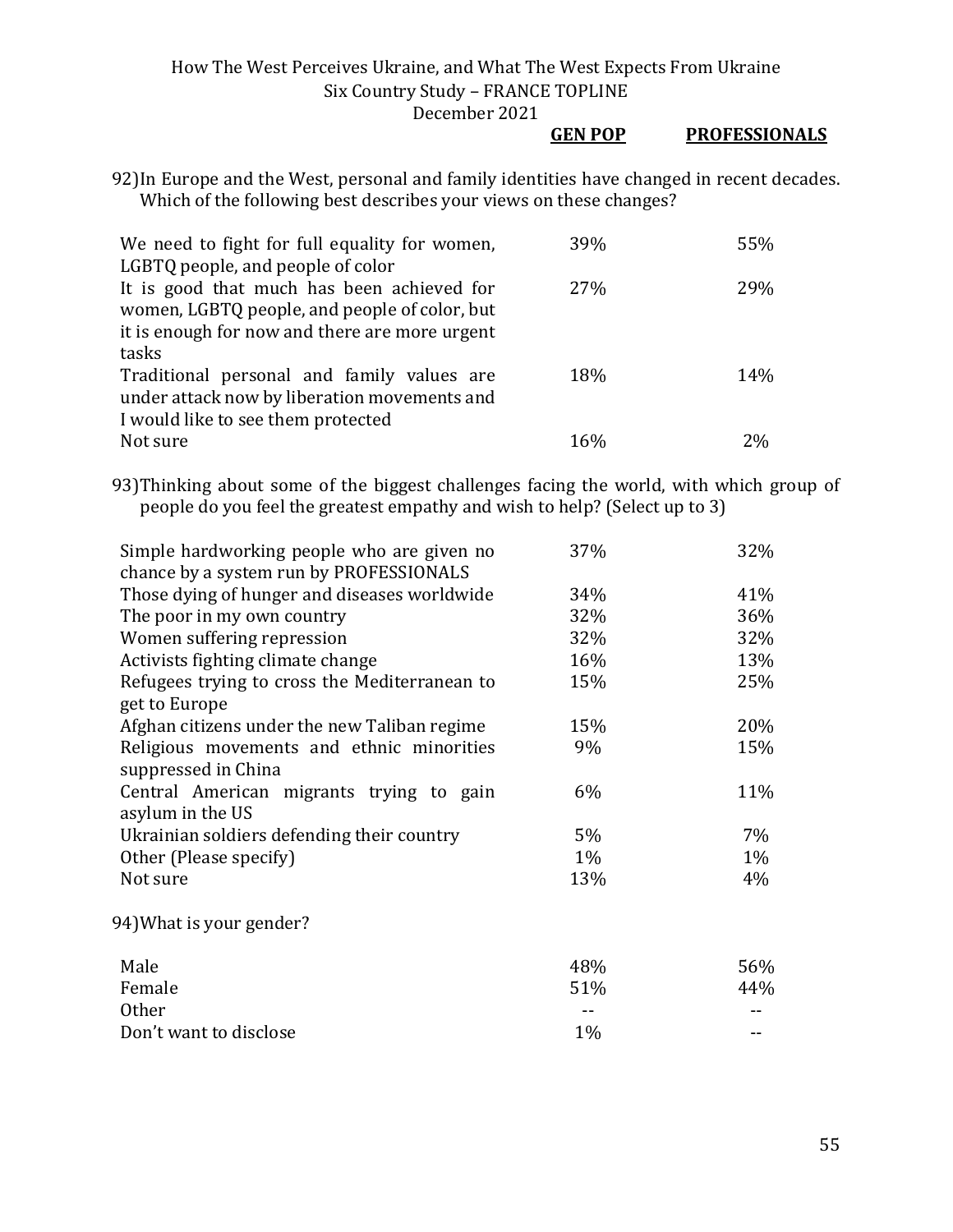| | GEN POP | PROFESSIONALS |
|---|---|---|

92)In Europe and the West, personal and family identities have changed in recent decades. Which of the following best describes your views on these changes?

| | GEN POP | PROFESSIONALS |
|---|---|---|
| We need to fight for full equality for women, LGBTQ people, and people of color | 39% | 55% |
| It is good that much has been achieved for women, LGBTQ people, and people of color, but it is enough for now and there are more urgent tasks | 27% | 29% |
| Traditional personal and family values are under attack now by liberation movements and I would like to see them protected | 18% | 14% |
| Not sure | 16% | 2% |

93)Thinking about some of the biggest challenges facing the world, with which group of people do you feel the greatest empathy and wish to help? (Select up to 3)

| | GEN POP | PROFESSIONALS |
|---|---|---|
| Simple hardworking people who are given no chance by a system run by PROFESSIONALS | 37% | 32% |
| Those dying of hunger and diseases worldwide | 34% | 41% |
| The poor in my own country | 32% | 36% |
| Women suffering repression | 32% | 32% |
| Activists fighting climate change | 16% | 13% |
| Refugees trying to cross the Mediterranean to get to Europe | 15% | 25% |
| Afghan citizens under the new Taliban regime | 15% | 20% |
| Religious movements and ethnic minorities suppressed in China | 9% | 15% |
| Central American migrants trying to gain asylum in the US | 6% | 11% |
| Ukrainian soldiers defending their country | 5% | 7% |
| Other (Please specify) | 1% | 1% |
| Not sure | 13% | 4% |

94)What is your gender?

| | GEN POP | PROFESSIONALS |
|---|---|---|
| Male | 48% | 56% |
| Female | 51% | 44% |
| Other | -- | -- |
| Don't want to disclose | 1% | -- |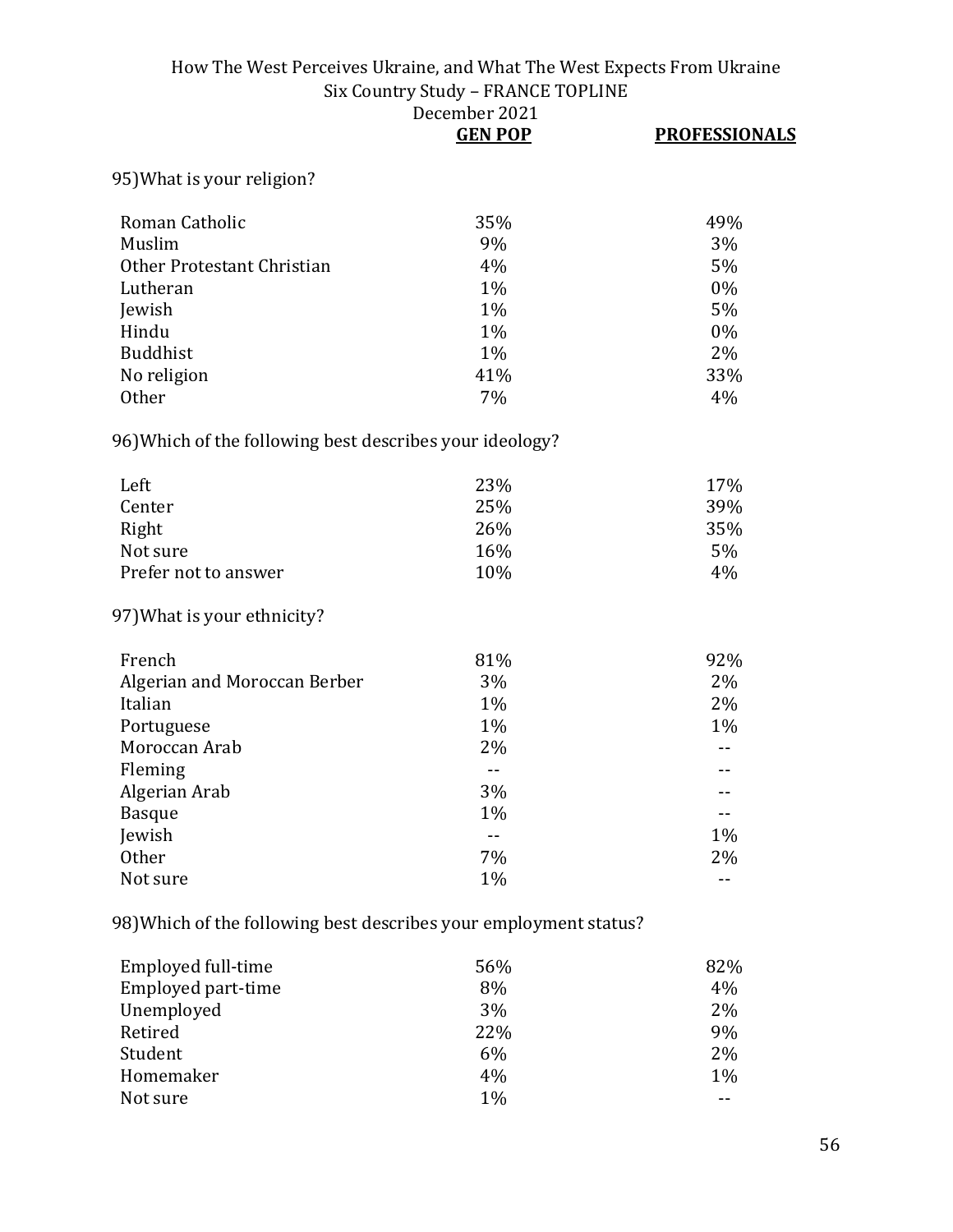How The West Perceives Ukraine, and What The West Expects From Ukraine
Six Country Study – FRANCE TOPLINE
December 2021

95) What is your religion?

| | GEN POP | PROFESSIONALS |
|---|---|---|
| Roman Catholic | 35% | 49% |
| Muslim | 9% | 3% |
| Other Protestant Christian | 4% | 5% |
| Lutheran | 1% | 0% |
| Jewish | 1% | 5% |
| Hindu | 1% | 0% |
| Buddhist | 1% | 2% |
| No religion | 41% | 33% |
| Other | 7% | 4% |

96) Which of the following best describes your ideology?

| | GEN POP | PROFESSIONALS |
|---|---|---|
| Left | 23% | 17% |
| Center | 25% | 39% |
| Right | 26% | 35% |
| Not sure | 16% | 5% |
| Prefer not to answer | 10% | 4% |

97) What is your ethnicity?

| | GEN POP | PROFESSIONALS |
|---|---|---|
| French | 81% | 92% |
| Algerian and Moroccan Berber | 3% | 2% |
| Italian | 1% | 2% |
| Portuguese | 1% | 1% |
| Moroccan Arab | 2% | -- |
| Fleming | -- | -- |
| Algerian Arab | 3% | -- |
| Basque | 1% | -- |
| Jewish | -- | 1% |
| Other | 7% | 2% |
| Not sure | 1% | -- |

98) Which of the following best describes your employment status?

| | GEN POP | PROFESSIONALS |
|---|---|---|
| Employed full-time | 56% | 82% |
| Employed part-time | 8% | 4% |
| Unemployed | 3% | 2% |
| Retired | 22% | 9% |
| Student | 6% | 2% |
| Homemaker | 4% | 1% |
| Not sure | 1% | -- |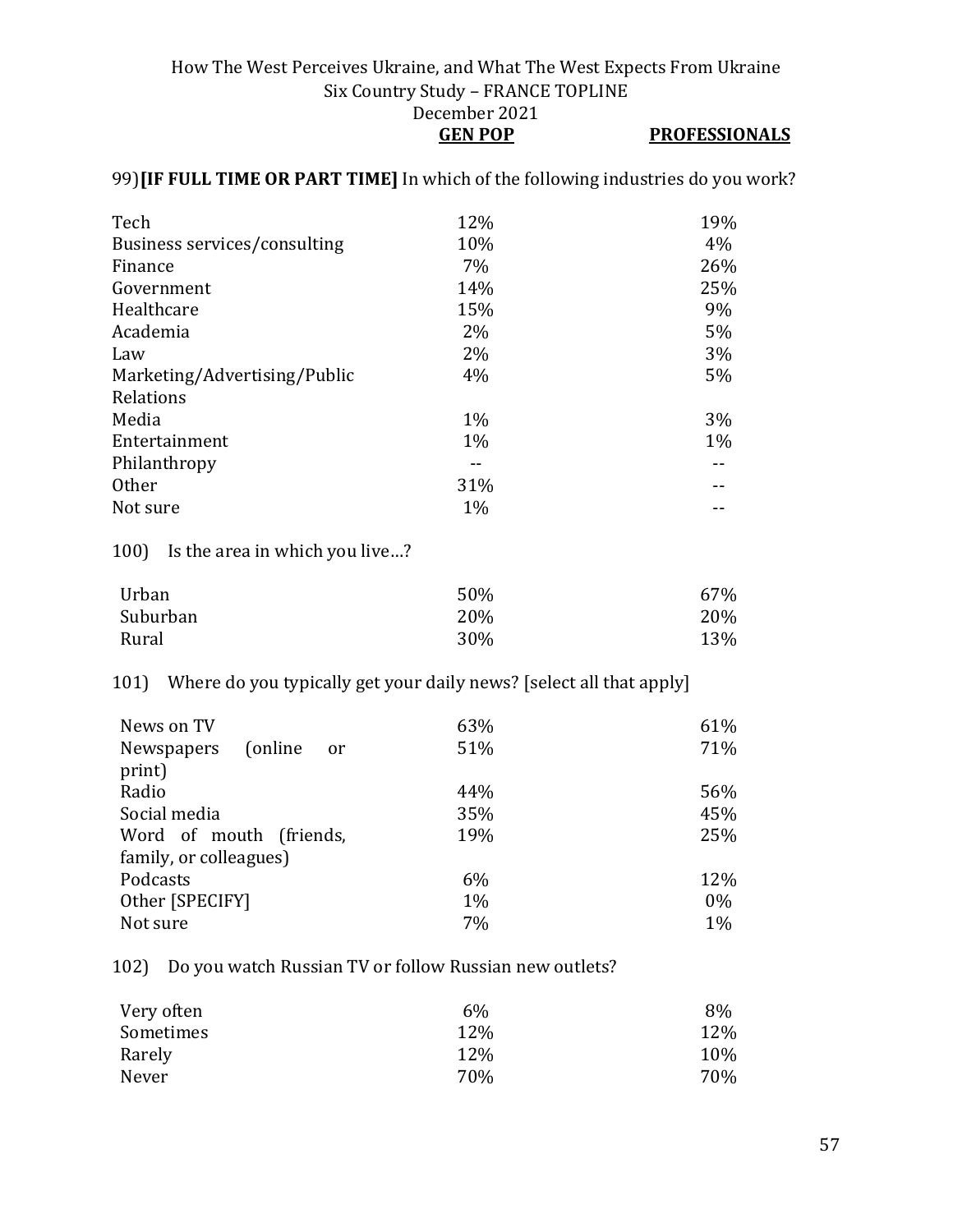How The West Perceives Ukraine, and What The West Expects From Ukraine
Six Country Study – FRANCE TOPLINE
December 2021

99) **[IF FULL TIME OR PART TIME]** In which of the following industries do you work?

| | **GEN POP** | **PROFESSIONALS** |
|---|---|---|
| Tech | 12% | 19% |
| Business services/consulting | 10% | 4% |
| Finance | 7% | 26% |
| Government | 14% | 25% |
| Healthcare | 15% | 9% |
| Academia | 2% | 5% |
| Law | 2% | 3% |
| Marketing/Advertising/Public Relations | 4% | 5% |
| Media | 1% | 3% |
| Entertainment | 1% | 1% |
| Philanthropy | -- | -- |
| Other | 31% | -- |
| Not sure | 1% | -- |

100) Is the area in which you live…?

| | **GEN POP** | **PROFESSIONALS** |
|---|---|---|
| Urban | 50% | 67% |
| Suburban | 20% | 20% |
| Rural | 30% | 13% |

101) Where do you typically get your daily news? [select all that apply]

| | **GEN POP** | **PROFESSIONALS** |
|---|---|---|
| News on TV | 63% | 61% |
| Newspapers (online or print) | 51% | 71% |
| Radio | 44% | 56% |
| Social media | 35% | 45% |
| Word of mouth (friends, family, or colleagues) | 19% | 25% |
| Podcasts | 6% | 12% |
| Other [SPECIFY] | 1% | 0% |
| Not sure | 7% | 1% |

102) Do you watch Russian TV or follow Russian new outlets?

| | **GEN POP** | **PROFESSIONALS** |
|---|---|---|
| Very often | 6% | 8% |
| Sometimes | 12% | 12% |
| Rarely | 12% | 10% |
| Never | 70% | 70% |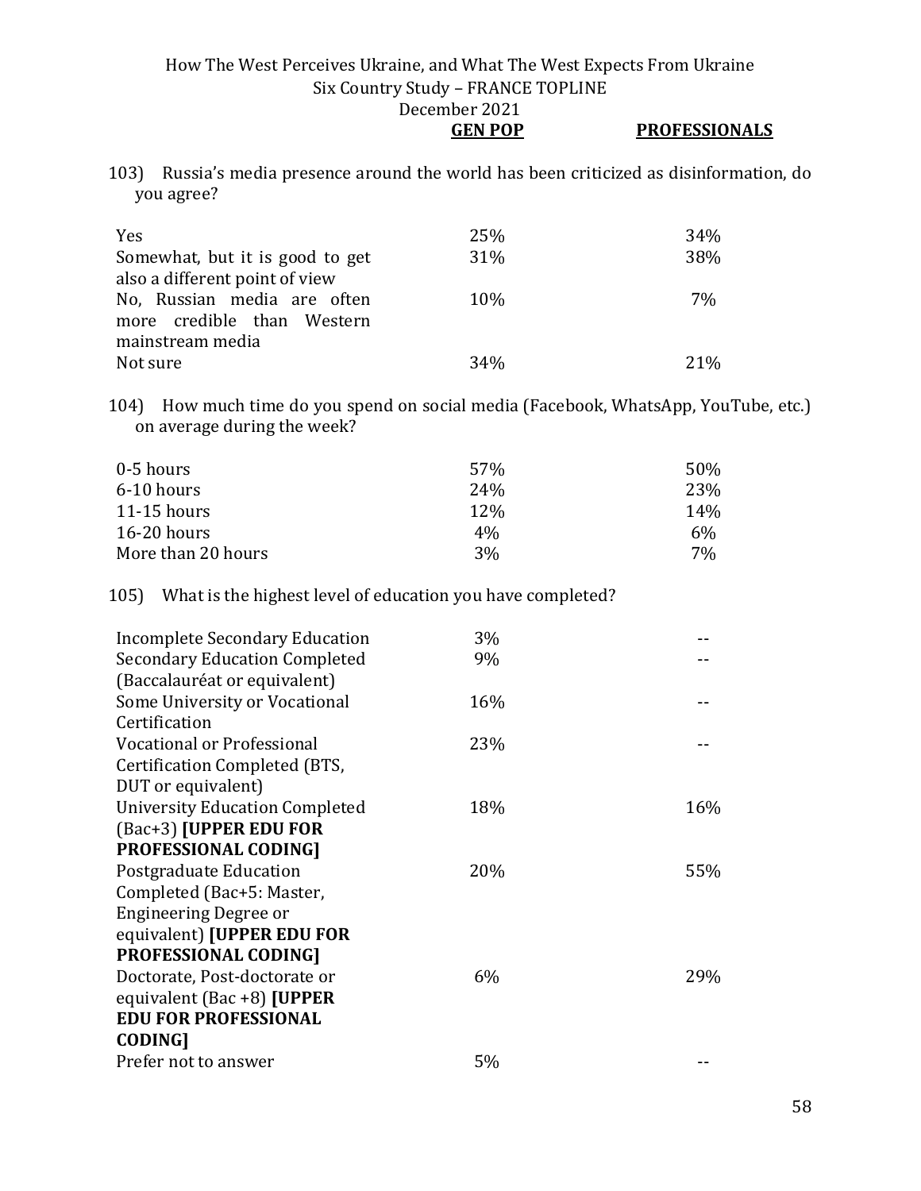103) Russia's media presence around the world has been criticized as disinformation, do you agree?

| | GEN POP | PROFESSIONALS |
|---|---|---|
| Yes | 25% | 34% |
| Somewhat, but it is good to get also a different point of view | 31% | 38% |
| No, Russian media are often more credible than Western mainstream media | 10% | 7% |
| Not sure | 34% | 21% |

104) How much time do you spend on social media (Facebook, WhatsApp, YouTube, etc.) on average during the week?

| | GEN POP | PROFESSIONALS |
|---|---|---|
| 0-5 hours | 57% | 50% |
| 6-10 hours | 24% | 23% |
| 11-15 hours | 12% | 14% |
| 16-20 hours | 4% | 6% |
| More than 20 hours | 3% | 7% |

105) What is the highest level of education you have completed?

| | GEN POP | PROFESSIONALS |
|---|---|---|
| Incomplete Secondary Education | 3% | -- |
| Secondary Education Completed (Baccalauréat or equivalent) | 9% | -- |
| Some University or Vocational Certification | 16% | -- |
| Vocational or Professional Certification Completed (BTS, DUT or equivalent) | 23% | -- |
| University Education Completed (Bac+3) **[UPPER EDU FOR PROFESSIONAL CODING]** | 18% | 16% |
| Postgraduate Education Completed (Bac+5: Master, Engineering Degree or equivalent) **[UPPER EDU FOR PROFESSIONAL CODING]** | 20% | 55% |
| Doctorate, Post-doctorate or equivalent (Bac +8) **[UPPER EDU FOR PROFESSIONAL CODING]** | 6% | 29% |
| Prefer not to answer | 5% | -- |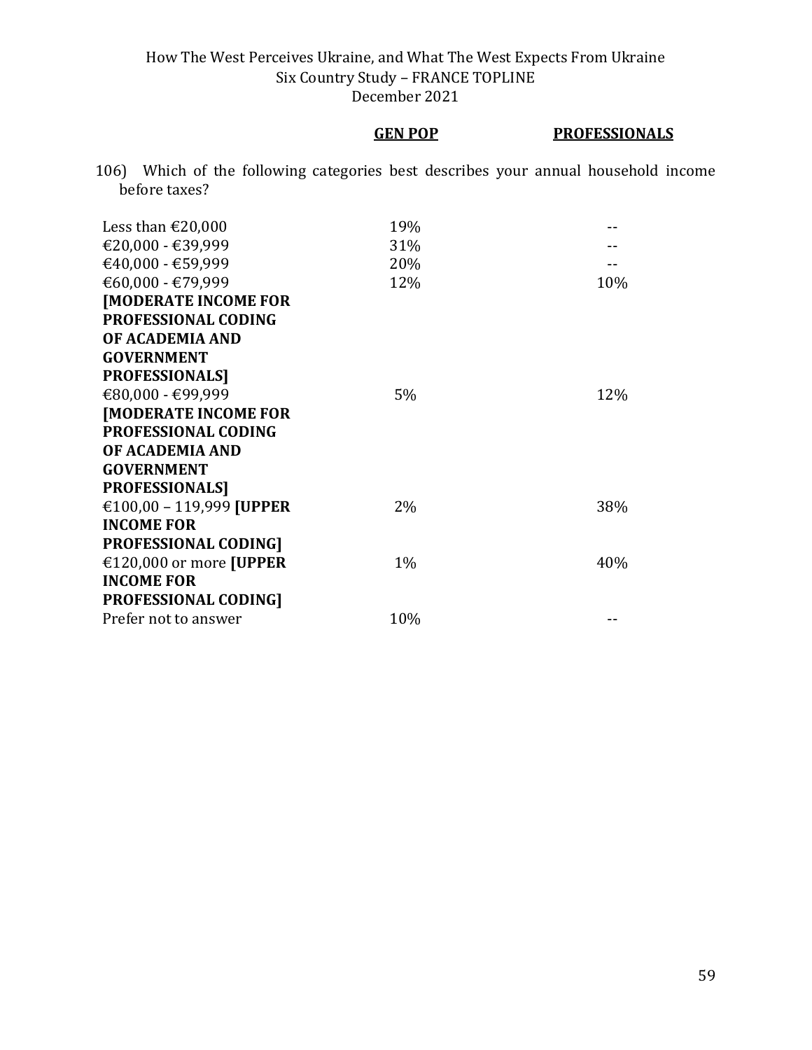| | GEN POP | PROFESSIONALS |
|---|---|---|

106) Which of the following categories best describes your annual household income before taxes?

| | GEN POP | PROFESSIONALS |
|---|---|---|
| Less than €20,000 | 19% | -- |
| €20,000 - €39,999 | 31% | -- |
| €40,000 - €59,999 | 20% | -- |
| €60,000 - €79,999 **[MODERATE INCOME FOR PROFESSIONAL CODING OF ACADEMIA AND GOVERNMENT PROFESSIONALS]** | 12% | 10% |
| €80,000 - €99,999 **[MODERATE INCOME FOR PROFESSIONAL CODING OF ACADEMIA AND GOVERNMENT PROFESSIONALS]** | 5% | 12% |
| €100,00 – 119,999 **[UPPER INCOME FOR PROFESSIONAL CODING]** | 2% | 38% |
| €120,000 or more **[UPPER INCOME FOR PROFESSIONAL CODING]** | 1% | 40% |
| Prefer not to answer | 10% | -- |